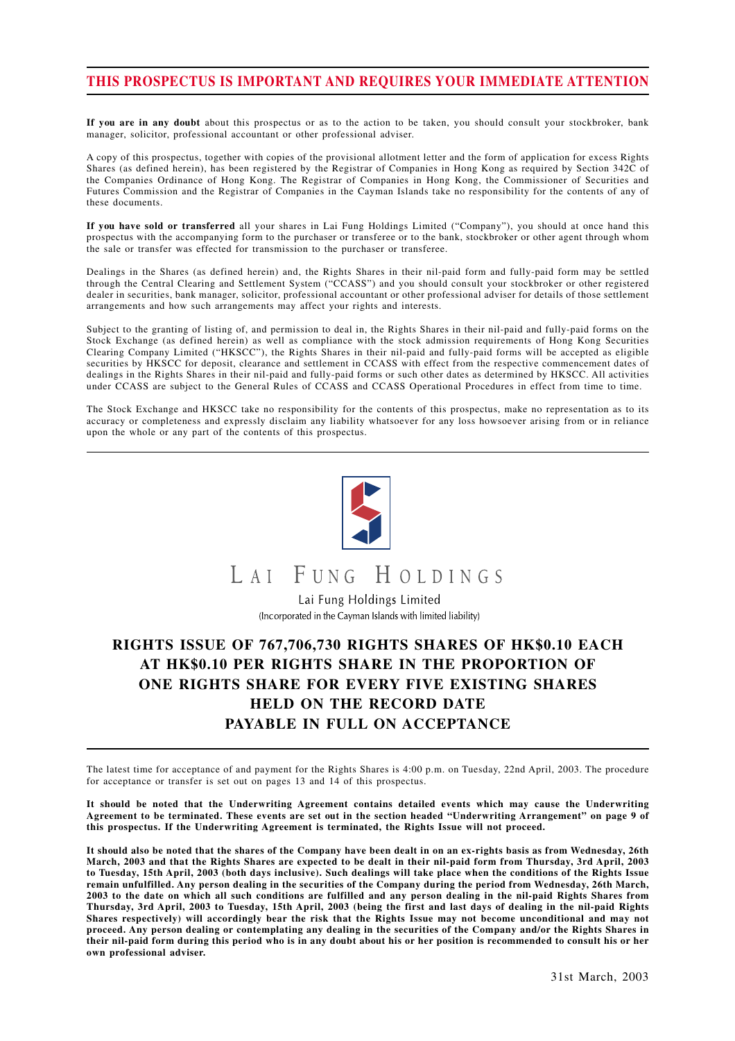# THIS PROSPECTUS IS IMPORTANT AND REQUIRES YOUR IMMEDIATE ATTENTION

**If you are in any doubt** about this prospectus or as to the action to be taken, you should consult your stockbroker, bank manager, solicitor, professional accountant or other professional adviser.

A copy of this prospectus, together with copies of the provisional allotment letter and the form of application for excess Rights Shares (as defined herein), has been registered by the Registrar of Companies in Hong Kong as required by Section 342C of the Companies Ordinance of Hong Kong. The Registrar of Companies in Hong Kong, the Commissioner of Securities and Futures Commission and the Registrar of Companies in the Cayman Islands take no responsibility for the contents of any of these documents.

**If you have sold or transferred** all your shares in Lai Fung Holdings Limited ("Company"), you should at once hand this prospectus with the accompanying form to the purchaser or transferee or to the bank, stockbroker or other agent through whom the sale or transfer was effected for transmission to the purchaser or transferee.

Dealings in the Shares (as defined herein) and, the Rights Shares in their nil-paid form and fully-paid form may be settled through the Central Clearing and Settlement System ("CCASS") and you should consult your stockbroker or other registered dealer in securities, bank manager, solicitor, professional accountant or other professional adviser for details of those settlement arrangements and how such arrangements may affect your rights and interests.

Subject to the granting of listing of, and permission to deal in, the Rights Shares in their nil-paid and fully-paid forms on the Stock Exchange (as defined herein) as well as compliance with the stock admission requirements of Hong Kong Securities Clearing Company Limited ("HKSCC"), the Rights Shares in their nil-paid and fully-paid forms will be accepted as eligible securities by HKSCC for deposit, clearance and settlement in CCASS with effect from the respective commencement dates of dealings in the Rights Shares in their nil-paid and fully-paid forms or such other dates as determined by HKSCC. All activities under CCASS are subject to the General Rules of CCASS and CCASS Operational Procedures in effect from time to time.

The Stock Exchange and HKSCC take no responsibility for the contents of this prospectus, make no representation as to its accuracy or completeness and expressly disclaim any liability whatsoever for any loss howsoever arising from or in reliance upon the whole or any part of the contents of this prospectus.

LAI FUNG HOLDINGS

Lai Fung Holdings Limited

(Incorporated in the Cayman Islands with limited liability)

## RIGHTS ISSUE OF 767,706,730 RIGHTS SHARES OF HK$0.10 EACH AT HK$0.10 PER RIGHTS SHARE IN THE PROPORTION OF ONE RIGHTS SHARE FOR EVERY FIVE EXISTING SHARES HELD ON THE RECORD DATE PAYABLE IN FULL ON ACCEPTANCE

The latest time for acceptance of and payment for the Rights Shares is 4:00 p.m. on Tuesday, 22nd April, 2003. The procedure for acceptance or transfer is set out on pages 13 and 14 of this prospectus.

**It should be noted that the Underwriting Agreement contains detailed events which may cause the Underwriting Agreement to be terminated. These events are set out in the section headed "Underwriting Arrangement" on page 9 of this prospectus. If the Underwriting Agreement is terminated, the Rights Issue will not proceed.**

**It should also be noted that the shares of the Company have been dealt in on an ex-rights basis as from Wednesday, 26th March, 2003 and that the Rights Shares are expected to be dealt in their nil-paid form from Thursday, 3rd April, 2003 to Tuesday, 15th April, 2003 (both days inclusive). Such dealings will take place when the conditions of the Rights Issue remain unfulfilled. Any person dealing in the securities of the Company during the period from Wednesday, 26th March, 2003 to the date on which all such conditions are fulfilled and any person dealing in the nil-paid Rights Shares from Thursday, 3rd April, 2003 to Tuesday, 15th April, 2003 (being the first and last days of dealing in the nil-paid Rights Shares respectively) will accordingly bear the risk that the Rights Issue may not become unconditional and may not proceed. Any person dealing or contemplating any dealing in the securities of the Company and/or the Rights Shares in their nil-paid form during this period who is in any doubt about his or her position is recommended to consult his or her own professional adviser.**

31st March, 2003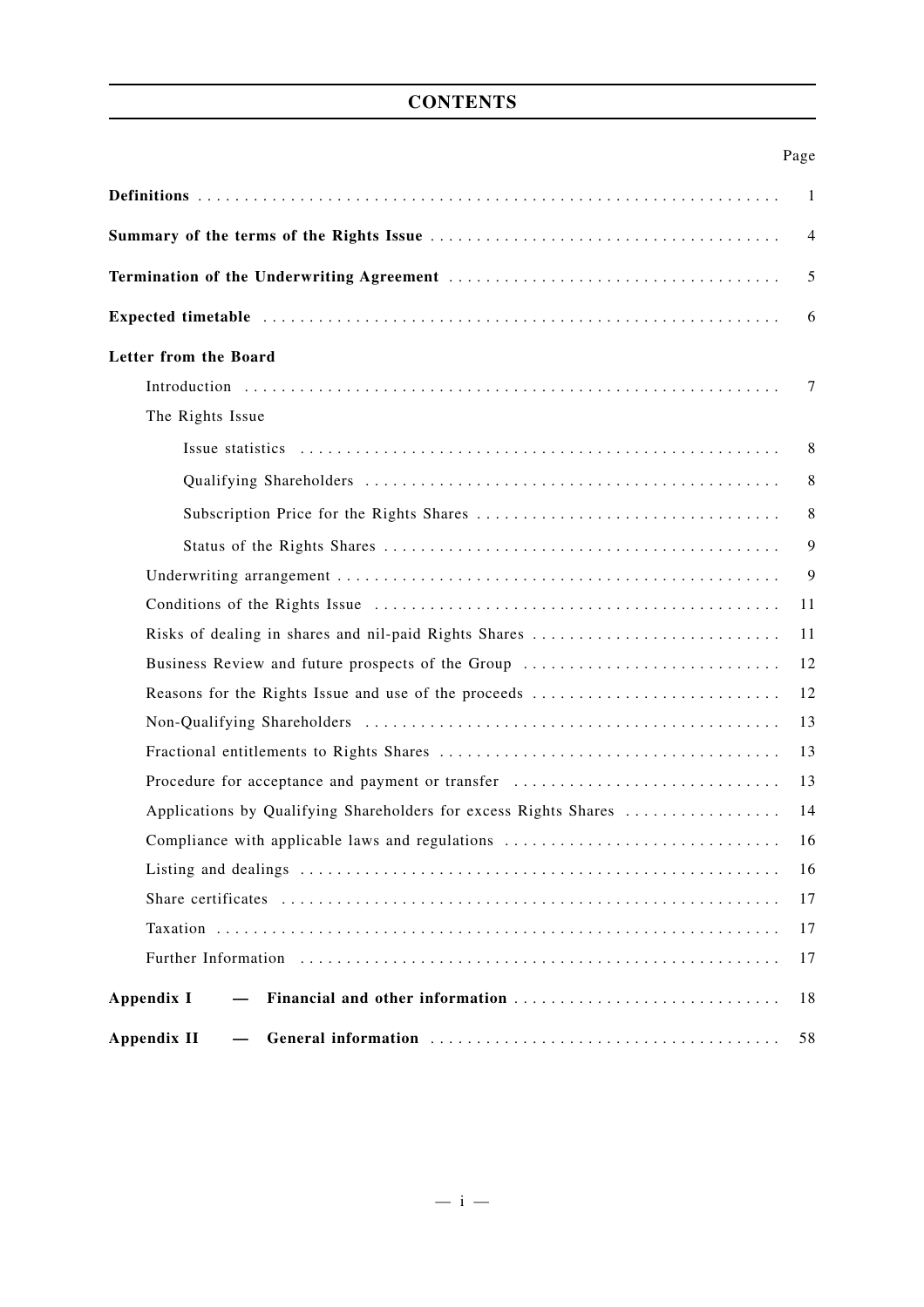# CONTENTS

| | Page |
|---|---|
| **Definitions** | 1 |
| **Summary of the terms of the Rights Issue** | 4 |
| **Termination of the Underwriting Agreement** | 5 |
| **Expected timetable** | 6 |
| **Letter from the Board** | |
| Introduction | 7 |
| The Rights Issue | |
| Issue statistics | 8 |
| Qualifying Shareholders | 8 |
| Subscription Price for the Rights Shares | 8 |
| Status of the Rights Shares | 9 |
| Underwriting arrangement | 9 |
| Conditions of the Rights Issue | 11 |
| Risks of dealing in shares and nil-paid Rights Shares | 11 |
| Business Review and future prospects of the Group | 12 |
| Reasons for the Rights Issue and use of the proceeds | 12 |
| Non-Qualifying Shareholders | 13 |
| Fractional entitlements to Rights Shares | 13 |
| Procedure for acceptance and payment or transfer | 13 |
| Applications by Qualifying Shareholders for excess Rights Shares | 14 |
| Compliance with applicable laws and regulations | 16 |
| Listing and dealings | 16 |
| Share certificates | 17 |
| Taxation | 17 |
| Further Information | 17 |
| **Appendix I — Financial and other information** | 18 |
| **Appendix II — General information** | 58 |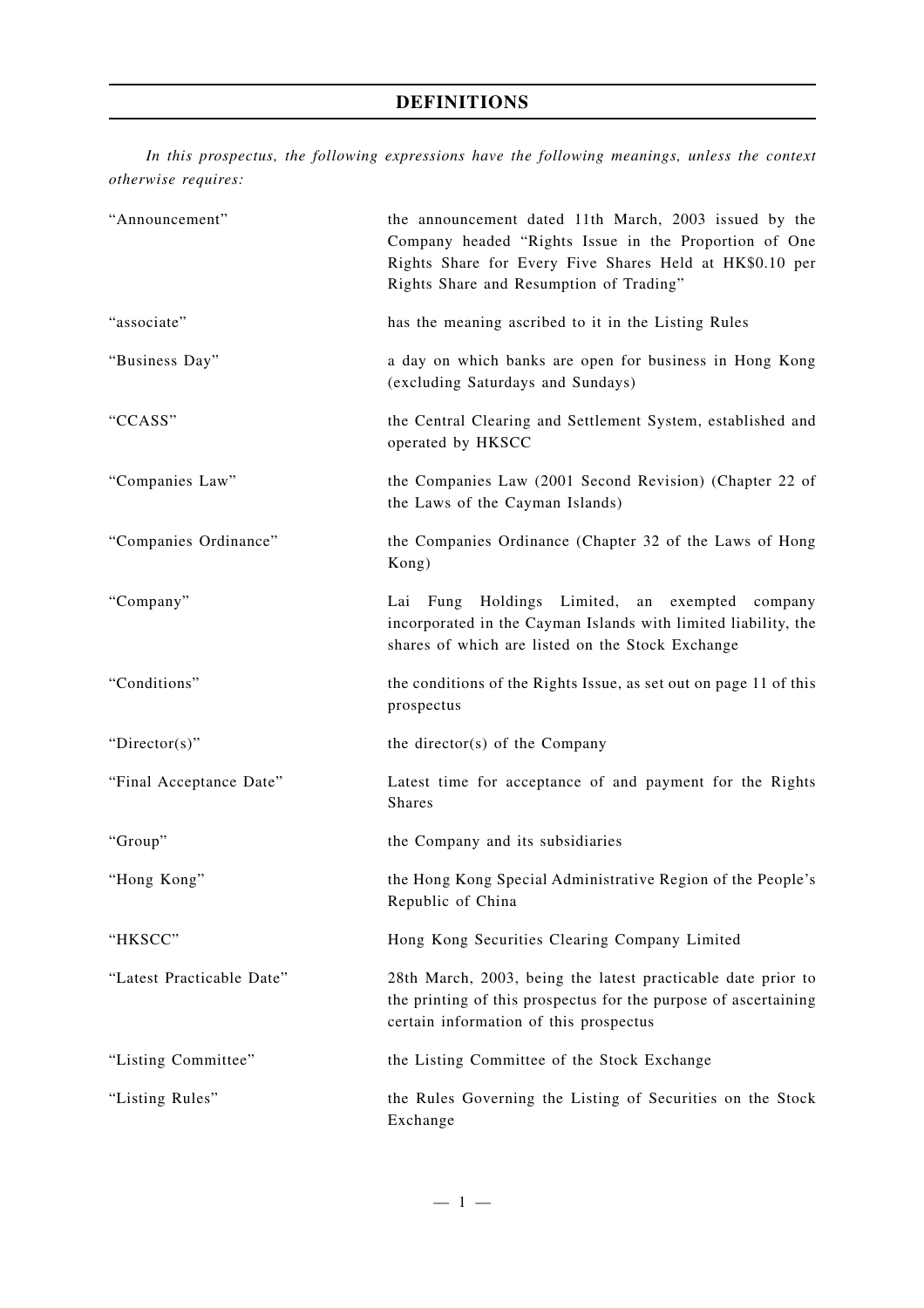# DEFINITIONS

*In this prospectus, the following expressions have the following meanings, unless the context otherwise requires:*

| | |
|---|---|
| "Announcement" | the announcement dated 11th March, 2003 issued by the Company headed "Rights Issue in the Proportion of One Rights Share for Every Five Shares Held at HK$0.10 per Rights Share and Resumption of Trading" |
| "associate" | has the meaning ascribed to it in the Listing Rules |
| "Business Day" | a day on which banks are open for business in Hong Kong (excluding Saturdays and Sundays) |
| "CCASS" | the Central Clearing and Settlement System, established and operated by HKSCC |
| "Companies Law" | the Companies Law (2001 Second Revision) (Chapter 22 of the Laws of the Cayman Islands) |
| "Companies Ordinance" | the Companies Ordinance (Chapter 32 of the Laws of Hong Kong) |
| "Company" | Lai Fung Holdings Limited, an exempted company incorporated in the Cayman Islands with limited liability, the shares of which are listed on the Stock Exchange |
| "Conditions" | the conditions of the Rights Issue, as set out on page 11 of this prospectus |
| "Director(s)" | the director(s) of the Company |
| "Final Acceptance Date" | Latest time for acceptance of and payment for the Rights Shares |
| "Group" | the Company and its subsidiaries |
| "Hong Kong" | the Hong Kong Special Administrative Region of the People's Republic of China |
| "HKSCC" | Hong Kong Securities Clearing Company Limited |
| "Latest Practicable Date" | 28th March, 2003, being the latest practicable date prior to the printing of this prospectus for the purpose of ascertaining certain information of this prospectus |
| "Listing Committee" | the Listing Committee of the Stock Exchange |
| "Listing Rules" | the Rules Governing the Listing of Securities on the Stock Exchange |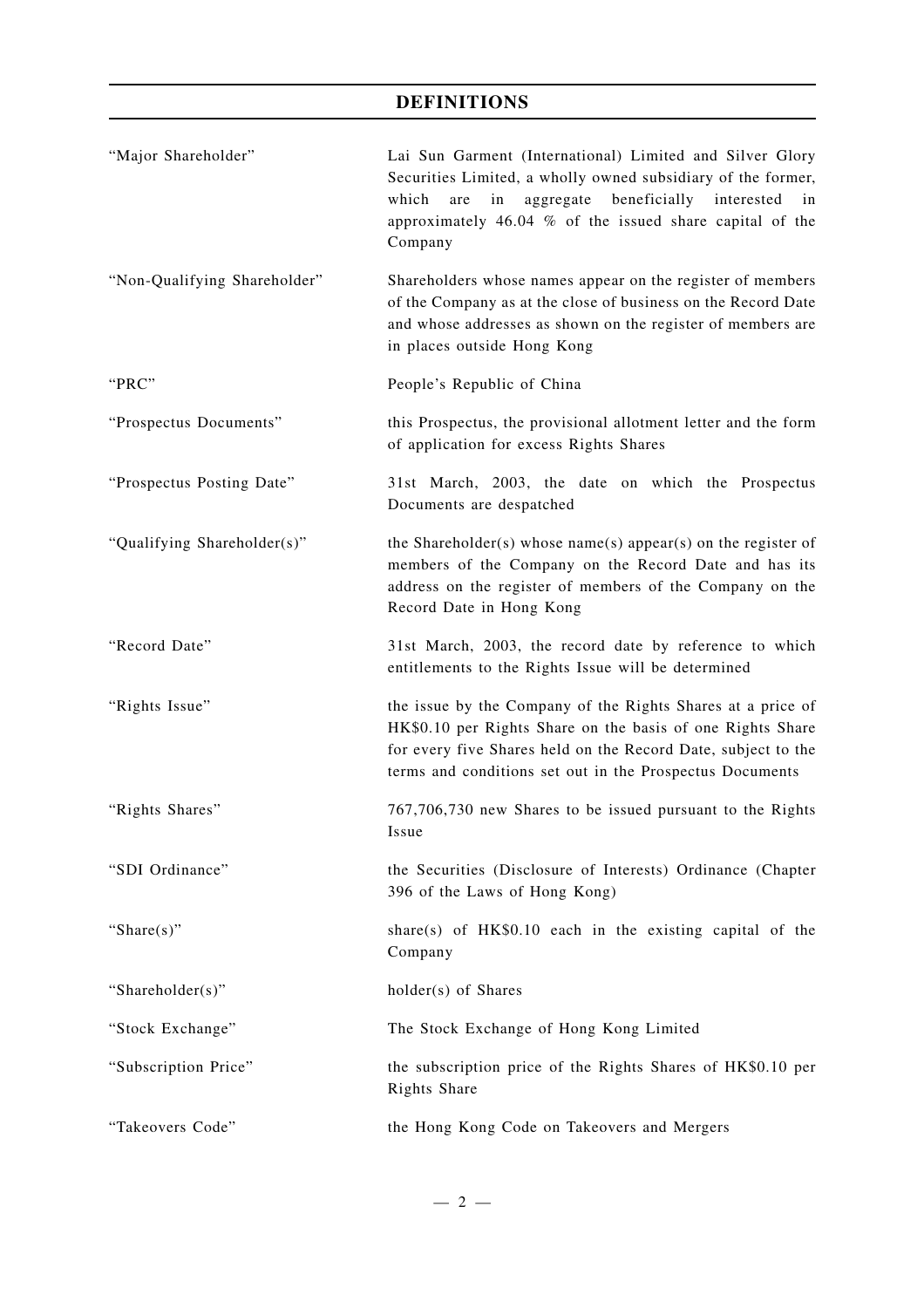## DEFINITIONS

| | |
|---|---|
| "Major Shareholder" | Lai Sun Garment (International) Limited and Silver Glory Securities Limited, a wholly owned subsidiary of the former, which are in aggregate beneficially interested in approximately 46.04 % of the issued share capital of the Company |
| "Non-Qualifying Shareholder" | Shareholders whose names appear on the register of members of the Company as at the close of business on the Record Date and whose addresses as shown on the register of members are in places outside Hong Kong |
| "PRC" | People's Republic of China |
| "Prospectus Documents" | this Prospectus, the provisional allotment letter and the form of application for excess Rights Shares |
| "Prospectus Posting Date" | 31st March, 2003, the date on which the Prospectus Documents are despatched |
| "Qualifying Shareholder(s)" | the Shareholder(s) whose name(s) appear(s) on the register of members of the Company on the Record Date and has its address on the register of members of the Company on the Record Date in Hong Kong |
| "Record Date" | 31st March, 2003, the record date by reference to which entitlements to the Rights Issue will be determined |
| "Rights Issue" | the issue by the Company of the Rights Shares at a price of HK$0.10 per Rights Share on the basis of one Rights Share for every five Shares held on the Record Date, subject to the terms and conditions set out in the Prospectus Documents |
| "Rights Shares" | 767,706,730 new Shares to be issued pursuant to the Rights Issue |
| "SDI Ordinance" | the Securities (Disclosure of Interests) Ordinance (Chapter 396 of the Laws of Hong Kong) |
| "Share(s)" | share(s) of HK$0.10 each in the existing capital of the Company |
| "Shareholder(s)" | holder(s) of Shares |
| "Stock Exchange" | The Stock Exchange of Hong Kong Limited |
| "Subscription Price" | the subscription price of the Rights Shares of HK$0.10 per Rights Share |
| "Takeovers Code" | the Hong Kong Code on Takeovers and Mergers |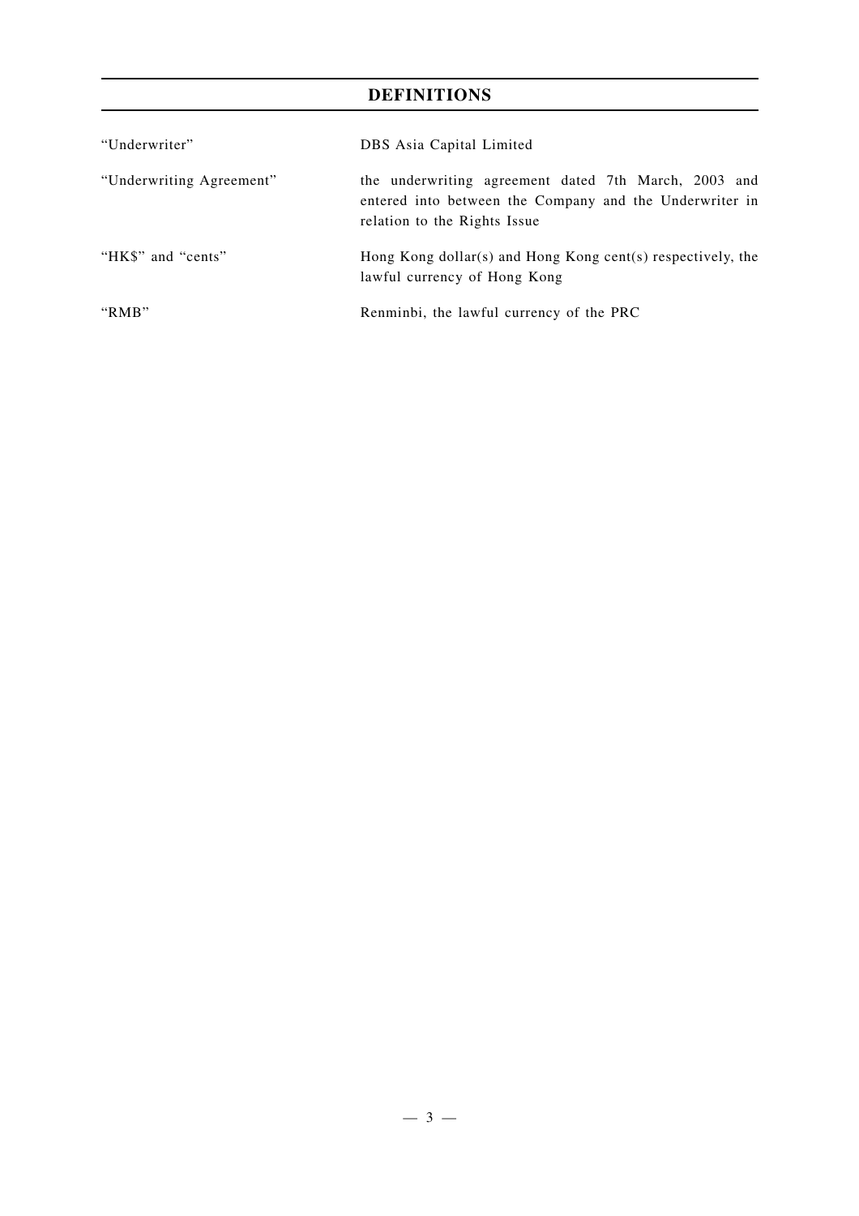# DEFINITIONS

| | |
|---|---|
| "Underwriter" | DBS Asia Capital Limited |
| "Underwriting Agreement" | the underwriting agreement dated 7th March, 2003 and entered into between the Company and the Underwriter in relation to the Rights Issue |
| "HK$" and "cents" | Hong Kong dollar(s) and Hong Kong cent(s) respectively, the lawful currency of Hong Kong |
| "RMB" | Renminbi, the lawful currency of the PRC |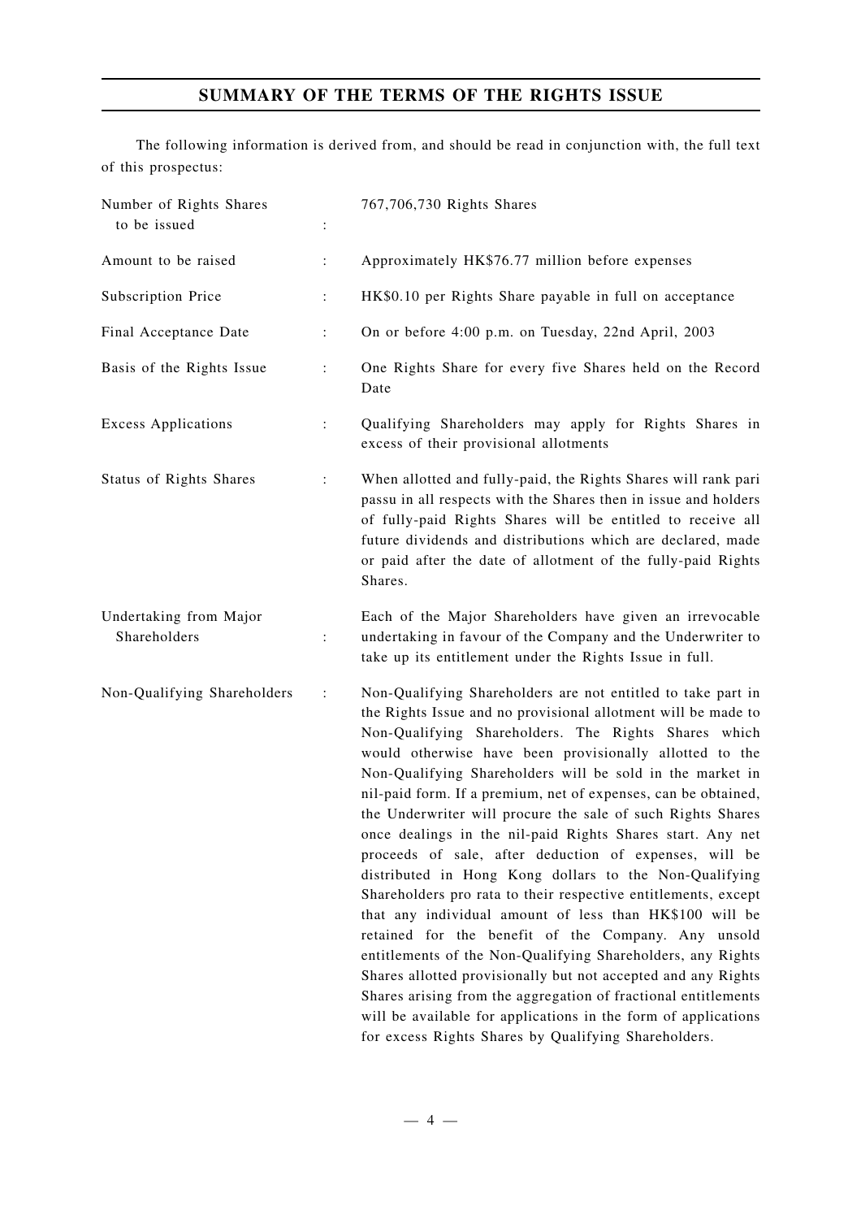# SUMMARY OF THE TERMS OF THE RIGHTS ISSUE

The following information is derived from, and should be read in conjunction with, the full text of this prospectus:

| | | |
|---|---|---|
| Number of Rights Shares to be issued | : | 767,706,730 Rights Shares |
| Amount to be raised | : | Approximately HK$76.77 million before expenses |
| Subscription Price | : | HK$0.10 per Rights Share payable in full on acceptance |
| Final Acceptance Date | : | On or before 4:00 p.m. on Tuesday, 22nd April, 2003 |
| Basis of the Rights Issue | : | One Rights Share for every five Shares held on the Record Date |
| Excess Applications | : | Qualifying Shareholders may apply for Rights Shares in excess of their provisional allotments |
| Status of Rights Shares | : | When allotted and fully-paid, the Rights Shares will rank pari passu in all respects with the Shares then in issue and holders of fully-paid Rights Shares will be entitled to receive all future dividends and distributions which are declared, made or paid after the date of allotment of the fully-paid Rights Shares. |
| Undertaking from Major Shareholders | : | Each of the Major Shareholders have given an irrevocable undertaking in favour of the Company and the Underwriter to take up its entitlement under the Rights Issue in full. |
| Non-Qualifying Shareholders | : | Non-Qualifying Shareholders are not entitled to take part in the Rights Issue and no provisional allotment will be made to Non-Qualifying Shareholders. The Rights Shares which would otherwise have been provisionally allotted to the Non-Qualifying Shareholders will be sold in the market in nil-paid form. If a premium, net of expenses, can be obtained, the Underwriter will procure the sale of such Rights Shares once dealings in the nil-paid Rights Shares start. Any net proceeds of sale, after deduction of expenses, will be distributed in Hong Kong dollars to the Non-Qualifying Shareholders pro rata to their respective entitlements, except that any individual amount of less than HK$100 will be retained for the benefit of the Company. Any unsold entitlements of the Non-Qualifying Shareholders, any Rights Shares allotted provisionally but not accepted and any Rights Shares arising from the aggregation of fractional entitlements will be available for applications in the form of applications for excess Rights Shares by Qualifying Shareholders. |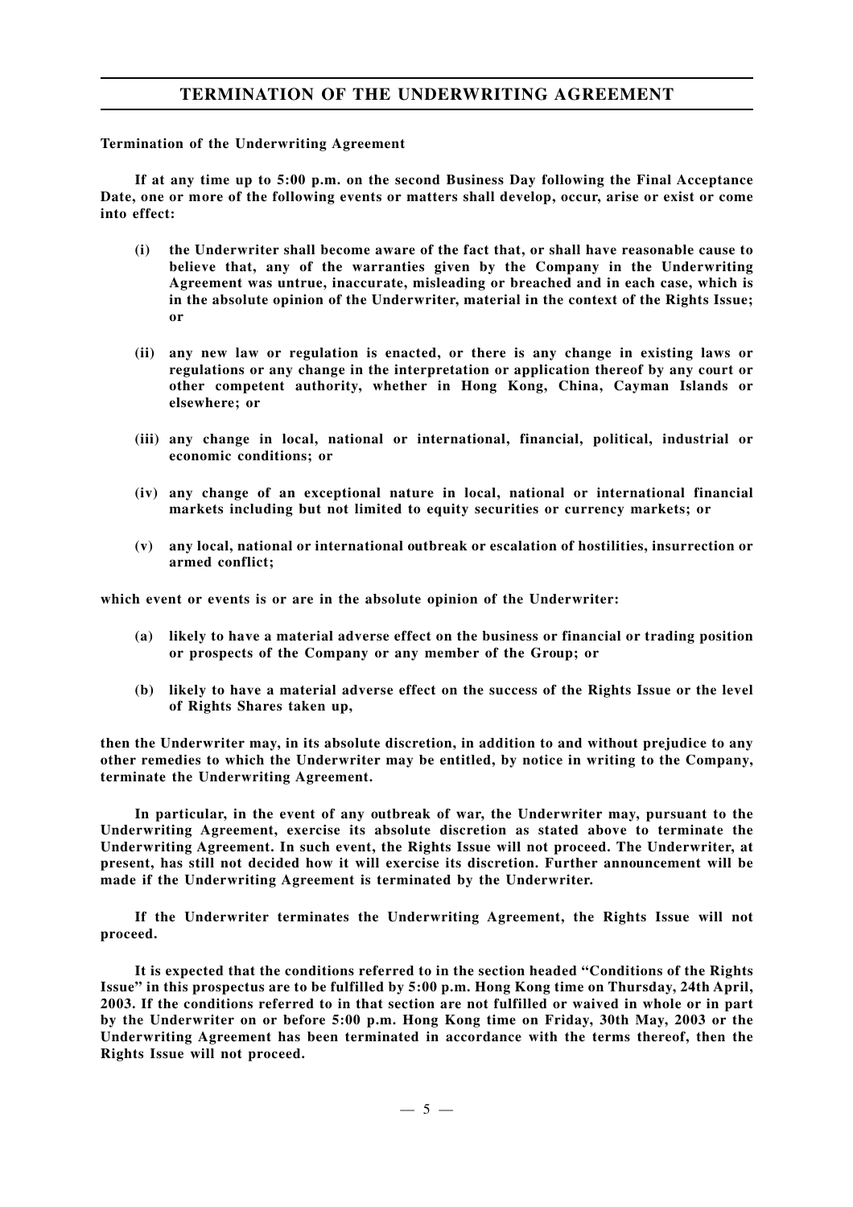# TERMINATION OF THE UNDERWRITING AGREEMENT

**Termination of the Underwriting Agreement**

**If at any time up to 5:00 p.m. on the second Business Day following the Final Acceptance Date, one or more of the following events or matters shall develop, occur, arise or exist or come into effect:**

- **(i) the Underwriter shall become aware of the fact that, or shall have reasonable cause to believe that, any of the warranties given by the Company in the Underwriting Agreement was untrue, inaccurate, misleading or breached and in each case, which is in the absolute opinion of the Underwriter, material in the context of the Rights Issue; or**
- **(ii) any new law or regulation is enacted, or there is any change in existing laws or regulations or any change in the interpretation or application thereof by any court or other competent authority, whether in Hong Kong, China, Cayman Islands or elsewhere; or**
- **(iii) any change in local, national or international, financial, political, industrial or economic conditions; or**
- **(iv) any change of an exceptional nature in local, national or international financial markets including but not limited to equity securities or currency markets; or**
- **(v) any local, national or international outbreak or escalation of hostilities, insurrection or armed conflict;**

**which event or events is or are in the absolute opinion of the Underwriter:**

- **(a) likely to have a material adverse effect on the business or financial or trading position or prospects of the Company or any member of the Group; or**
- **(b) likely to have a material adverse effect on the success of the Rights Issue or the level of Rights Shares taken up,**

**then the Underwriter may, in its absolute discretion, in addition to and without prejudice to any other remedies to which the Underwriter may be entitled, by notice in writing to the Company, terminate the Underwriting Agreement.**

**In particular, in the event of any outbreak of war, the Underwriter may, pursuant to the Underwriting Agreement, exercise its absolute discretion as stated above to terminate the Underwriting Agreement. In such event, the Rights Issue will not proceed. The Underwriter, at present, has still not decided how it will exercise its discretion. Further announcement will be made if the Underwriting Agreement is terminated by the Underwriter.**

**If the Underwriter terminates the Underwriting Agreement, the Rights Issue will not proceed.**

**It is expected that the conditions referred to in the section headed "Conditions of the Rights Issue" in this prospectus are to be fulfilled by 5:00 p.m. Hong Kong time on Thursday, 24th April, 2003. If the conditions referred to in that section are not fulfilled or waived in whole or in part by the Underwriter on or before 5:00 p.m. Hong Kong time on Friday, 30th May, 2003 or the Underwriting Agreement has been terminated in accordance with the terms thereof, then the Rights Issue will not proceed.**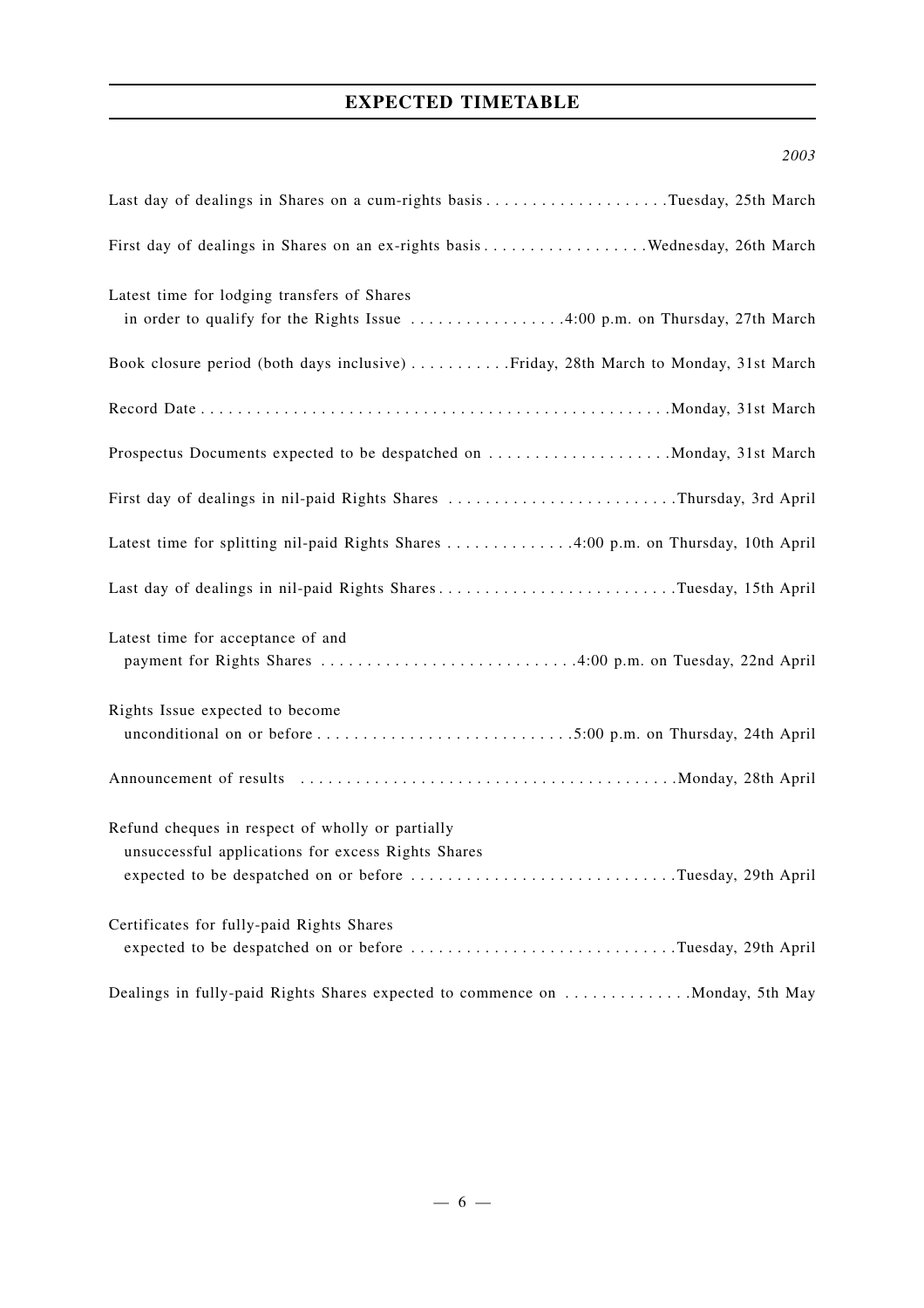# EXPECTED TIMETABLE

| | *2003* |
|---|---|
| Last day of dealings in Shares on a cum-rights basis | Tuesday, 25th March |
| First day of dealings in Shares on an ex-rights basis | Wednesday, 26th March |
| Latest time for lodging transfers of Shares in order to qualify for the Rights Issue | 4:00 p.m. on Thursday, 27th March |
| Book closure period (both days inclusive) | Friday, 28th March to Monday, 31st March |
| Record Date | Monday, 31st March |
| Prospectus Documents expected to be despatched on | Monday, 31st March |
| First day of dealings in nil-paid Rights Shares | Thursday, 3rd April |
| Latest time for splitting nil-paid Rights Shares | 4:00 p.m. on Thursday, 10th April |
| Last day of dealings in nil-paid Rights Shares | Tuesday, 15th April |
| Latest time for acceptance of and payment for Rights Shares | 4:00 p.m. on Tuesday, 22nd April |
| Rights Issue expected to become unconditional on or before | 5:00 p.m. on Thursday, 24th April |
| Announcement of results | Monday, 28th April |
| Refund cheques in respect of wholly or partially unsuccessful applications for excess Rights Shares expected to be despatched on or before | Tuesday, 29th April |
| Certificates for fully-paid Rights Shares expected to be despatched on or before | Tuesday, 29th April |
| Dealings in fully-paid Rights Shares expected to commence on | Monday, 5th May |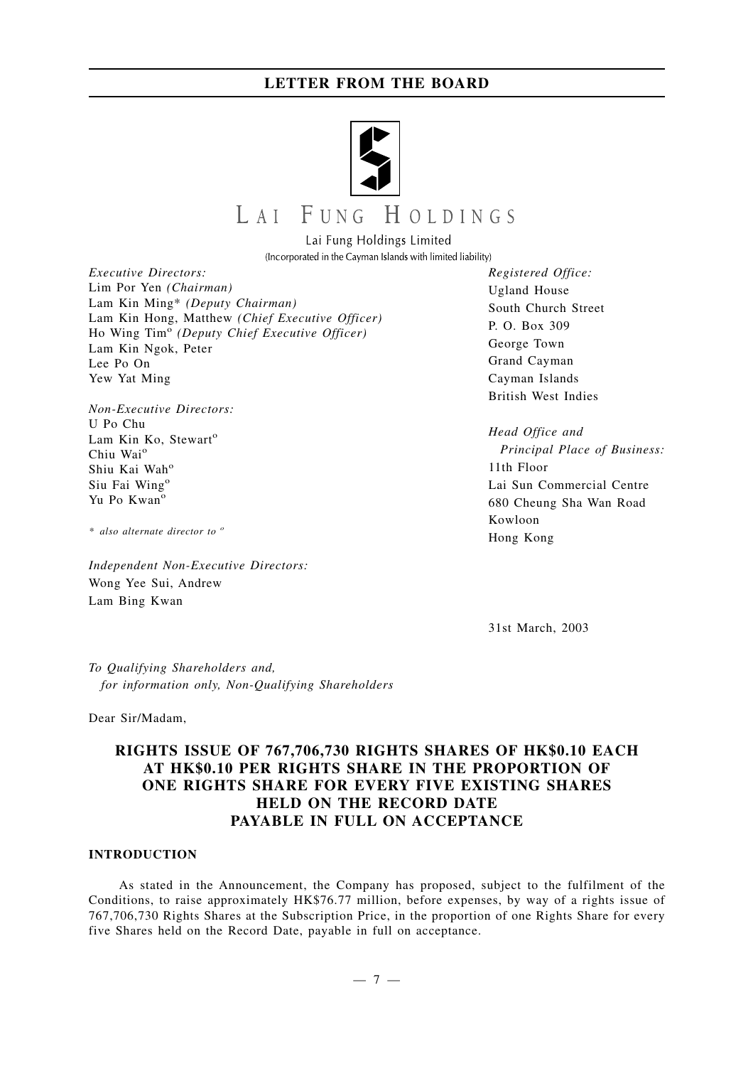# LAI FUNG HOLDINGS

Lai Fung Holdings Limited

(Incorporated in the Cayman Islands with limited liability)

*Executive Directors:*
Lim Por Yen *(Chairman)*
Lam Kin Ming* *(Deputy Chairman)*
Lam Kin Hong, Matthew *(Chief Executive Officer)*
Ho Wing Tim[o] *(Deputy Chief Executive Officer)*
Lam Kin Ngok, Peter
Lee Po On
Yew Yat Ming

*Non-Executive Directors:*
U Po Chu
Lam Kin Ko, Stewart[o]
Chiu Wai[o]
Shiu Kai Wah[o]
Siu Fai Wing[o]
Yu Po Kwan[o]

*\* also alternate director to [o]*

*Independent Non-Executive Directors:*
Wong Yee Sui, Andrew
Lam Bing Kwan

*Registered Office:*
Ugland House
South Church Street
P. O. Box 309
George Town
Grand Cayman
Cayman Islands
British West Indies

*Head Office and Principal Place of Business:*
11th Floor
Lai Sun Commercial Centre
680 Cheung Sha Wan Road
Kowloon
Hong Kong

31st March, 2003

*To Qualifying Shareholders and,*
*for information only, Non-Qualifying Shareholders*

Dear Sir/Madam,

## RIGHTS ISSUE OF 767,706,730 RIGHTS SHARES OF HK$0.10 EACH AT HK$0.10 PER RIGHTS SHARE IN THE PROPORTION OF ONE RIGHTS SHARE FOR EVERY FIVE EXISTING SHARES HELD ON THE RECORD DATE PAYABLE IN FULL ON ACCEPTANCE

### INTRODUCTION

As stated in the Announcement, the Company has proposed, subject to the fulfilment of the Conditions, to raise approximately HK$76.77 million, before expenses, by way of a rights issue of 767,706,730 Rights Shares at the Subscription Price, in the proportion of one Rights Share for every five Shares held on the Record Date, payable in full on acceptance.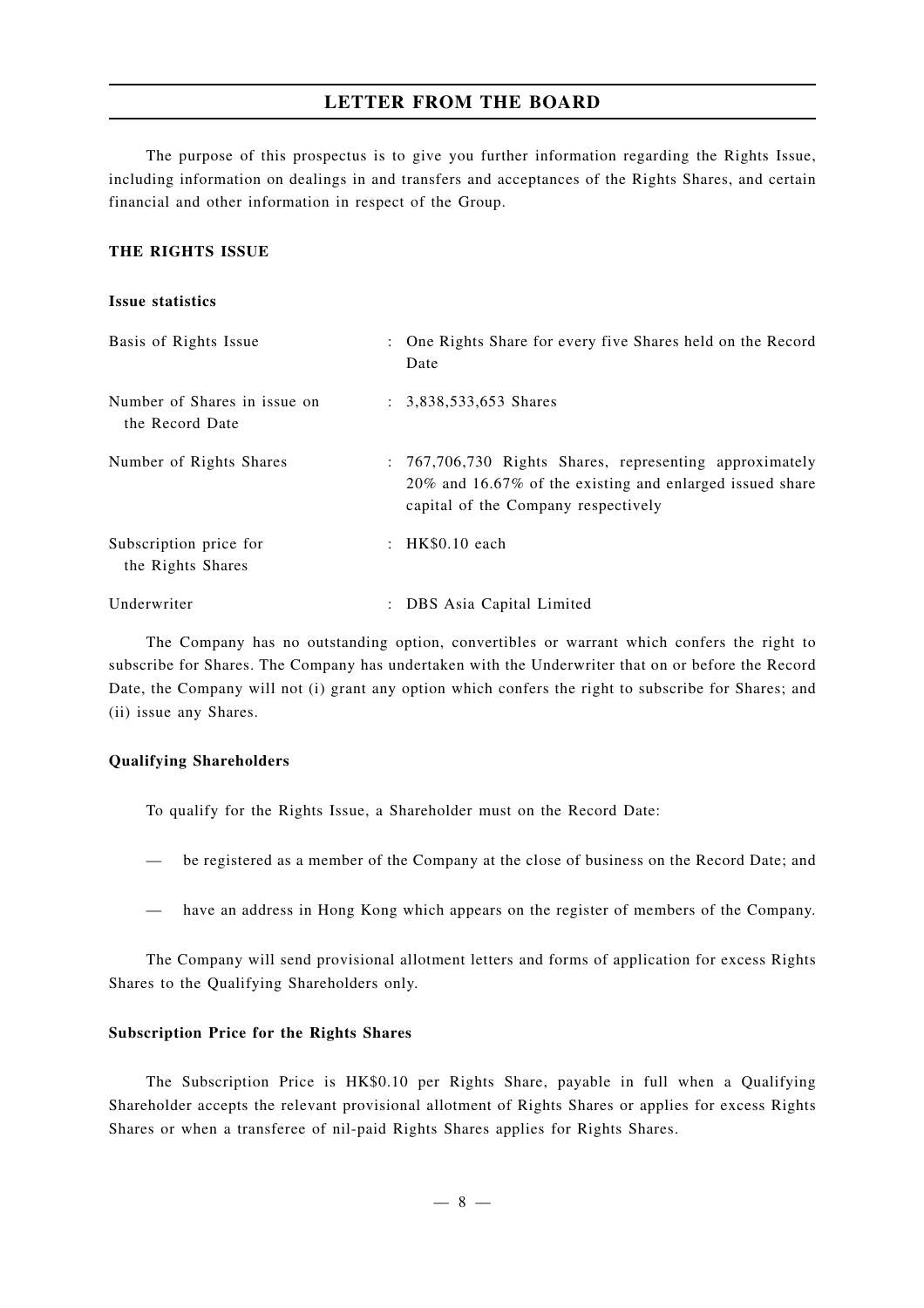## LETTER FROM THE BOARD

The purpose of this prospectus is to give you further information regarding the Rights Issue, including information on dealings in and transfers and acceptances of the Rights Shares, and certain financial and other information in respect of the Group.

### THE RIGHTS ISSUE

**Issue statistics**

| | | |
|---|---|---|
| Basis of Rights Issue | : | One Rights Share for every five Shares held on the Record Date |
| Number of Shares in issue on the Record Date | : | 3,838,533,653 Shares |
| Number of Rights Shares | : | 767,706,730 Rights Shares, representing approximately 20% and 16.67% of the existing and enlarged issued share capital of the Company respectively |
| Subscription price for the Rights Shares | : | HK$0.10 each |
| Underwriter | : | DBS Asia Capital Limited |

The Company has no outstanding option, convertibles or warrant which confers the right to subscribe for Shares. The Company has undertaken with the Underwriter that on or before the Record Date, the Company will not (i) grant any option which confers the right to subscribe for Shares; and (ii) issue any Shares.

**Qualifying Shareholders**

To qualify for the Rights Issue, a Shareholder must on the Record Date:

— be registered as a member of the Company at the close of business on the Record Date; and

— have an address in Hong Kong which appears on the register of members of the Company.

The Company will send provisional allotment letters and forms of application for excess Rights Shares to the Qualifying Shareholders only.

**Subscription Price for the Rights Shares**

The Subscription Price is HK$0.10 per Rights Share, payable in full when a Qualifying Shareholder accepts the relevant provisional allotment of Rights Shares or applies for excess Rights Shares or when a transferee of nil-paid Rights Shares applies for Rights Shares.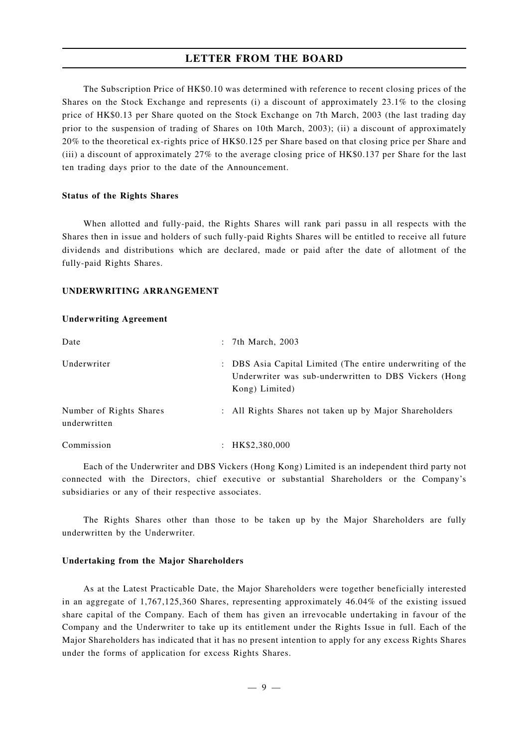The Subscription Price of HK$0.10 was determined with reference to recent closing prices of the Shares on the Stock Exchange and represents (i) a discount of approximately 23.1% to the closing price of HK$0.13 per Share quoted on the Stock Exchange on 7th March, 2003 (the last trading day prior to the suspension of trading of Shares on 10th March, 2003); (ii) a discount of approximately 20% to the theoretical ex-rights price of HK$0.125 per Share based on that closing price per Share and (iii) a discount of approximately 27% to the average closing price of HK$0.137 per Share for the last ten trading days prior to the date of the Announcement.

**Status of the Rights Shares**

When allotted and fully-paid, the Rights Shares will rank pari passu in all respects with the Shares then in issue and holders of such fully-paid Rights Shares will be entitled to receive all future dividends and distributions which are declared, made or paid after the date of allotment of the fully-paid Rights Shares.

## UNDERWRITING ARRANGEMENT

**Underwriting Agreement**

| | |
|---|---|
| Date | : 7th March, 2003 |
| Underwriter | : DBS Asia Capital Limited (The entire underwriting of the Underwriter was sub-underwritten to DBS Vickers (Hong Kong) Limited) |
| Number of Rights Shares underwritten | : All Rights Shares not taken up by Major Shareholders |
| Commission | : HK$2,380,000 |

Each of the Underwriter and DBS Vickers (Hong Kong) Limited is an independent third party not connected with the Directors, chief executive or substantial Shareholders or the Company's subsidiaries or any of their respective associates.

The Rights Shares other than those to be taken up by the Major Shareholders are fully underwritten by the Underwriter.

**Undertaking from the Major Shareholders**

As at the Latest Practicable Date, the Major Shareholders were together beneficially interested in an aggregate of 1,767,125,360 Shares, representing approximately 46.04% of the existing issued share capital of the Company. Each of them has given an irrevocable undertaking in favour of the Company and the Underwriter to take up its entitlement under the Rights Issue in full. Each of the Major Shareholders has indicated that it has no present intention to apply for any excess Rights Shares under the forms of application for excess Rights Shares.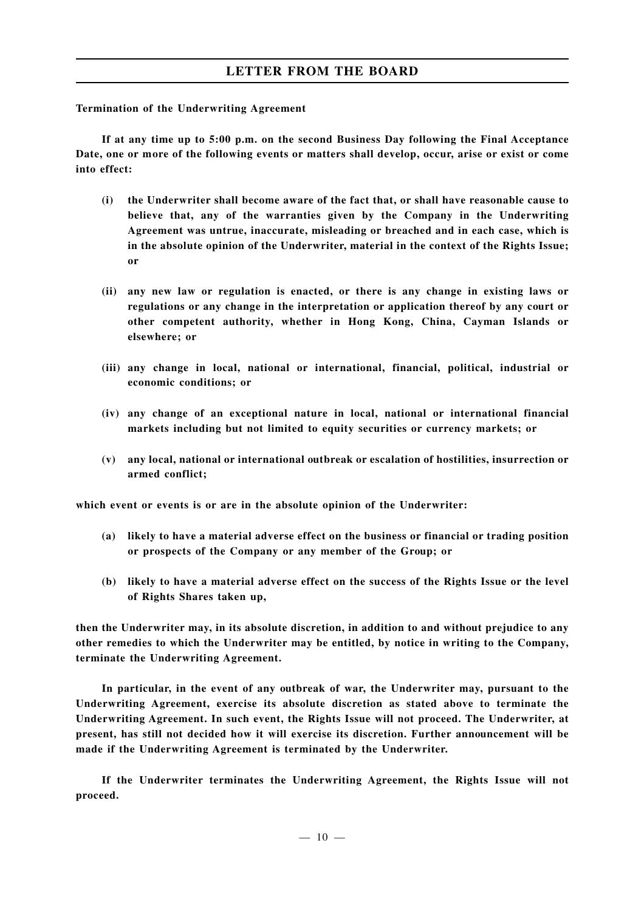**Termination of the Underwriting Agreement**

**If at any time up to 5:00 p.m. on the second Business Day following the Final Acceptance Date, one or more of the following events or matters shall develop, occur, arise or exist or come into effect:**

**(i) the Underwriter shall become aware of the fact that, or shall have reasonable cause to believe that, any of the warranties given by the Company in the Underwriting Agreement was untrue, inaccurate, misleading or breached and in each case, which is in the absolute opinion of the Underwriter, material in the context of the Rights Issue; or**

**(ii) any new law or regulation is enacted, or there is any change in existing laws or regulations or any change in the interpretation or application thereof by any court or other competent authority, whether in Hong Kong, China, Cayman Islands or elsewhere; or**

**(iii) any change in local, national or international, financial, political, industrial or economic conditions; or**

**(iv) any change of an exceptional nature in local, national or international financial markets including but not limited to equity securities or currency markets; or**

**(v) any local, national or international outbreak or escalation of hostilities, insurrection or armed conflict;**

**which event or events is or are in the absolute opinion of the Underwriter:**

**(a) likely to have a material adverse effect on the business or financial or trading position or prospects of the Company or any member of the Group; or**

**(b) likely to have a material adverse effect on the success of the Rights Issue or the level of Rights Shares taken up,**

**then the Underwriter may, in its absolute discretion, in addition to and without prejudice to any other remedies to which the Underwriter may be entitled, by notice in writing to the Company, terminate the Underwriting Agreement.**

**In particular, in the event of any outbreak of war, the Underwriter may, pursuant to the Underwriting Agreement, exercise its absolute discretion as stated above to terminate the Underwriting Agreement. In such event, the Rights Issue will not proceed. The Underwriter, at present, has still not decided how it will exercise its discretion. Further announcement will be made if the Underwriting Agreement is terminated by the Underwriter.**

**If the Underwriter terminates the Underwriting Agreement, the Rights Issue will not proceed.**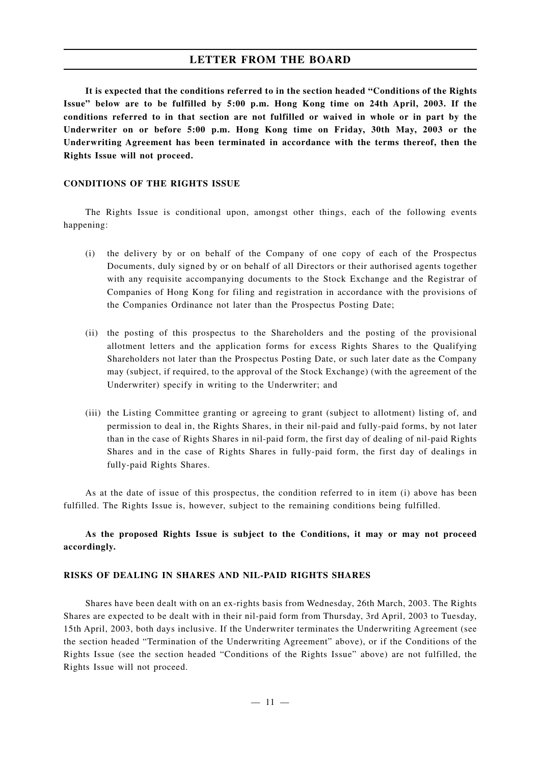**It is expected that the conditions referred to in the section headed "Conditions of the Rights Issue" below are to be fulfilled by 5:00 p.m. Hong Kong time on 24th April, 2003. If the conditions referred to in that section are not fulfilled or waived in whole or in part by the Underwriter on or before 5:00 p.m. Hong Kong time on Friday, 30th May, 2003 or the Underwriting Agreement has been terminated in accordance with the terms thereof, then the Rights Issue will not proceed.**

## CONDITIONS OF THE RIGHTS ISSUE

The Rights Issue is conditional upon, amongst other things, each of the following events happening:

(i) the delivery by or on behalf of the Company of one copy of each of the Prospectus Documents, duly signed by or on behalf of all Directors or their authorised agents together with any requisite accompanying documents to the Stock Exchange and the Registrar of Companies of Hong Kong for filing and registration in accordance with the provisions of the Companies Ordinance not later than the Prospectus Posting Date;

(ii) the posting of this prospectus to the Shareholders and the posting of the provisional allotment letters and the application forms for excess Rights Shares to the Qualifying Shareholders not later than the Prospectus Posting Date, or such later date as the Company may (subject, if required, to the approval of the Stock Exchange) (with the agreement of the Underwriter) specify in writing to the Underwriter; and

(iii) the Listing Committee granting or agreeing to grant (subject to allotment) listing of, and permission to deal in, the Rights Shares, in their nil-paid and fully-paid forms, by not later than in the case of Rights Shares in nil-paid form, the first day of dealing of nil-paid Rights Shares and in the case of Rights Shares in fully-paid form, the first day of dealings in fully-paid Rights Shares.

As at the date of issue of this prospectus, the condition referred to in item (i) above has been fulfilled. The Rights Issue is, however, subject to the remaining conditions being fulfilled.

**As the proposed Rights Issue is subject to the Conditions, it may or may not proceed accordingly.**

## RISKS OF DEALING IN SHARES AND NIL-PAID RIGHTS SHARES

Shares have been dealt with on an ex-rights basis from Wednesday, 26th March, 2003. The Rights Shares are expected to be dealt with in their nil-paid form from Thursday, 3rd April, 2003 to Tuesday, 15th April, 2003, both days inclusive. If the Underwriter terminates the Underwriting Agreement (see the section headed "Termination of the Underwriting Agreement" above), or if the Conditions of the Rights Issue (see the section headed "Conditions of the Rights Issue" above) are not fulfilled, the Rights Issue will not proceed.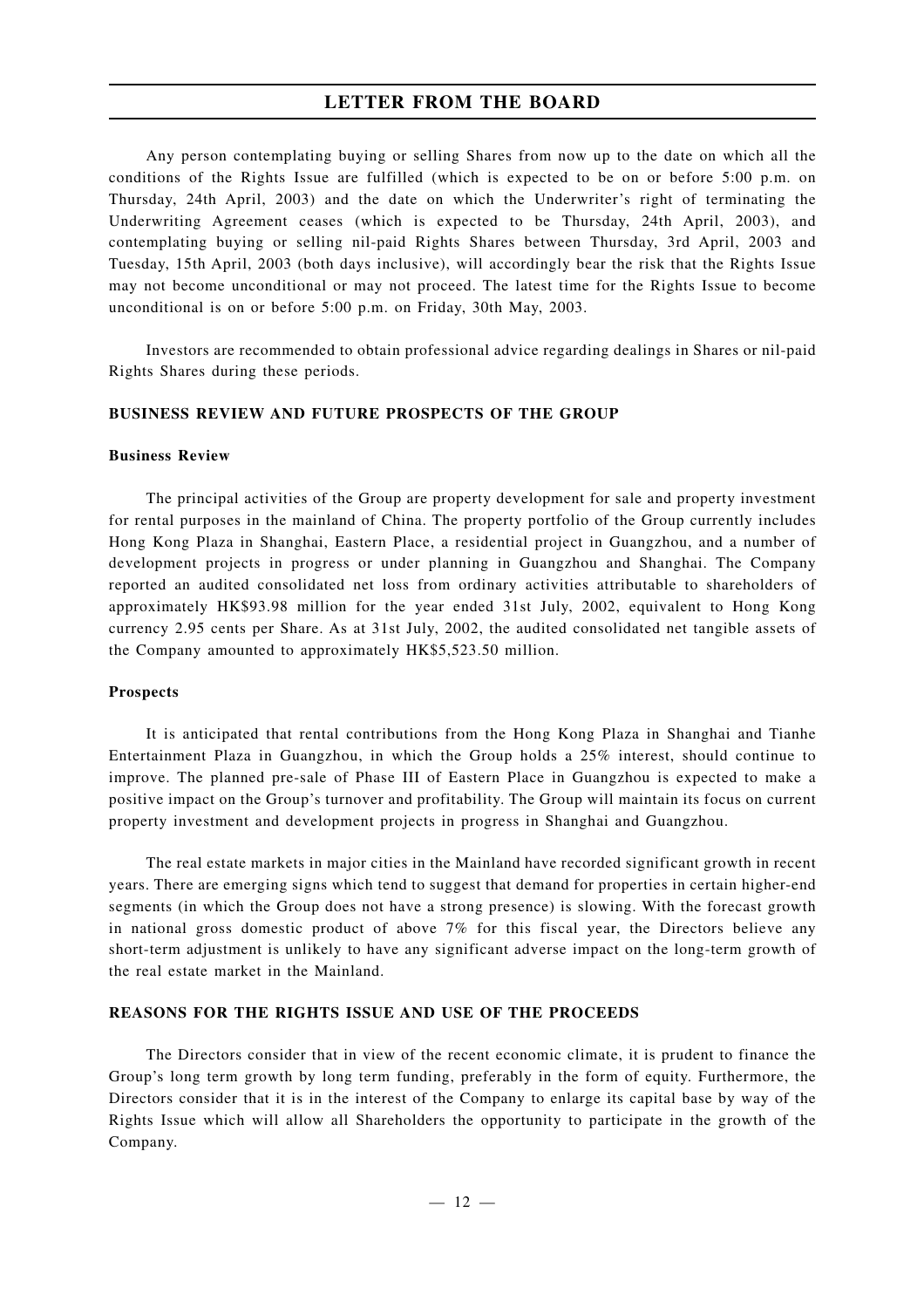Any person contemplating buying or selling Shares from now up to the date on which all the conditions of the Rights Issue are fulfilled (which is expected to be on or before 5:00 p.m. on Thursday, 24th April, 2003) and the date on which the Underwriter's right of terminating the Underwriting Agreement ceases (which is expected to be Thursday, 24th April, 2003), and contemplating buying or selling nil-paid Rights Shares between Thursday, 3rd April, 2003 and Tuesday, 15th April, 2003 (both days inclusive), will accordingly bear the risk that the Rights Issue may not become unconditional or may not proceed. The latest time for the Rights Issue to become unconditional is on or before 5:00 p.m. on Friday, 30th May, 2003.

Investors are recommended to obtain professional advice regarding dealings in Shares or nil-paid Rights Shares during these periods.

## BUSINESS REVIEW AND FUTURE PROSPECTS OF THE GROUP

### Business Review

The principal activities of the Group are property development for sale and property investment for rental purposes in the mainland of China. The property portfolio of the Group currently includes Hong Kong Plaza in Shanghai, Eastern Place, a residential project in Guangzhou, and a number of development projects in progress or under planning in Guangzhou and Shanghai. The Company reported an audited consolidated net loss from ordinary activities attributable to shareholders of approximately HK$93.98 million for the year ended 31st July, 2002, equivalent to Hong Kong currency 2.95 cents per Share. As at 31st July, 2002, the audited consolidated net tangible assets of the Company amounted to approximately HK$5,523.50 million.

### Prospects

It is anticipated that rental contributions from the Hong Kong Plaza in Shanghai and Tianhe Entertainment Plaza in Guangzhou, in which the Group holds a 25% interest, should continue to improve. The planned pre-sale of Phase III of Eastern Place in Guangzhou is expected to make a positive impact on the Group's turnover and profitability. The Group will maintain its focus on current property investment and development projects in progress in Shanghai and Guangzhou.

The real estate markets in major cities in the Mainland have recorded significant growth in recent years. There are emerging signs which tend to suggest that demand for properties in certain higher-end segments (in which the Group does not have a strong presence) is slowing. With the forecast growth in national gross domestic product of above 7% for this fiscal year, the Directors believe any short-term adjustment is unlikely to have any significant adverse impact on the long-term growth of the real estate market in the Mainland.

## REASONS FOR THE RIGHTS ISSUE AND USE OF THE PROCEEDS

The Directors consider that in view of the recent economic climate, it is prudent to finance the Group's long term growth by long term funding, preferably in the form of equity. Furthermore, the Directors consider that it is in the interest of the Company to enlarge its capital base by way of the Rights Issue which will allow all Shareholders the opportunity to participate in the growth of the Company.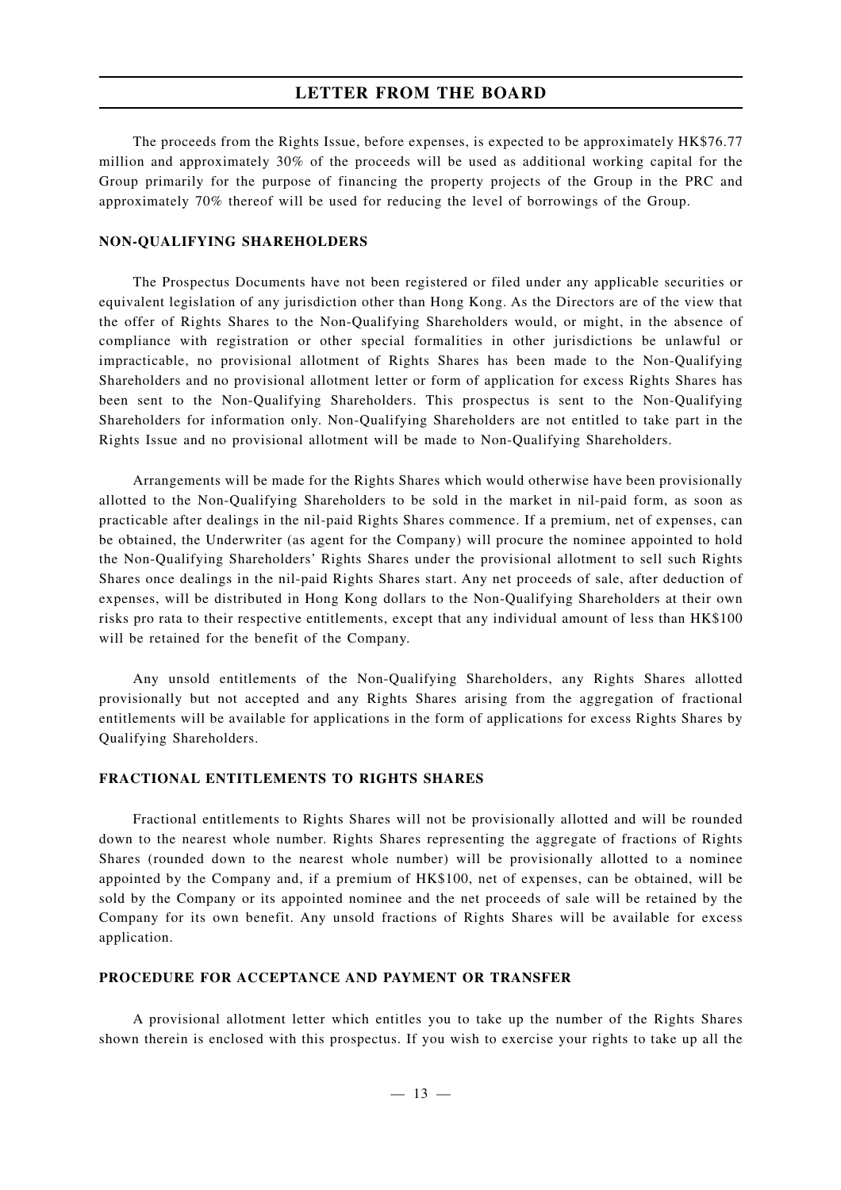The proceeds from the Rights Issue, before expenses, is expected to be approximately HK$76.77 million and approximately 30% of the proceeds will be used as additional working capital for the Group primarily for the purpose of financing the property projects of the Group in the PRC and approximately 70% thereof will be used for reducing the level of borrowings of the Group.

## NON-QUALIFYING SHAREHOLDERS

The Prospectus Documents have not been registered or filed under any applicable securities or equivalent legislation of any jurisdiction other than Hong Kong. As the Directors are of the view that the offer of Rights Shares to the Non-Qualifying Shareholders would, or might, in the absence of compliance with registration or other special formalities in other jurisdictions be unlawful or impracticable, no provisional allotment of Rights Shares has been made to the Non-Qualifying Shareholders and no provisional allotment letter or form of application for excess Rights Shares has been sent to the Non-Qualifying Shareholders. This prospectus is sent to the Non-Qualifying Shareholders for information only. Non-Qualifying Shareholders are not entitled to take part in the Rights Issue and no provisional allotment will be made to Non-Qualifying Shareholders.

Arrangements will be made for the Rights Shares which would otherwise have been provisionally allotted to the Non-Qualifying Shareholders to be sold in the market in nil-paid form, as soon as practicable after dealings in the nil-paid Rights Shares commence. If a premium, net of expenses, can be obtained, the Underwriter (as agent for the Company) will procure the nominee appointed to hold the Non-Qualifying Shareholders' Rights Shares under the provisional allotment to sell such Rights Shares once dealings in the nil-paid Rights Shares start. Any net proceeds of sale, after deduction of expenses, will be distributed in Hong Kong dollars to the Non-Qualifying Shareholders at their own risks pro rata to their respective entitlements, except that any individual amount of less than HK$100 will be retained for the benefit of the Company.

Any unsold entitlements of the Non-Qualifying Shareholders, any Rights Shares allotted provisionally but not accepted and any Rights Shares arising from the aggregation of fractional entitlements will be available for applications in the form of applications for excess Rights Shares by Qualifying Shareholders.

## FRACTIONAL ENTITLEMENTS TO RIGHTS SHARES

Fractional entitlements to Rights Shares will not be provisionally allotted and will be rounded down to the nearest whole number. Rights Shares representing the aggregate of fractions of Rights Shares (rounded down to the nearest whole number) will be provisionally allotted to a nominee appointed by the Company and, if a premium of HK$100, net of expenses, can be obtained, will be sold by the Company or its appointed nominee and the net proceeds of sale will be retained by the Company for its own benefit. Any unsold fractions of Rights Shares will be available for excess application.

## PROCEDURE FOR ACCEPTANCE AND PAYMENT OR TRANSFER

A provisional allotment letter which entitles you to take up the number of the Rights Shares shown therein is enclosed with this prospectus. If you wish to exercise your rights to take up all the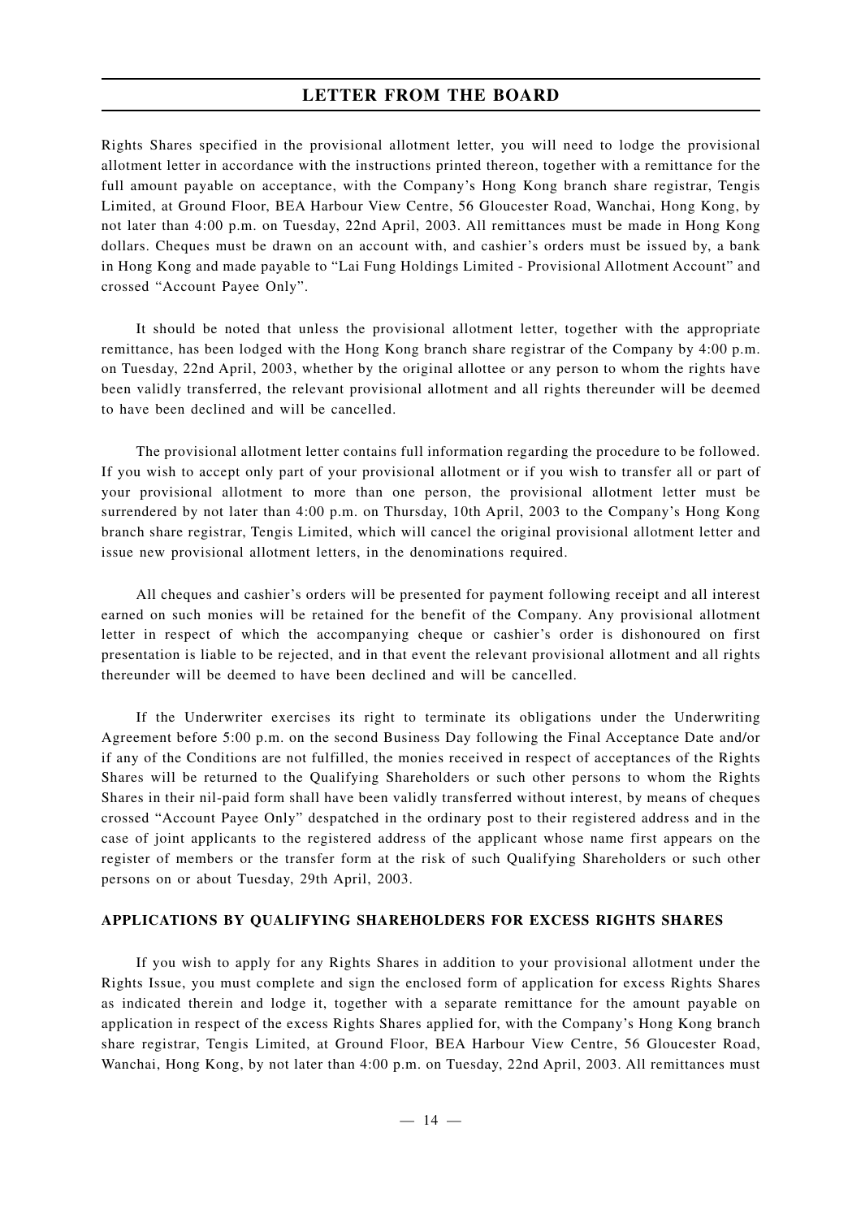Rights Shares specified in the provisional allotment letter, you will need to lodge the provisional allotment letter in accordance with the instructions printed thereon, together with a remittance for the full amount payable on acceptance, with the Company's Hong Kong branch share registrar, Tengis Limited, at Ground Floor, BEA Harbour View Centre, 56 Gloucester Road, Wanchai, Hong Kong, by not later than 4:00 p.m. on Tuesday, 22nd April, 2003. All remittances must be made in Hong Kong dollars. Cheques must be drawn on an account with, and cashier's orders must be issued by, a bank in Hong Kong and made payable to "Lai Fung Holdings Limited - Provisional Allotment Account" and crossed "Account Payee Only".

It should be noted that unless the provisional allotment letter, together with the appropriate remittance, has been lodged with the Hong Kong branch share registrar of the Company by 4:00 p.m. on Tuesday, 22nd April, 2003, whether by the original allottee or any person to whom the rights have been validly transferred, the relevant provisional allotment and all rights thereunder will be deemed to have been declined and will be cancelled.

The provisional allotment letter contains full information regarding the procedure to be followed. If you wish to accept only part of your provisional allotment or if you wish to transfer all or part of your provisional allotment to more than one person, the provisional allotment letter must be surrendered by not later than 4:00 p.m. on Thursday, 10th April, 2003 to the Company's Hong Kong branch share registrar, Tengis Limited, which will cancel the original provisional allotment letter and issue new provisional allotment letters, in the denominations required.

All cheques and cashier's orders will be presented for payment following receipt and all interest earned on such monies will be retained for the benefit of the Company. Any provisional allotment letter in respect of which the accompanying cheque or cashier's order is dishonoured on first presentation is liable to be rejected, and in that event the relevant provisional allotment and all rights thereunder will be deemed to have been declined and will be cancelled.

If the Underwriter exercises its right to terminate its obligations under the Underwriting Agreement before 5:00 p.m. on the second Business Day following the Final Acceptance Date and/or if any of the Conditions are not fulfilled, the monies received in respect of acceptances of the Rights Shares will be returned to the Qualifying Shareholders or such other persons to whom the Rights Shares in their nil-paid form shall have been validly transferred without interest, by means of cheques crossed "Account Payee Only" despatched in the ordinary post to their registered address and in the case of joint applicants to the registered address of the applicant whose name first appears on the register of members or the transfer form at the risk of such Qualifying Shareholders or such other persons on or about Tuesday, 29th April, 2003.

**APPLICATIONS BY QUALIFYING SHAREHOLDERS FOR EXCESS RIGHTS SHARES**

If you wish to apply for any Rights Shares in addition to your provisional allotment under the Rights Issue, you must complete and sign the enclosed form of application for excess Rights Shares as indicated therein and lodge it, together with a separate remittance for the amount payable on application in respect of the excess Rights Shares applied for, with the Company's Hong Kong branch share registrar, Tengis Limited, at Ground Floor, BEA Harbour View Centre, 56 Gloucester Road, Wanchai, Hong Kong, by not later than 4:00 p.m. on Tuesday, 22nd April, 2003. All remittances must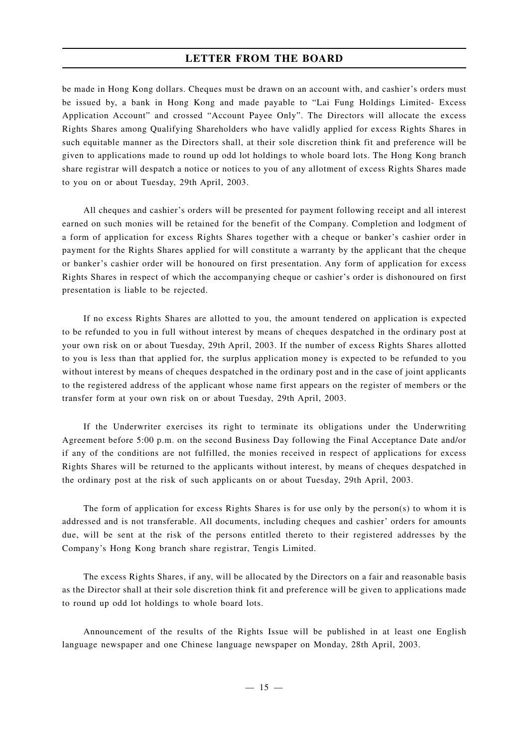be made in Hong Kong dollars. Cheques must be drawn on an account with, and cashier's orders must be issued by, a bank in Hong Kong and made payable to "Lai Fung Holdings Limited- Excess Application Account" and crossed "Account Payee Only". The Directors will allocate the excess Rights Shares among Qualifying Shareholders who have validly applied for excess Rights Shares in such equitable manner as the Directors shall, at their sole discretion think fit and preference will be given to applications made to round up odd lot holdings to whole board lots. The Hong Kong branch share registrar will despatch a notice or notices to you of any allotment of excess Rights Shares made to you on or about Tuesday, 29th April, 2003.

All cheques and cashier's orders will be presented for payment following receipt and all interest earned on such monies will be retained for the benefit of the Company. Completion and lodgment of a form of application for excess Rights Shares together with a cheque or banker's cashier order in payment for the Rights Shares applied for will constitute a warranty by the applicant that the cheque or banker's cashier order will be honoured on first presentation. Any form of application for excess Rights Shares in respect of which the accompanying cheque or cashier's order is dishonoured on first presentation is liable to be rejected.

If no excess Rights Shares are allotted to you, the amount tendered on application is expected to be refunded to you in full without interest by means of cheques despatched in the ordinary post at your own risk on or about Tuesday, 29th April, 2003. If the number of excess Rights Shares allotted to you is less than that applied for, the surplus application money is expected to be refunded to you without interest by means of cheques despatched in the ordinary post and in the case of joint applicants to the registered address of the applicant whose name first appears on the register of members or the transfer form at your own risk on or about Tuesday, 29th April, 2003.

If the Underwriter exercises its right to terminate its obligations under the Underwriting Agreement before 5:00 p.m. on the second Business Day following the Final Acceptance Date and/or if any of the conditions are not fulfilled, the monies received in respect of applications for excess Rights Shares will be returned to the applicants without interest, by means of cheques despatched in the ordinary post at the risk of such applicants on or about Tuesday, 29th April, 2003.

The form of application for excess Rights Shares is for use only by the person(s) to whom it is addressed and is not transferable. All documents, including cheques and cashier' orders for amounts due, will be sent at the risk of the persons entitled thereto to their registered addresses by the Company's Hong Kong branch share registrar, Tengis Limited.

The excess Rights Shares, if any, will be allocated by the Directors on a fair and reasonable basis as the Director shall at their sole discretion think fit and preference will be given to applications made to round up odd lot holdings to whole board lots.

Announcement of the results of the Rights Issue will be published in at least one English language newspaper and one Chinese language newspaper on Monday, 28th April, 2003.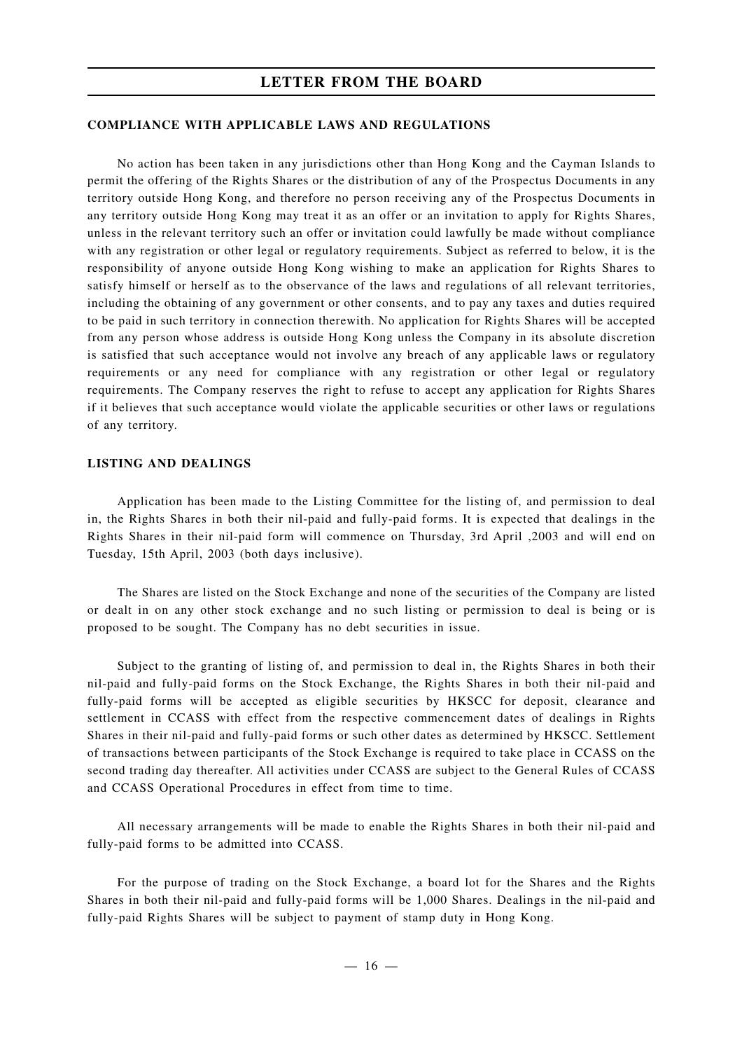**COMPLIANCE WITH APPLICABLE LAWS AND REGULATIONS**

No action has been taken in any jurisdictions other than Hong Kong and the Cayman Islands to permit the offering of the Rights Shares or the distribution of any of the Prospectus Documents in any territory outside Hong Kong, and therefore no person receiving any of the Prospectus Documents in any territory outside Hong Kong may treat it as an offer or an invitation to apply for Rights Shares, unless in the relevant territory such an offer or invitation could lawfully be made without compliance with any registration or other legal or regulatory requirements. Subject as referred to below, it is the responsibility of anyone outside Hong Kong wishing to make an application for Rights Shares to satisfy himself or herself as to the observance of the laws and regulations of all relevant territories, including the obtaining of any government or other consents, and to pay any taxes and duties required to be paid in such territory in connection therewith. No application for Rights Shares will be accepted from any person whose address is outside Hong Kong unless the Company in its absolute discretion is satisfied that such acceptance would not involve any breach of any applicable laws or regulatory requirements or any need for compliance with any registration or other legal or regulatory requirements. The Company reserves the right to refuse to accept any application for Rights Shares if it believes that such acceptance would violate the applicable securities or other laws or regulations of any territory.

**LISTING AND DEALINGS**

Application has been made to the Listing Committee for the listing of, and permission to deal in, the Rights Shares in both their nil-paid and fully-paid forms. It is expected that dealings in the Rights Shares in their nil-paid form will commence on Thursday, 3rd April ,2003 and will end on Tuesday, 15th April, 2003 (both days inclusive).

The Shares are listed on the Stock Exchange and none of the securities of the Company are listed or dealt in on any other stock exchange and no such listing or permission to deal is being or is proposed to be sought. The Company has no debt securities in issue.

Subject to the granting of listing of, and permission to deal in, the Rights Shares in both their nil-paid and fully-paid forms on the Stock Exchange, the Rights Shares in both their nil-paid and fully-paid forms will be accepted as eligible securities by HKSCC for deposit, clearance and settlement in CCASS with effect from the respective commencement dates of dealings in Rights Shares in their nil-paid and fully-paid forms or such other dates as determined by HKSCC. Settlement of transactions between participants of the Stock Exchange is required to take place in CCASS on the second trading day thereafter. All activities under CCASS are subject to the General Rules of CCASS and CCASS Operational Procedures in effect from time to time.

All necessary arrangements will be made to enable the Rights Shares in both their nil-paid and fully-paid forms to be admitted into CCASS.

For the purpose of trading on the Stock Exchange, a board lot for the Shares and the Rights Shares in both their nil-paid and fully-paid forms will be 1,000 Shares. Dealings in the nil-paid and fully-paid Rights Shares will be subject to payment of stamp duty in Hong Kong.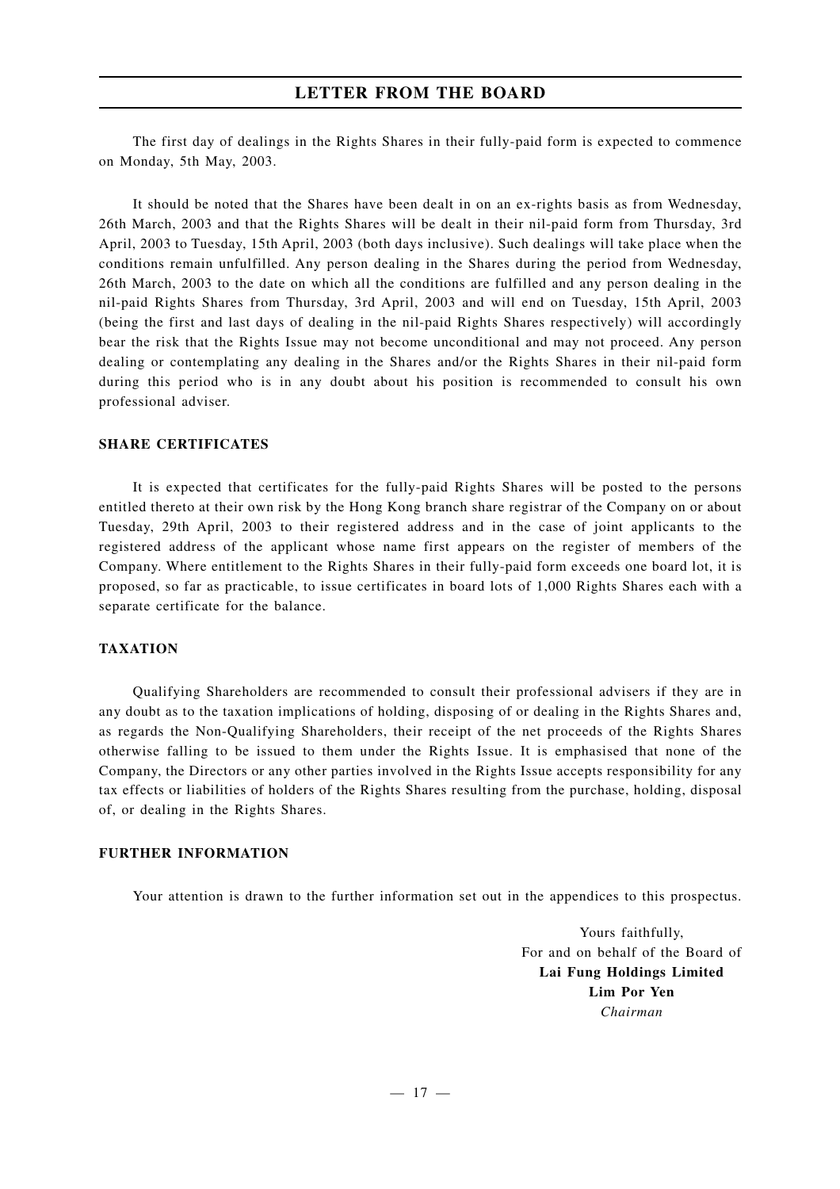The first day of dealings in the Rights Shares in their fully-paid form is expected to commence on Monday, 5th May, 2003.

It should be noted that the Shares have been dealt in on an ex-rights basis as from Wednesday, 26th March, 2003 and that the Rights Shares will be dealt in their nil-paid form from Thursday, 3rd April, 2003 to Tuesday, 15th April, 2003 (both days inclusive). Such dealings will take place when the conditions remain unfulfilled. Any person dealing in the Shares during the period from Wednesday, 26th March, 2003 to the date on which all the conditions are fulfilled and any person dealing in the nil-paid Rights Shares from Thursday, 3rd April, 2003 and will end on Tuesday, 15th April, 2003 (being the first and last days of dealing in the nil-paid Rights Shares respectively) will accordingly bear the risk that the Rights Issue may not become unconditional and may not proceed. Any person dealing or contemplating any dealing in the Shares and/or the Rights Shares in their nil-paid form during this period who is in any doubt about his position is recommended to consult his own professional adviser.

## SHARE CERTIFICATES

It is expected that certificates for the fully-paid Rights Shares will be posted to the persons entitled thereto at their own risk by the Hong Kong branch share registrar of the Company on or about Tuesday, 29th April, 2003 to their registered address and in the case of joint applicants to the registered address of the applicant whose name first appears on the register of members of the Company. Where entitlement to the Rights Shares in their fully-paid form exceeds one board lot, it is proposed, so far as practicable, to issue certificates in board lots of 1,000 Rights Shares each with a separate certificate for the balance.

## TAXATION

Qualifying Shareholders are recommended to consult their professional advisers if they are in any doubt as to the taxation implications of holding, disposing of or dealing in the Rights Shares and, as regards the Non-Qualifying Shareholders, their receipt of the net proceeds of the Rights Shares otherwise falling to be issued to them under the Rights Issue. It is emphasised that none of the Company, the Directors or any other parties involved in the Rights Issue accepts responsibility for any tax effects or liabilities of holders of the Rights Shares resulting from the purchase, holding, disposal of, or dealing in the Rights Shares.

## FURTHER INFORMATION

Your attention is drawn to the further information set out in the appendices to this prospectus.

Yours faithfully,
For and on behalf of the Board of
**Lai Fung Holdings Limited**
**Lim Por Yen**
*Chairman*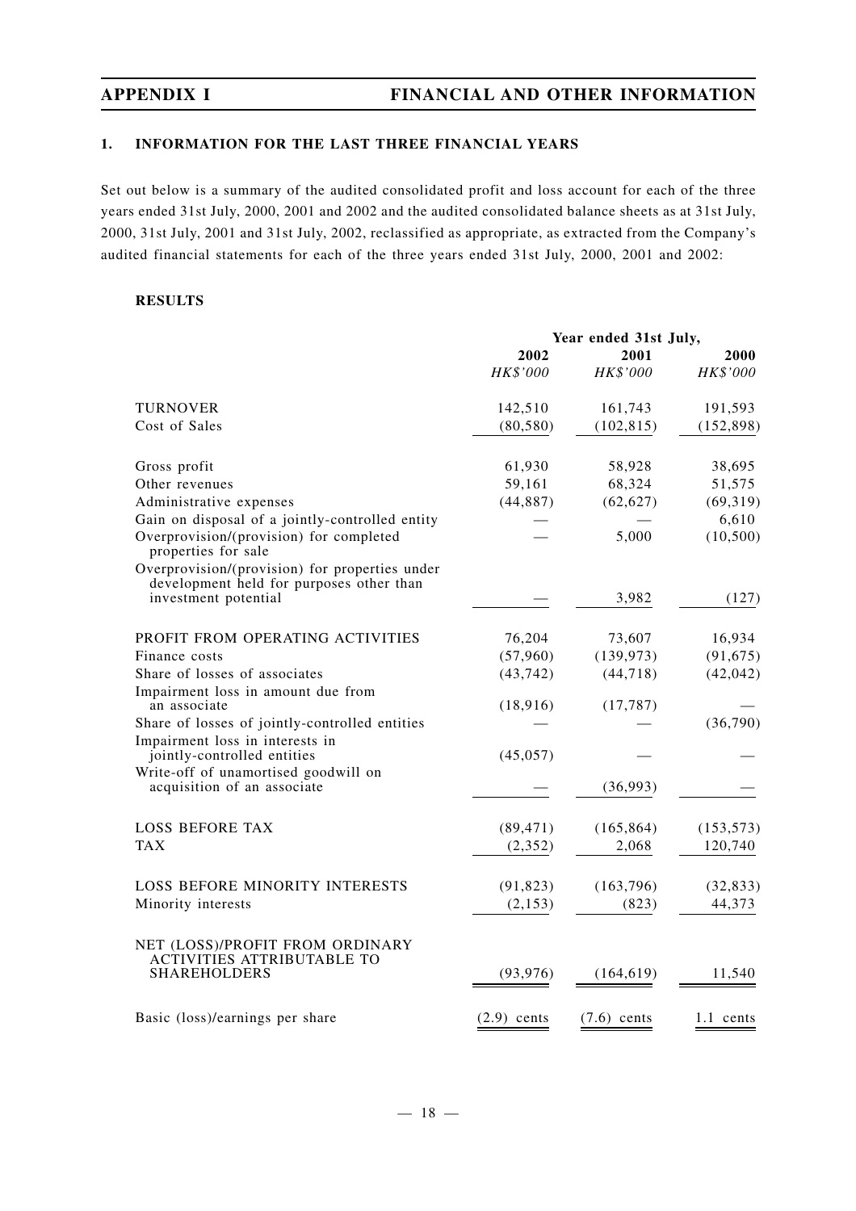## 1. INFORMATION FOR THE LAST THREE FINANCIAL YEARS

Set out below is a summary of the audited consolidated profit and loss account for each of the three years ended 31st July, 2000, 2001 and 2002 and the audited consolidated balance sheets as at 31st July, 2000, 31st July, 2001 and 31st July, 2002, reclassified as appropriate, as extracted from the Company's audited financial statements for each of the three years ended 31st July, 2000, 2001 and 2002:

### RESULTS

| | Year ended 31st July, | | |
|---|---|---|---|
| | 2002 | 2001 | 2000 |
| | *HK$'000* | *HK$'000* | *HK$'000* |
| TURNOVER | 142,510 | 161,743 | 191,593 |
| Cost of Sales | (80,580) | (102,815) | (152,898) |
| Gross profit | 61,930 | 58,928 | 38,695 |
| Other revenues | 59,161 | 68,324 | 51,575 |
| Administrative expenses | (44,887) | (62,627) | (69,319) |
| Gain on disposal of a jointly-controlled entity | — | — | 6,610 |
| Overprovision/(provision) for completed properties for sale | — | 5,000 | (10,500) |
| Overprovision/(provision) for properties under development held for purposes other than investment potential | — | 3,982 | (127) |
| PROFIT FROM OPERATING ACTIVITIES | 76,204 | 73,607 | 16,934 |
| Finance costs | (57,960) | (139,973) | (91,675) |
| Share of losses of associates | (43,742) | (44,718) | (42,042) |
| Impairment loss in amount due from an associate | (18,916) | (17,787) | — |
| Share of losses of jointly-controlled entities | — | — | (36,790) |
| Impairment loss in interests in jointly-controlled entities | (45,057) | — | — |
| Write-off of unamortised goodwill on acquisition of an associate | — | (36,993) | — |
| LOSS BEFORE TAX | (89,471) | (165,864) | (153,573) |
| TAX | (2,352) | 2,068 | 120,740 |
| LOSS BEFORE MINORITY INTERESTS | (91,823) | (163,796) | (32,833) |
| Minority interests | (2,153) | (823) | 44,373 |
| NET (LOSS)/PROFIT FROM ORDINARY ACTIVITIES ATTRIBUTABLE TO SHAREHOLDERS | (93,976) | (164,619) | 11,540 |
| Basic (loss)/earnings per share | (2.9) cents | (7.6) cents | 1.1 cents |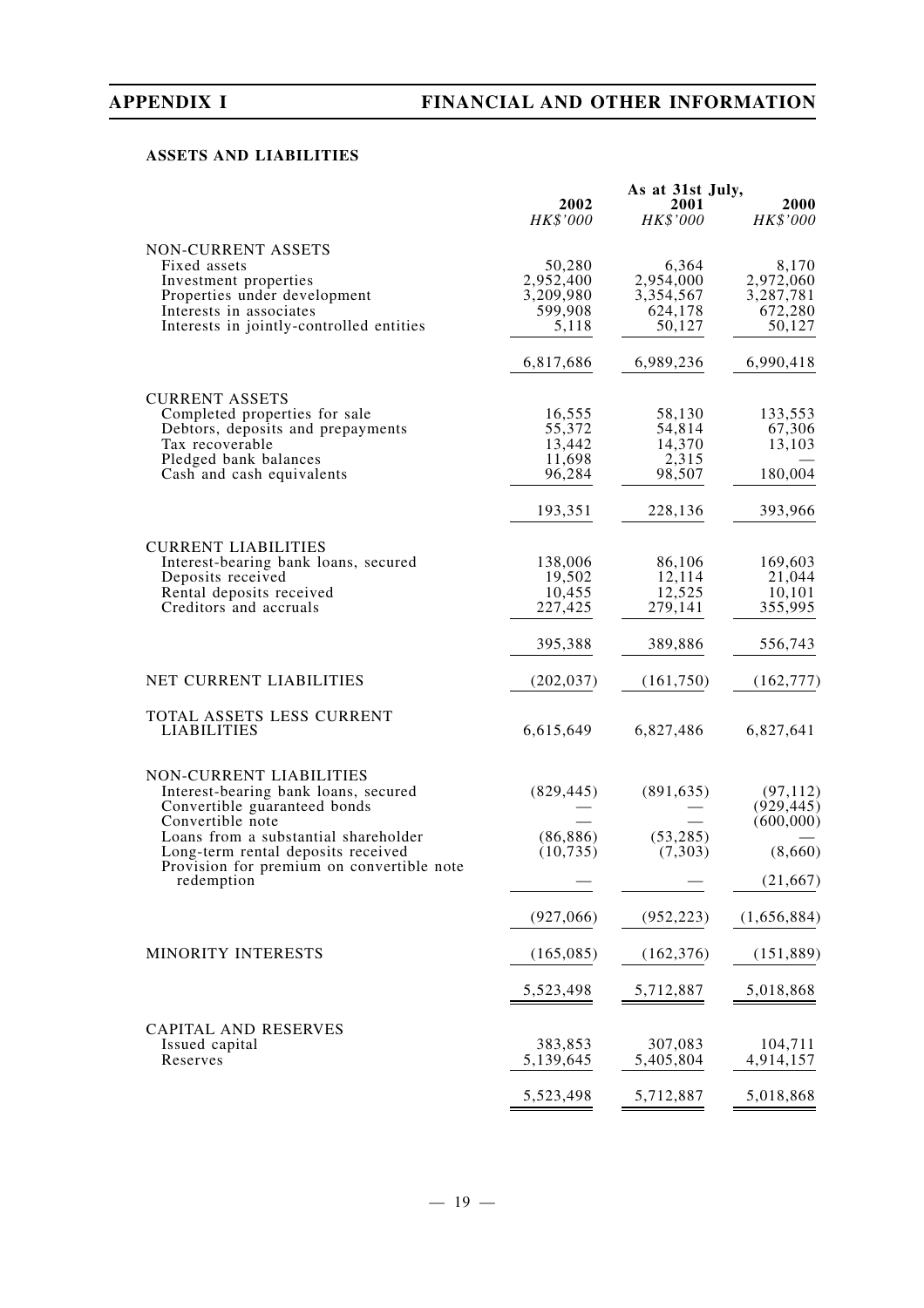## ASSETS AND LIABILITIES

| | As at 31st July, 2002 | 2001 | 2000 |
|---|---|---|---|
| | *HK$'000* | *HK$'000* | *HK$'000* |
| NON-CURRENT ASSETS | | | |
| Fixed assets | 50,280 | 6,364 | 8,170 |
| Investment properties | 2,952,400 | 2,954,000 | 2,972,060 |
| Properties under development | 3,209,980 | 3,354,567 | 3,287,781 |
| Interests in associates | 599,908 | 624,178 | 672,280 |
| Interests in jointly-controlled entities | 5,118 | 50,127 | 50,127 |
| | 6,817,686 | 6,989,236 | 6,990,418 |
| CURRENT ASSETS | | | |
| Completed properties for sale | 16,555 | 58,130 | 133,553 |
| Debtors, deposits and prepayments | 55,372 | 54,814 | 67,306 |
| Tax recoverable | 13,442 | 14,370 | 13,103 |
| Pledged bank balances | 11,698 | 2,315 | — |
| Cash and cash equivalents | 96,284 | 98,507 | 180,004 |
| | 193,351 | 228,136 | 393,966 |
| CURRENT LIABILITIES | | | |
| Interest-bearing bank loans, secured | 138,006 | 86,106 | 169,603 |
| Deposits received | 19,502 | 12,114 | 21,044 |
| Rental deposits received | 10,455 | 12,525 | 10,101 |
| Creditors and accruals | 227,425 | 279,141 | 355,995 |
| | 395,388 | 389,886 | 556,743 |
| NET CURRENT LIABILITIES | (202,037) | (161,750) | (162,777) |
| TOTAL ASSETS LESS CURRENT LIABILITIES | 6,615,649 | 6,827,486 | 6,827,641 |
| NON-CURRENT LIABILITIES | | | |
| Interest-bearing bank loans, secured | (829,445) | (891,635) | (97,112) |
| Convertible guaranteed bonds | — | — | (929,445) |
| Convertible note | — | — | (600,000) |
| Loans from a substantial shareholder | (86,886) | (53,285) | — |
| Long-term rental deposits received | (10,735) | (7,303) | (8,660) |
| Provision for premium on convertible note redemption | — | — | (21,667) |
| | (927,066) | (952,223) | (1,656,884) |
| MINORITY INTERESTS | (165,085) | (162,376) | (151,889) |
| | 5,523,498 | 5,712,887 | 5,018,868 |
| CAPITAL AND RESERVES | | | |
| Issued capital | 383,853 | 307,083 | 104,711 |
| Reserves | 5,139,645 | 5,405,804 | 4,914,157 |
| | 5,523,498 | 5,712,887 | 5,018,868 |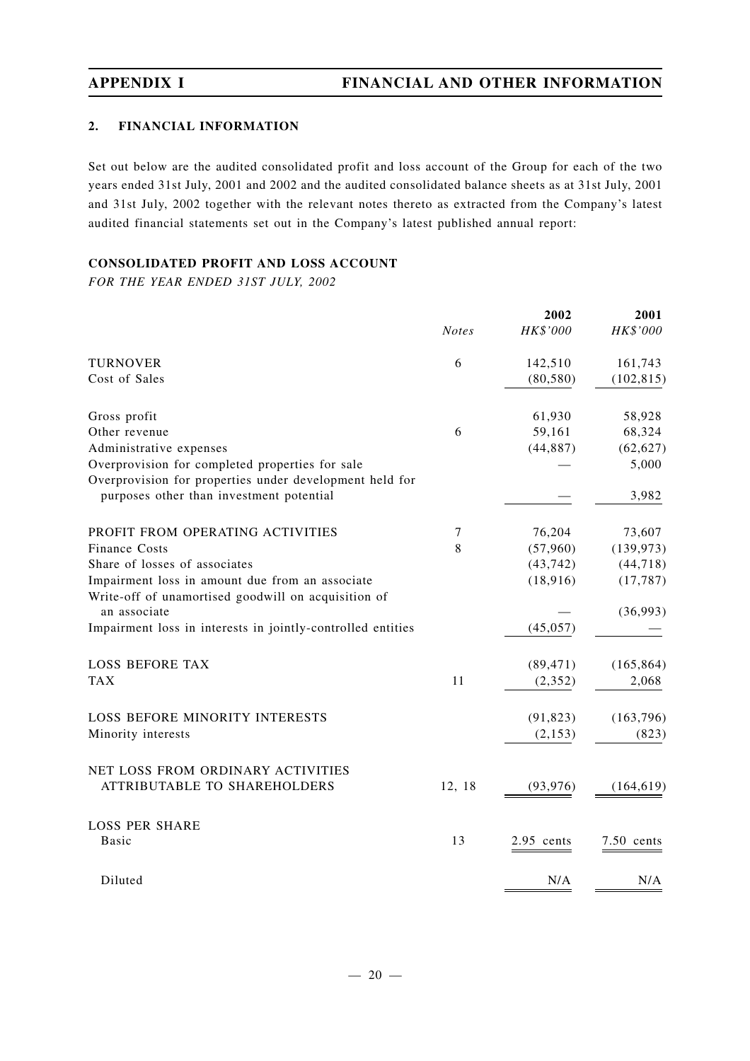## 2. FINANCIAL INFORMATION

Set out below are the audited consolidated profit and loss account of the Group for each of the two years ended 31st July, 2001 and 2002 and the audited consolidated balance sheets as at 31st July, 2001 and 31st July, 2002 together with the relevant notes thereto as extracted from the Company's latest audited financial statements set out in the Company's latest published annual report:

### CONSOLIDATED PROFIT AND LOSS ACCOUNT

*FOR THE YEAR ENDED 31ST JULY, 2002*

| | *Notes* | **2002** *HK$'000* | **2001** *HK$'000* |
|---|---|---|---|
| TURNOVER | 6 | 142,510 | 161,743 |
| Cost of Sales | | (80,580) | (102,815) |
| Gross profit | | 61,930 | 58,928 |
| Other revenue | 6 | 59,161 | 68,324 |
| Administrative expenses | | (44,887) | (62,627) |
| Overprovision for completed properties for sale | | — | 5,000 |
| Overprovision for properties under development held for purposes other than investment potential | | — | 3,982 |
| PROFIT FROM OPERATING ACTIVITIES | 7 | 76,204 | 73,607 |
| Finance Costs | 8 | (57,960) | (139,973) |
| Share of losses of associates | | (43,742) | (44,718) |
| Impairment loss in amount due from an associate | | (18,916) | (17,787) |
| Write-off of unamortised goodwill on acquisition of an associate | | — | (36,993) |
| Impairment loss in interests in jointly-controlled entities | | (45,057) | — |
| LOSS BEFORE TAX | | (89,471) | (165,864) |
| TAX | 11 | (2,352) | 2,068 |
| LOSS BEFORE MINORITY INTERESTS | | (91,823) | (163,796) |
| Minority interests | | (2,153) | (823) |
| NET LOSS FROM ORDINARY ACTIVITIES ATTRIBUTABLE TO SHAREHOLDERS | 12, 18 | (93,976) | (164,619) |
| LOSS PER SHARE | | | |
| Basic | 13 | 2.95 cents | 7.50 cents |
| Diluted | | N/A | N/A |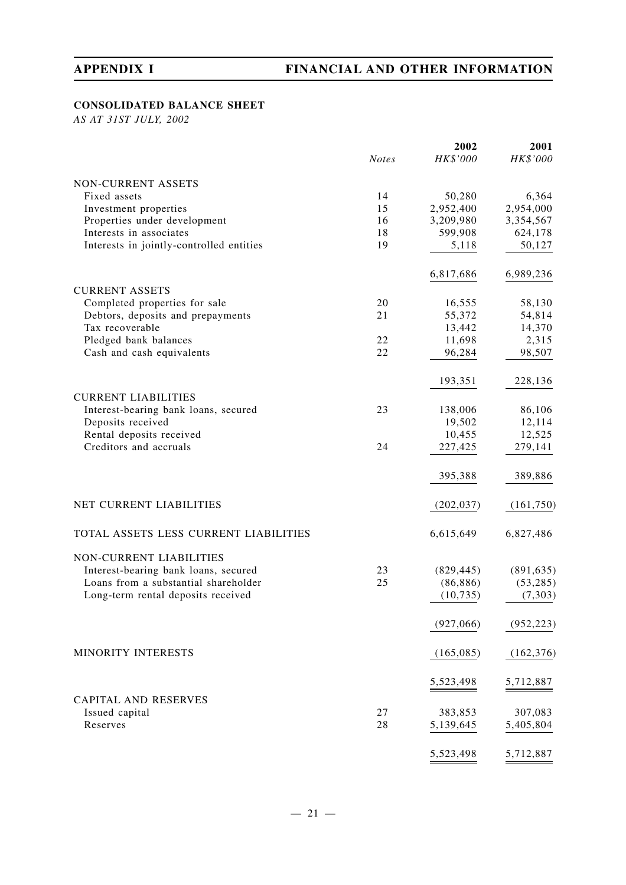## CONSOLIDATED BALANCE SHEET

*AS AT 31ST JULY, 2002*

| | Notes | 2002 HK$'000 | 2001 HK$'000 |
|---|---|---|---|
| NON-CURRENT ASSETS | | | |
| Fixed assets | 14 | 50,280 | 6,364 |
| Investment properties | 15 | 2,952,400 | 2,954,000 |
| Properties under development | 16 | 3,209,980 | 3,354,567 |
| Interests in associates | 18 | 599,908 | 624,178 |
| Interests in jointly-controlled entities | 19 | 5,118 | 50,127 |
| | | 6,817,686 | 6,989,236 |
| CURRENT ASSETS | | | |
| Completed properties for sale | 20 | 16,555 | 58,130 |
| Debtors, deposits and prepayments | 21 | 55,372 | 54,814 |
| Tax recoverable | | 13,442 | 14,370 |
| Pledged bank balances | 22 | 11,698 | 2,315 |
| Cash and cash equivalents | 22 | 96,284 | 98,507 |
| | | 193,351 | 228,136 |
| CURRENT LIABILITIES | | | |
| Interest-bearing bank loans, secured | 23 | 138,006 | 86,106 |
| Deposits received | | 19,502 | 12,114 |
| Rental deposits received | | 10,455 | 12,525 |
| Creditors and accruals | 24 | 227,425 | 279,141 |
| | | 395,388 | 389,886 |
| NET CURRENT LIABILITIES | | (202,037) | (161,750) |
| TOTAL ASSETS LESS CURRENT LIABILITIES | | 6,615,649 | 6,827,486 |
| NON-CURRENT LIABILITIES | | | |
| Interest-bearing bank loans, secured | 23 | (829,445) | (891,635) |
| Loans from a substantial shareholder | 25 | (86,886) | (53,285) |
| Long-term rental deposits received | | (10,735) | (7,303) |
| | | (927,066) | (952,223) |
| MINORITY INTERESTS | | (165,085) | (162,376) |
| | | 5,523,498 | 5,712,887 |
| CAPITAL AND RESERVES | | | |
| Issued capital | 27 | 383,853 | 307,083 |
| Reserves | 28 | 5,139,645 | 5,405,804 |
| | | 5,523,498 | 5,712,887 |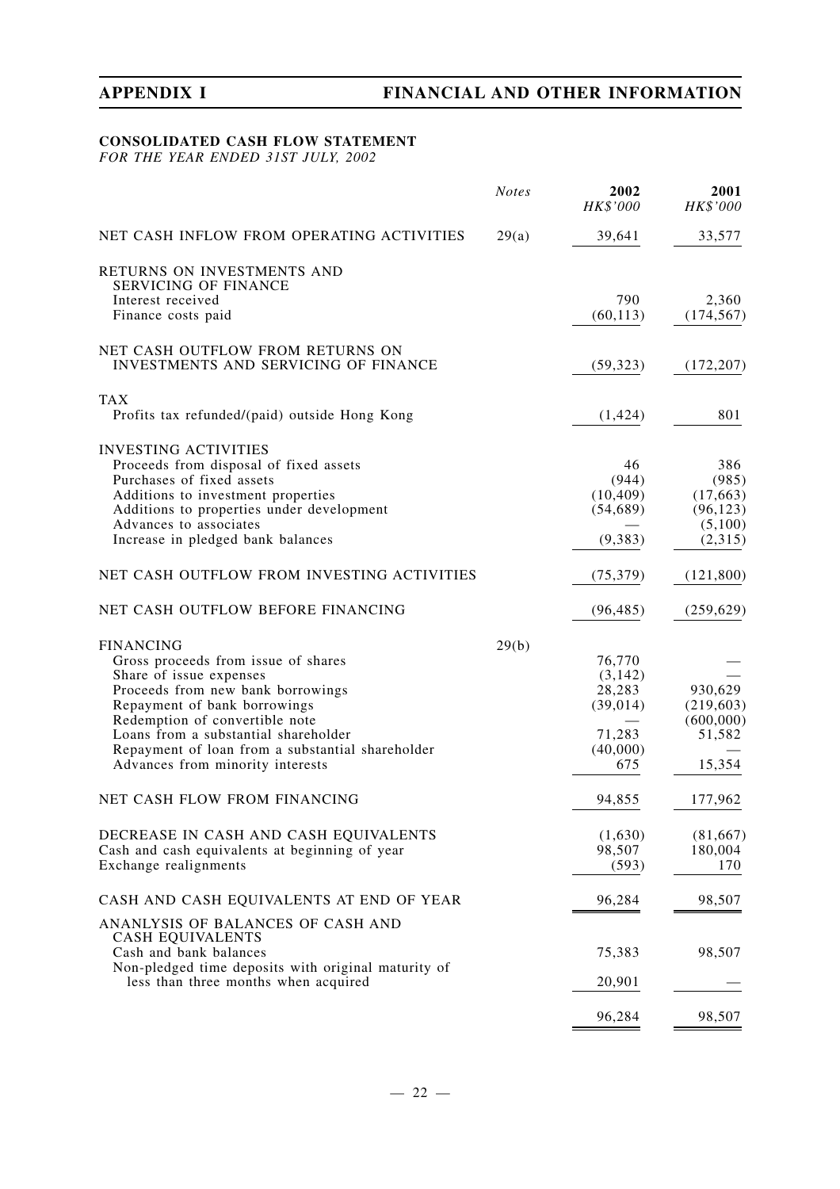**CONSOLIDATED CASH FLOW STATEMENT**

*FOR THE YEAR ENDED 31ST JULY, 2002*

| | *Notes* | **2002** *HK$'000* | **2001** *HK$'000* |
|---|---|---|---|
| NET CASH INFLOW FROM OPERATING ACTIVITIES | 29(a) | 39,641 | 33,577 |
| RETURNS ON INVESTMENTS AND SERVICING OF FINANCE | | | |
| Interest received | | 790 | 2,360 |
| Finance costs paid | | (60,113) | (174,567) |
| NET CASH OUTFLOW FROM RETURNS ON INVESTMENTS AND SERVICING OF FINANCE | | (59,323) | (172,207) |
| TAX | | | |
| Profits tax refunded/(paid) outside Hong Kong | | (1,424) | 801 |
| INVESTING ACTIVITIES | | | |
| Proceeds from disposal of fixed assets | | 46 | 386 |
| Purchases of fixed assets | | (944) | (985) |
| Additions to investment properties | | (10,409) | (17,663) |
| Additions to properties under development | | (54,689) | (96,123) |
| Advances to associates | | — | (5,100) |
| Increase in pledged bank balances | | (9,383) | (2,315) |
| NET CASH OUTFLOW FROM INVESTING ACTIVITIES | | (75,379) | (121,800) |
| NET CASH OUTFLOW BEFORE FINANCING | | (96,485) | (259,629) |
| FINANCING | 29(b) | | |
| Gross proceeds from issue of shares | | 76,770 | — |
| Share of issue expenses | | (3,142) | — |
| Proceeds from new bank borrowings | | 28,283 | 930,629 |
| Repayment of bank borrowings | | (39,014) | (219,603) |
| Redemption of convertible note | | — | (600,000) |
| Loans from a substantial shareholder | | 71,283 | 51,582 |
| Repayment of loan from a substantial shareholder | | (40,000) | — |
| Advances from minority interests | | 675 | 15,354 |
| NET CASH FLOW FROM FINANCING | | 94,855 | 177,962 |
| DECREASE IN CASH AND CASH EQUIVALENTS | | (1,630) | (81,667) |
| Cash and cash equivalents at beginning of year | | 98,507 | 180,004 |
| Exchange realignments | | (593) | 170 |
| CASH AND CASH EQUIVALENTS AT END OF YEAR | | 96,284 | 98,507 |
| ANANLYSIS OF BALANCES OF CASH AND CASH EQUIVALENTS | | | |
| Cash and bank balances | | 75,383 | 98,507 |
| Non-pledged time deposits with original maturity of less than three months when acquired | | 20,901 | — |
| | | 96,284 | 98,507 |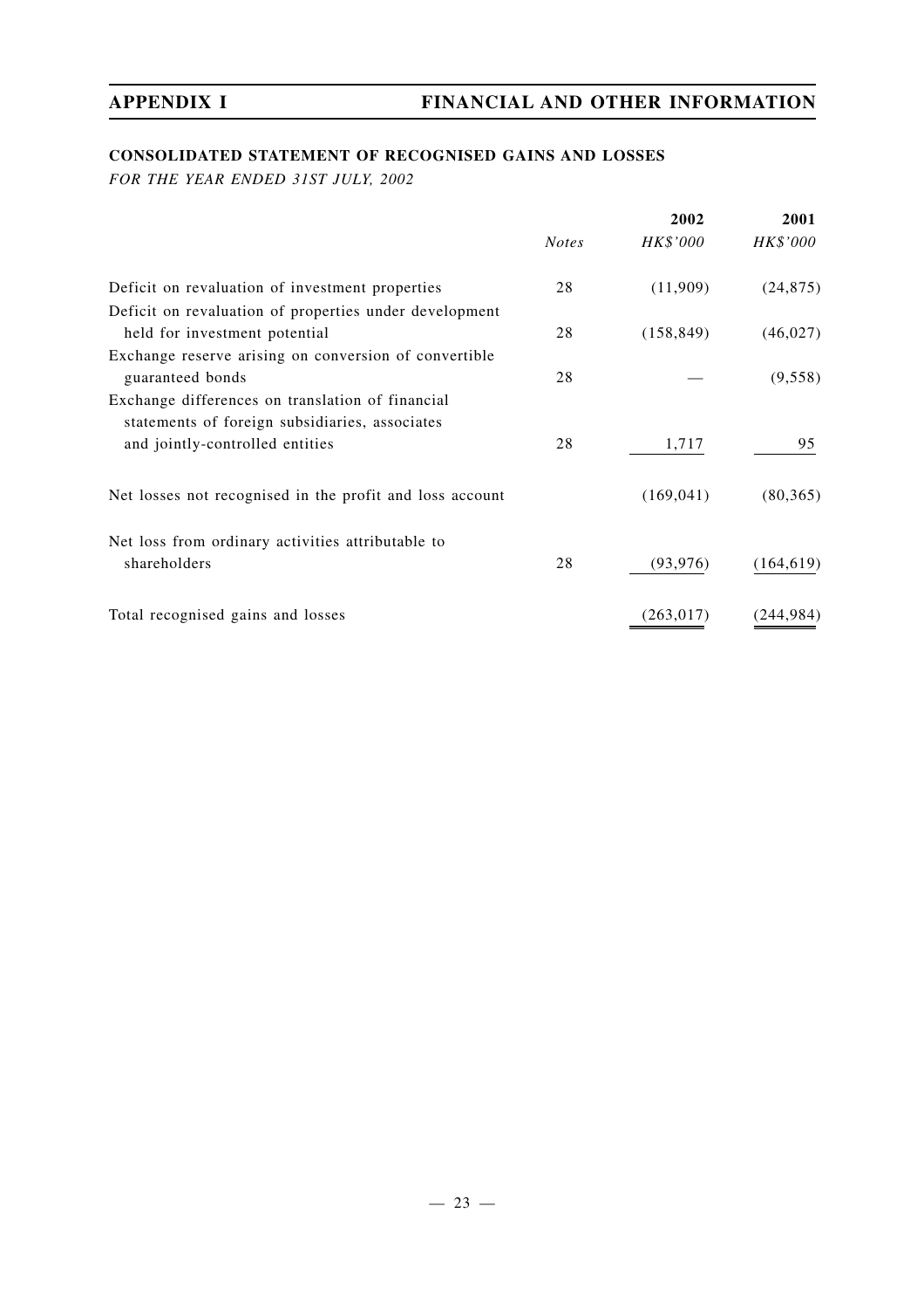## CONSOLIDATED STATEMENT OF RECOGNISED GAINS AND LOSSES

*FOR THE YEAR ENDED 31ST JULY, 2002*

| | *Notes* | **2002** *HK$'000* | **2001** *HK$'000* |
|---|---|---|---|
| Deficit on revaluation of investment properties | 28 | (11,909) | (24,875) |
| Deficit on revaluation of properties under development held for investment potential | 28 | (158,849) | (46,027) |
| Exchange reserve arising on conversion of convertible guaranteed bonds | 28 | — | (9,558) |
| Exchange differences on translation of financial statements of foreign subsidiaries, associates and jointly-controlled entities | 28 | 1,717 | 95 |
| Net losses not recognised in the profit and loss account | | (169,041) | (80,365) |
| Net loss from ordinary activities attributable to shareholders | 28 | (93,976) | (164,619) |
| Total recognised gains and losses | | (263,017) | (244,984) |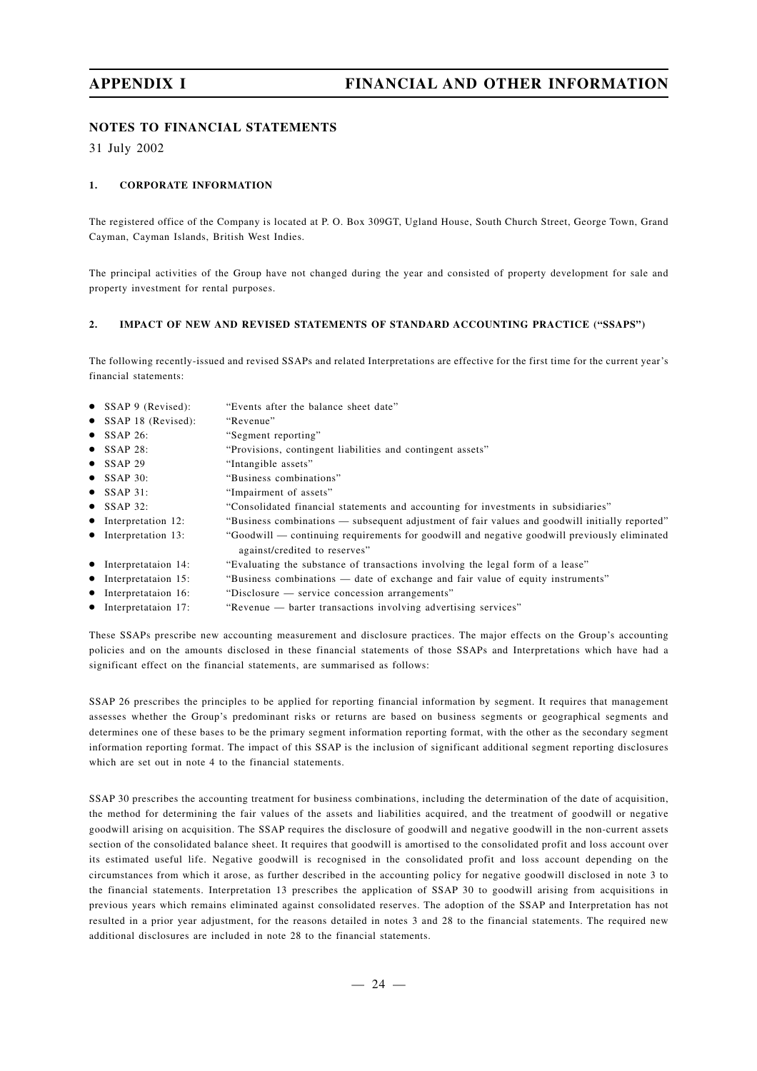## NOTES TO FINANCIAL STATEMENTS

31 July 2002

### 1. CORPORATE INFORMATION

The registered office of the Company is located at P. O. Box 309GT, Ugland House, South Church Street, George Town, Grand Cayman, Cayman Islands, British West Indies.

The principal activities of the Group have not changed during the year and consisted of property development for sale and property investment for rental purposes.

### 2. IMPACT OF NEW AND REVISED STATEMENTS OF STANDARD ACCOUNTING PRACTICE ("SSAPS")

The following recently-issued and revised SSAPs and related Interpretations are effective for the first time for the current year's financial statements:

- SSAP 9 (Revised): "Events after the balance sheet date"
- SSAP 18 (Revised): "Revenue"
- SSAP 26: "Segment reporting"
- SSAP 28: "Provisions, contingent liabilities and contingent assets"
- SSAP 29 "Intangible assets"
- SSAP 30: "Business combinations"
- SSAP 31: "Impairment of assets"
- SSAP 32: "Consolidated financial statements and accounting for investments in subsidiaries"
- Interpretation 12: "Business combinations — subsequent adjustment of fair values and goodwill initially reported"
- Interpretation 13: "Goodwill — continuing requirements for goodwill and negative goodwill previously eliminated against/credited to reserves"
- Interpretataion 14: "Evaluating the substance of transactions involving the legal form of a lease"
- Interpretataion 15: "Business combinations — date of exchange and fair value of equity instruments"
- Interpretataion 16: "Disclosure — service concession arrangements"
- Interpretataion 17: "Revenue — barter transactions involving advertising services"

These SSAPs prescribe new accounting measurement and disclosure practices. The major effects on the Group's accounting policies and on the amounts disclosed in these financial statements of those SSAPs and Interpretations which have had a significant effect on the financial statements, are summarised as follows:

SSAP 26 prescribes the principles to be applied for reporting financial information by segment. It requires that management assesses whether the Group's predominant risks or returns are based on business segments or geographical segments and determines one of these bases to be the primary segment information reporting format, with the other as the secondary segment information reporting format. The impact of this SSAP is the inclusion of significant additional segment reporting disclosures which are set out in note 4 to the financial statements.

SSAP 30 prescribes the accounting treatment for business combinations, including the determination of the date of acquisition, the method for determining the fair values of the assets and liabilities acquired, and the treatment of goodwill or negative goodwill arising on acquisition. The SSAP requires the disclosure of goodwill and negative goodwill in the non-current assets section of the consolidated balance sheet. It requires that goodwill is amortised to the consolidated profit and loss account over its estimated useful life. Negative goodwill is recognised in the consolidated profit and loss account depending on the circumstances from which it arose, as further described in the accounting policy for negative goodwill disclosed in note 3 to the financial statements. Interpretation 13 prescribes the application of SSAP 30 to goodwill arising from acquisitions in previous years which remains eliminated against consolidated reserves. The adoption of the SSAP and Interpretation has not resulted in a prior year adjustment, for the reasons detailed in notes 3 and 28 to the financial statements. The required new additional disclosures are included in note 28 to the financial statements.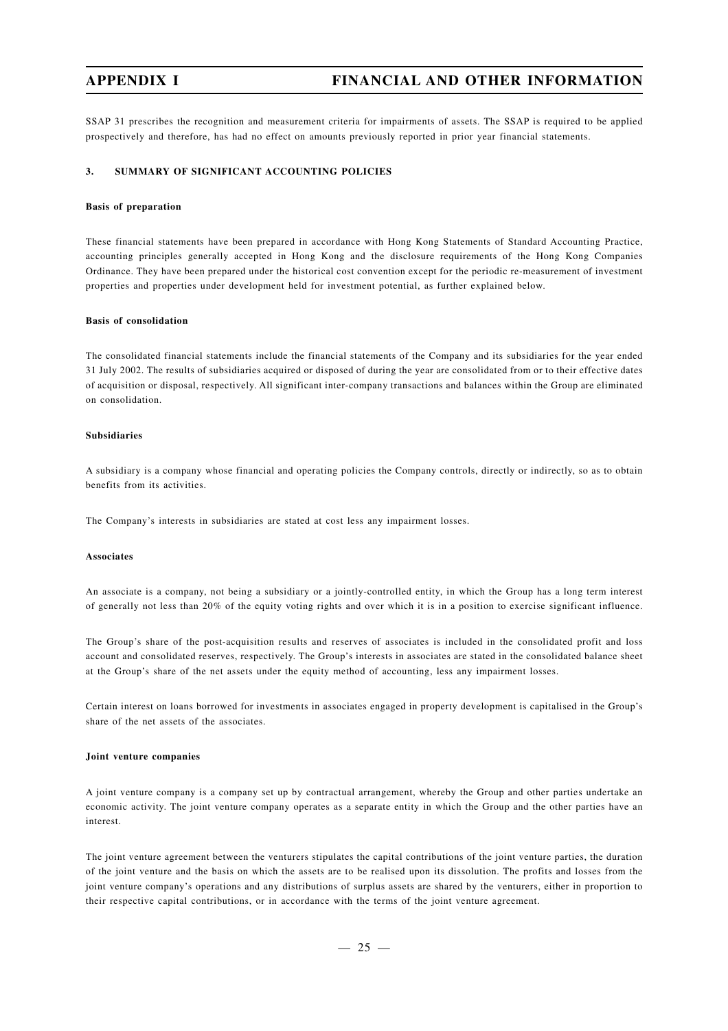SSAP 31 prescribes the recognition and measurement criteria for impairments of assets. The SSAP is required to be applied prospectively and therefore, has had no effect on amounts previously reported in prior year financial statements.

## 3. SUMMARY OF SIGNIFICANT ACCOUNTING POLICIES

### Basis of preparation

These financial statements have been prepared in accordance with Hong Kong Statements of Standard Accounting Practice, accounting principles generally accepted in Hong Kong and the disclosure requirements of the Hong Kong Companies Ordinance. They have been prepared under the historical cost convention except for the periodic re-measurement of investment properties and properties under development held for investment potential, as further explained below.

### Basis of consolidation

The consolidated financial statements include the financial statements of the Company and its subsidiaries for the year ended 31 July 2002. The results of subsidiaries acquired or disposed of during the year are consolidated from or to their effective dates of acquisition or disposal, respectively. All significant inter-company transactions and balances within the Group are eliminated on consolidation.

### Subsidiaries

A subsidiary is a company whose financial and operating policies the Company controls, directly or indirectly, so as to obtain benefits from its activities.

The Company's interests in subsidiaries are stated at cost less any impairment losses.

### Associates

An associate is a company, not being a subsidiary or a jointly-controlled entity, in which the Group has a long term interest of generally not less than 20% of the equity voting rights and over which it is in a position to exercise significant influence.

The Group's share of the post-acquisition results and reserves of associates is included in the consolidated profit and loss account and consolidated reserves, respectively. The Group's interests in associates are stated in the consolidated balance sheet at the Group's share of the net assets under the equity method of accounting, less any impairment losses.

Certain interest on loans borrowed for investments in associates engaged in property development is capitalised in the Group's share of the net assets of the associates.

### Joint venture companies

A joint venture company is a company set up by contractual arrangement, whereby the Group and other parties undertake an economic activity. The joint venture company operates as a separate entity in which the Group and the other parties have an interest.

The joint venture agreement between the venturers stipulates the capital contributions of the joint venture parties, the duration of the joint venture and the basis on which the assets are to be realised upon its dissolution. The profits and losses from the joint venture company's operations and any distributions of surplus assets are shared by the venturers, either in proportion to their respective capital contributions, or in accordance with the terms of the joint venture agreement.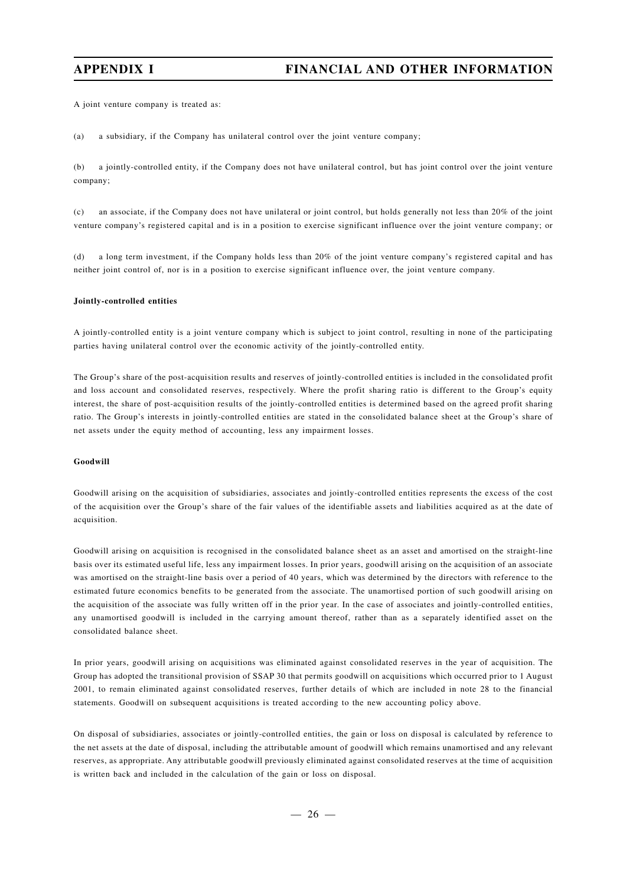A joint venture company is treated as:

(a) a subsidiary, if the Company has unilateral control over the joint venture company;

(b) a jointly-controlled entity, if the Company does not have unilateral control, but has joint control over the joint venture company;

(c) an associate, if the Company does not have unilateral or joint control, but holds generally not less than 20% of the joint venture company's registered capital and is in a position to exercise significant influence over the joint venture company; or

(d) a long term investment, if the Company holds less than 20% of the joint venture company's registered capital and has neither joint control of, nor is in a position to exercise significant influence over, the joint venture company.

**Jointly-controlled entities**

A jointly-controlled entity is a joint venture company which is subject to joint control, resulting in none of the participating parties having unilateral control over the economic activity of the jointly-controlled entity.

The Group's share of the post-acquisition results and reserves of jointly-controlled entities is included in the consolidated profit and loss account and consolidated reserves, respectively. Where the profit sharing ratio is different to the Group's equity interest, the share of post-acquisition results of the jointly-controlled entities is determined based on the agreed profit sharing ratio. The Group's interests in jointly-controlled entities are stated in the consolidated balance sheet at the Group's share of net assets under the equity method of accounting, less any impairment losses.

**Goodwill**

Goodwill arising on the acquisition of subsidiaries, associates and jointly-controlled entities represents the excess of the cost of the acquisition over the Group's share of the fair values of the identifiable assets and liabilities acquired as at the date of acquisition.

Goodwill arising on acquisition is recognised in the consolidated balance sheet as an asset and amortised on the straight-line basis over its estimated useful life, less any impairment losses. In prior years, goodwill arising on the acquisition of an associate was amortised on the straight-line basis over a period of 40 years, which was determined by the directors with reference to the estimated future economics benefits to be generated from the associate. The unamortised portion of such goodwill arising on the acquisition of the associate was fully written off in the prior year. In the case of associates and jointly-controlled entities, any unamortised goodwill is included in the carrying amount thereof, rather than as a separately identified asset on the consolidated balance sheet.

In prior years, goodwill arising on acquisitions was eliminated against consolidated reserves in the year of acquisition. The Group has adopted the transitional provision of SSAP 30 that permits goodwill on acquisitions which occurred prior to 1 August 2001, to remain eliminated against consolidated reserves, further details of which are included in note 28 to the financial statements. Goodwill on subsequent acquisitions is treated according to the new accounting policy above.

On disposal of subsidiaries, associates or jointly-controlled entities, the gain or loss on disposal is calculated by reference to the net assets at the date of disposal, including the attributable amount of goodwill which remains unamortised and any relevant reserves, as appropriate. Any attributable goodwill previously eliminated against consolidated reserves at the time of acquisition is written back and included in the calculation of the gain or loss on disposal.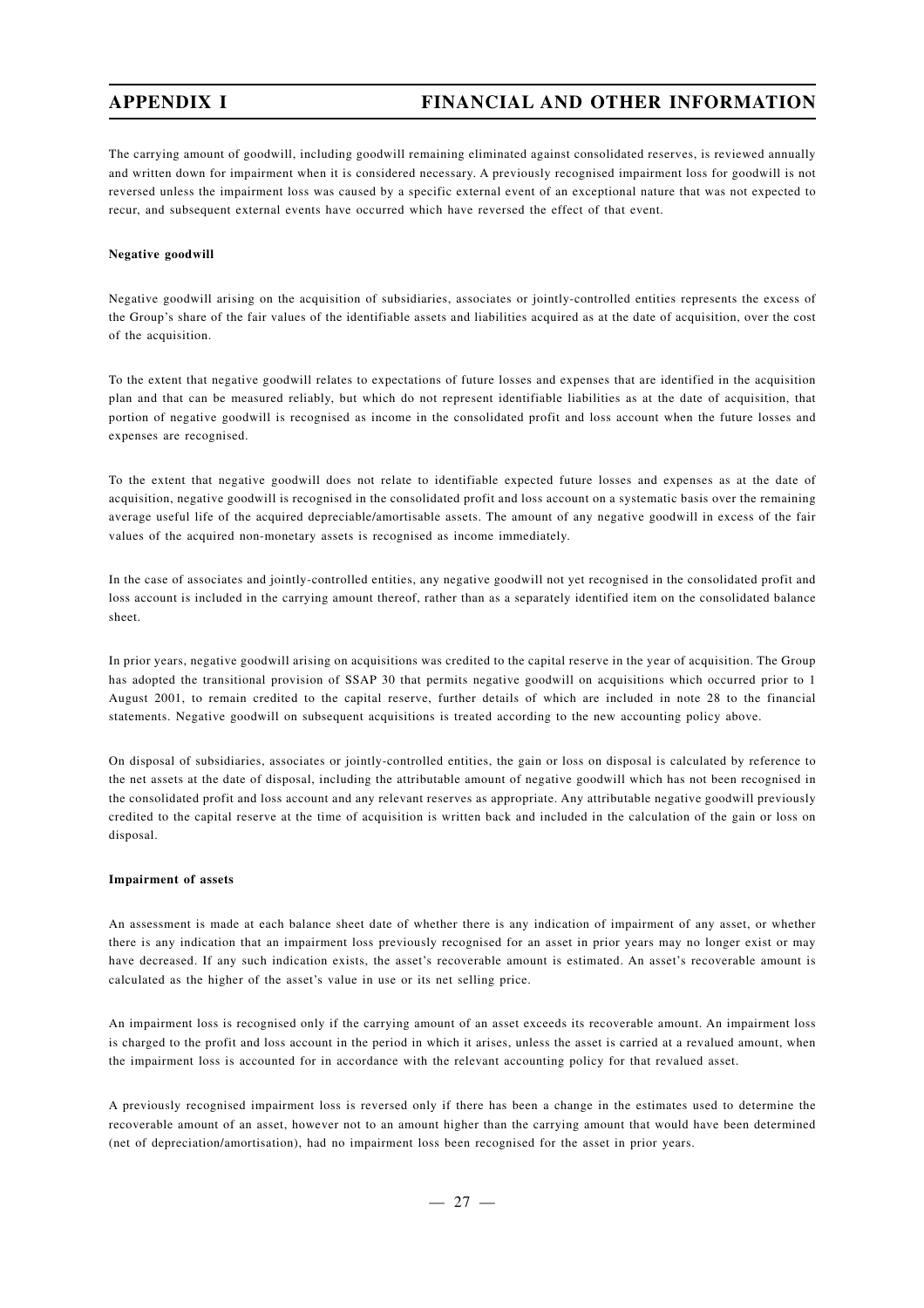The carrying amount of goodwill, including goodwill remaining eliminated against consolidated reserves, is reviewed annually and written down for impairment when it is considered necessary. A previously recognised impairment loss for goodwill is not reversed unless the impairment loss was caused by a specific external event of an exceptional nature that was not expected to recur, and subsequent external events have occurred which have reversed the effect of that event.

**Negative goodwill**

Negative goodwill arising on the acquisition of subsidiaries, associates or jointly-controlled entities represents the excess of the Group's share of the fair values of the identifiable assets and liabilities acquired as at the date of acquisition, over the cost of the acquisition.

To the extent that negative goodwill relates to expectations of future losses and expenses that are identified in the acquisition plan and that can be measured reliably, but which do not represent identifiable liabilities as at the date of acquisition, that portion of negative goodwill is recognised as income in the consolidated profit and loss account when the future losses and expenses are recognised.

To the extent that negative goodwill does not relate to identifiable expected future losses and expenses as at the date of acquisition, negative goodwill is recognised in the consolidated profit and loss account on a systematic basis over the remaining average useful life of the acquired depreciable/amortisable assets. The amount of any negative goodwill in excess of the fair values of the acquired non-monetary assets is recognised as income immediately.

In the case of associates and jointly-controlled entities, any negative goodwill not yet recognised in the consolidated profit and loss account is included in the carrying amount thereof, rather than as a separately identified item on the consolidated balance sheet.

In prior years, negative goodwill arising on acquisitions was credited to the capital reserve in the year of acquisition. The Group has adopted the transitional provision of SSAP 30 that permits negative goodwill on acquisitions which occurred prior to 1 August 2001, to remain credited to the capital reserve, further details of which are included in note 28 to the financial statements. Negative goodwill on subsequent acquisitions is treated according to the new accounting policy above.

On disposal of subsidiaries, associates or jointly-controlled entities, the gain or loss on disposal is calculated by reference to the net assets at the date of disposal, including the attributable amount of negative goodwill which has not been recognised in the consolidated profit and loss account and any relevant reserves as appropriate. Any attributable negative goodwill previously credited to the capital reserve at the time of acquisition is written back and included in the calculation of the gain or loss on disposal.

**Impairment of assets**

An assessment is made at each balance sheet date of whether there is any indication of impairment of any asset, or whether there is any indication that an impairment loss previously recognised for an asset in prior years may no longer exist or may have decreased. If any such indication exists, the asset's recoverable amount is estimated. An asset's recoverable amount is calculated as the higher of the asset's value in use or its net selling price.

An impairment loss is recognised only if the carrying amount of an asset exceeds its recoverable amount. An impairment loss is charged to the profit and loss account in the period in which it arises, unless the asset is carried at a revalued amount, when the impairment loss is accounted for in accordance with the relevant accounting policy for that revalued asset.

A previously recognised impairment loss is reversed only if there has been a change in the estimates used to determine the recoverable amount of an asset, however not to an amount higher than the carrying amount that would have been determined (net of depreciation/amortisation), had no impairment loss been recognised for the asset in prior years.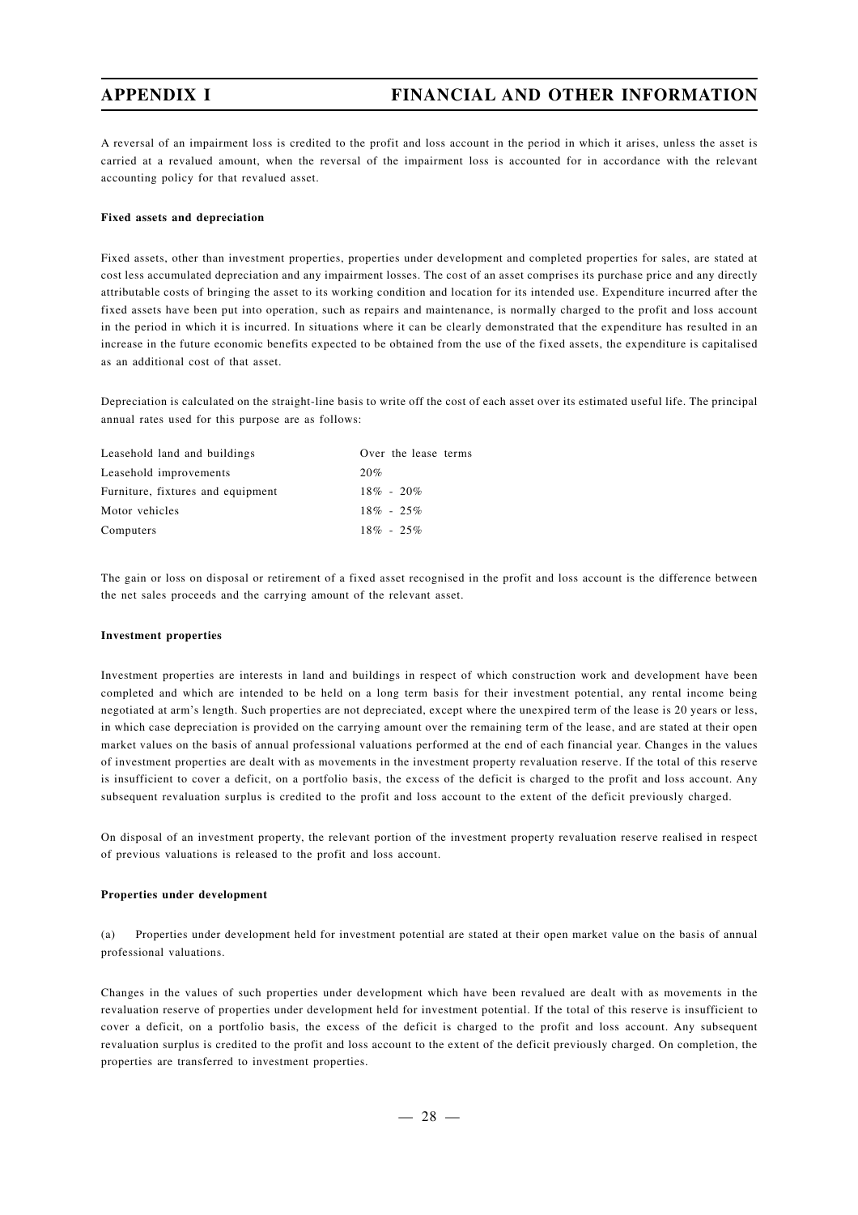A reversal of an impairment loss is credited to the profit and loss account in the period in which it arises, unless the asset is carried at a revalued amount, when the reversal of the impairment loss is accounted for in accordance with the relevant accounting policy for that revalued asset.

**Fixed assets and depreciation**

Fixed assets, other than investment properties, properties under development and completed properties for sales, are stated at cost less accumulated depreciation and any impairment losses. The cost of an asset comprises its purchase price and any directly attributable costs of bringing the asset to its working condition and location for its intended use. Expenditure incurred after the fixed assets have been put into operation, such as repairs and maintenance, is normally charged to the profit and loss account in the period in which it is incurred. In situations where it can be clearly demonstrated that the expenditure has resulted in an increase in the future economic benefits expected to be obtained from the use of the fixed assets, the expenditure is capitalised as an additional cost of that asset.

Depreciation is calculated on the straight-line basis to write off the cost of each asset over its estimated useful life. The principal annual rates used for this purpose are as follows:

| | |
|---|---|
| Leasehold land and buildings | Over the lease terms |
| Leasehold improvements | 20% |
| Furniture, fixtures and equipment | 18% - 20% |
| Motor vehicles | 18% - 25% |
| Computers | 18% - 25% |

The gain or loss on disposal or retirement of a fixed asset recognised in the profit and loss account is the difference between the net sales proceeds and the carrying amount of the relevant asset.

**Investment properties**

Investment properties are interests in land and buildings in respect of which construction work and development have been completed and which are intended to be held on a long term basis for their investment potential, any rental income being negotiated at arm's length. Such properties are not depreciated, except where the unexpired term of the lease is 20 years or less, in which case depreciation is provided on the carrying amount over the remaining term of the lease, and are stated at their open market values on the basis of annual professional valuations performed at the end of each financial year. Changes in the values of investment properties are dealt with as movements in the investment property revaluation reserve. If the total of this reserve is insufficient to cover a deficit, on a portfolio basis, the excess of the deficit is charged to the profit and loss account. Any subsequent revaluation surplus is credited to the profit and loss account to the extent of the deficit previously charged.

On disposal of an investment property, the relevant portion of the investment property revaluation reserve realised in respect of previous valuations is released to the profit and loss account.

**Properties under development**

(a) Properties under development held for investment potential are stated at their open market value on the basis of annual professional valuations.

Changes in the values of such properties under development which have been revalued are dealt with as movements in the revaluation reserve of properties under development held for investment potential. If the total of this reserve is insufficient to cover a deficit, on a portfolio basis, the excess of the deficit is charged to the profit and loss account. Any subsequent revaluation surplus is credited to the profit and loss account to the extent of the deficit previously charged. On completion, the properties are transferred to investment properties.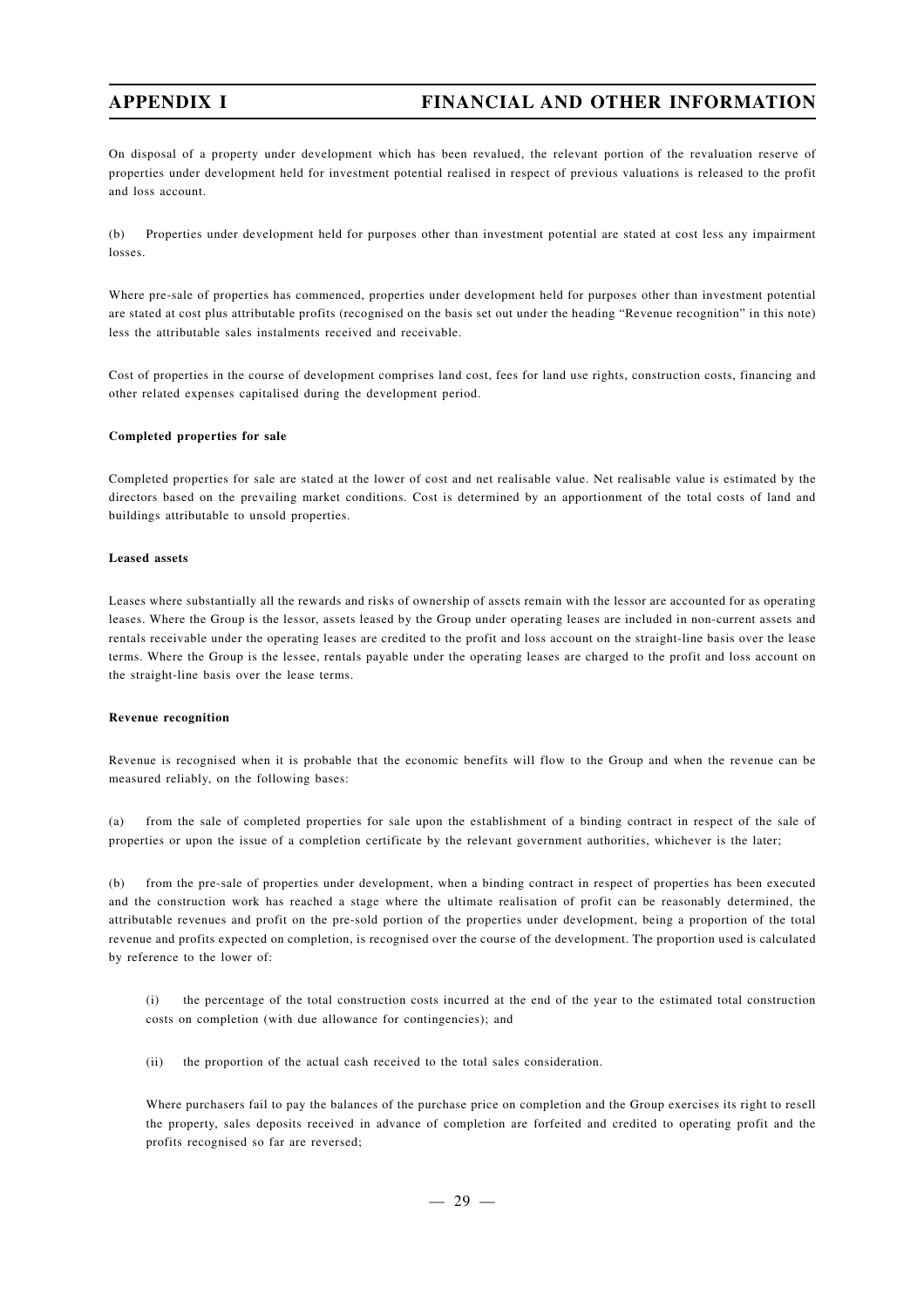On disposal of a property under development which has been revalued, the relevant portion of the revaluation reserve of properties under development held for investment potential realised in respect of previous valuations is released to the profit and loss account.

(b) Properties under development held for purposes other than investment potential are stated at cost less any impairment losses.

Where pre-sale of properties has commenced, properties under development held for purposes other than investment potential are stated at cost plus attributable profits (recognised on the basis set out under the heading "Revenue recognition" in this note) less the attributable sales instalments received and receivable.

Cost of properties in the course of development comprises land cost, fees for land use rights, construction costs, financing and other related expenses capitalised during the development period.

**Completed properties for sale**

Completed properties for sale are stated at the lower of cost and net realisable value. Net realisable value is estimated by the directors based on the prevailing market conditions. Cost is determined by an apportionment of the total costs of land and buildings attributable to unsold properties.

**Leased assets**

Leases where substantially all the rewards and risks of ownership of assets remain with the lessor are accounted for as operating leases. Where the Group is the lessor, assets leased by the Group under operating leases are included in non-current assets and rentals receivable under the operating leases are credited to the profit and loss account on the straight-line basis over the lease terms. Where the Group is the lessee, rentals payable under the operating leases are charged to the profit and loss account on the straight-line basis over the lease terms.

**Revenue recognition**

Revenue is recognised when it is probable that the economic benefits will flow to the Group and when the revenue can be measured reliably, on the following bases:

(a) from the sale of completed properties for sale upon the establishment of a binding contract in respect of the sale of properties or upon the issue of a completion certificate by the relevant government authorities, whichever is the later;

(b) from the pre-sale of properties under development, when a binding contract in respect of properties has been executed and the construction work has reached a stage where the ultimate realisation of profit can be reasonably determined, the attributable revenues and profit on the pre-sold portion of the properties under development, being a proportion of the total revenue and profits expected on completion, is recognised over the course of the development. The proportion used is calculated by reference to the lower of:

(i) the percentage of the total construction costs incurred at the end of the year to the estimated total construction costs on completion (with due allowance for contingencies); and

(ii) the proportion of the actual cash received to the total sales consideration.

Where purchasers fail to pay the balances of the purchase price on completion and the Group exercises its right to resell the property, sales deposits received in advance of completion are forfeited and credited to operating profit and the profits recognised so far are reversed;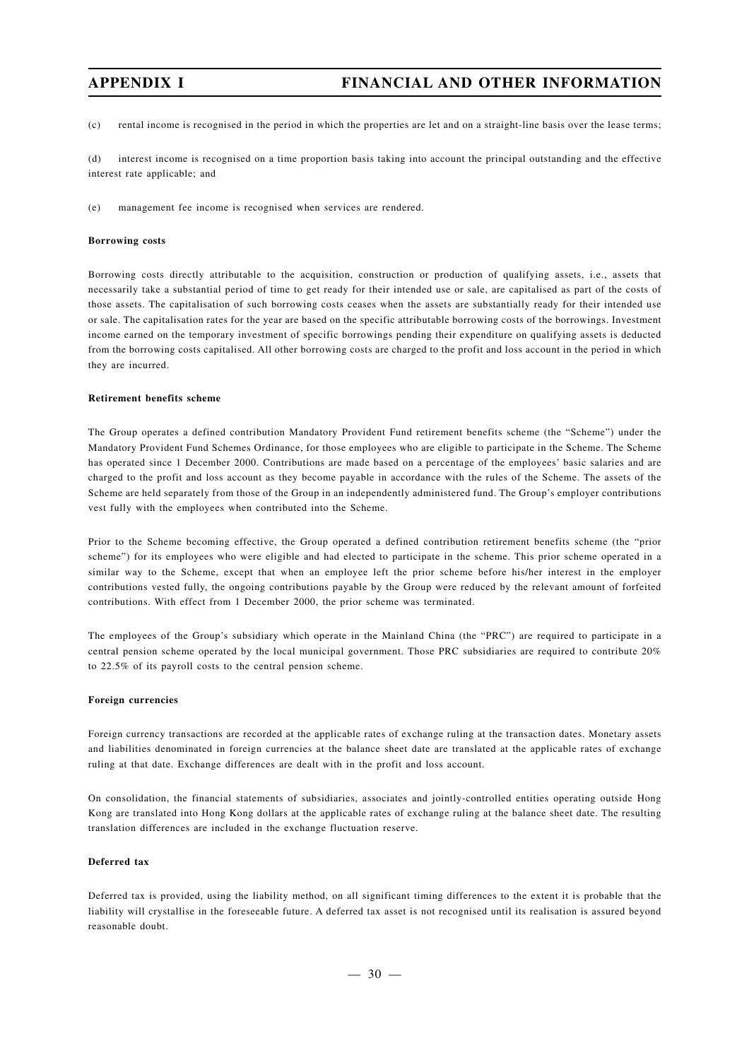(c) rental income is recognised in the period in which the properties are let and on a straight-line basis over the lease terms;

(d) interest income is recognised on a time proportion basis taking into account the principal outstanding and the effective interest rate applicable; and

(e) management fee income is recognised when services are rendered.

**Borrowing costs**

Borrowing costs directly attributable to the acquisition, construction or production of qualifying assets, i.e., assets that necessarily take a substantial period of time to get ready for their intended use or sale, are capitalised as part of the costs of those assets. The capitalisation of such borrowing costs ceases when the assets are substantially ready for their intended use or sale. The capitalisation rates for the year are based on the specific attributable borrowing costs of the borrowings. Investment income earned on the temporary investment of specific borrowings pending their expenditure on qualifying assets is deducted from the borrowing costs capitalised. All other borrowing costs are charged to the profit and loss account in the period in which they are incurred.

**Retirement benefits scheme**

The Group operates a defined contribution Mandatory Provident Fund retirement benefits scheme (the "Scheme") under the Mandatory Provident Fund Schemes Ordinance, for those employees who are eligible to participate in the Scheme. The Scheme has operated since 1 December 2000. Contributions are made based on a percentage of the employees' basic salaries and are charged to the profit and loss account as they become payable in accordance with the rules of the Scheme. The assets of the Scheme are held separately from those of the Group in an independently administered fund. The Group's employer contributions vest fully with the employees when contributed into the Scheme.

Prior to the Scheme becoming effective, the Group operated a defined contribution retirement benefits scheme (the "prior scheme") for its employees who were eligible and had elected to participate in the scheme. This prior scheme operated in a similar way to the Scheme, except that when an employee left the prior scheme before his/her interest in the employer contributions vested fully, the ongoing contributions payable by the Group were reduced by the relevant amount of forfeited contributions. With effect from 1 December 2000, the prior scheme was terminated.

The employees of the Group's subsidiary which operate in the Mainland China (the "PRC") are required to participate in a central pension scheme operated by the local municipal government. Those PRC subsidiaries are required to contribute 20% to 22.5% of its payroll costs to the central pension scheme.

**Foreign currencies**

Foreign currency transactions are recorded at the applicable rates of exchange ruling at the transaction dates. Monetary assets and liabilities denominated in foreign currencies at the balance sheet date are translated at the applicable rates of exchange ruling at that date. Exchange differences are dealt with in the profit and loss account.

On consolidation, the financial statements of subsidiaries, associates and jointly-controlled entities operating outside Hong Kong are translated into Hong Kong dollars at the applicable rates of exchange ruling at the balance sheet date. The resulting translation differences are included in the exchange fluctuation reserve.

**Deferred tax**

Deferred tax is provided, using the liability method, on all significant timing differences to the extent it is probable that the liability will crystallise in the foreseeable future. A deferred tax asset is not recognised until its realisation is assured beyond reasonable doubt.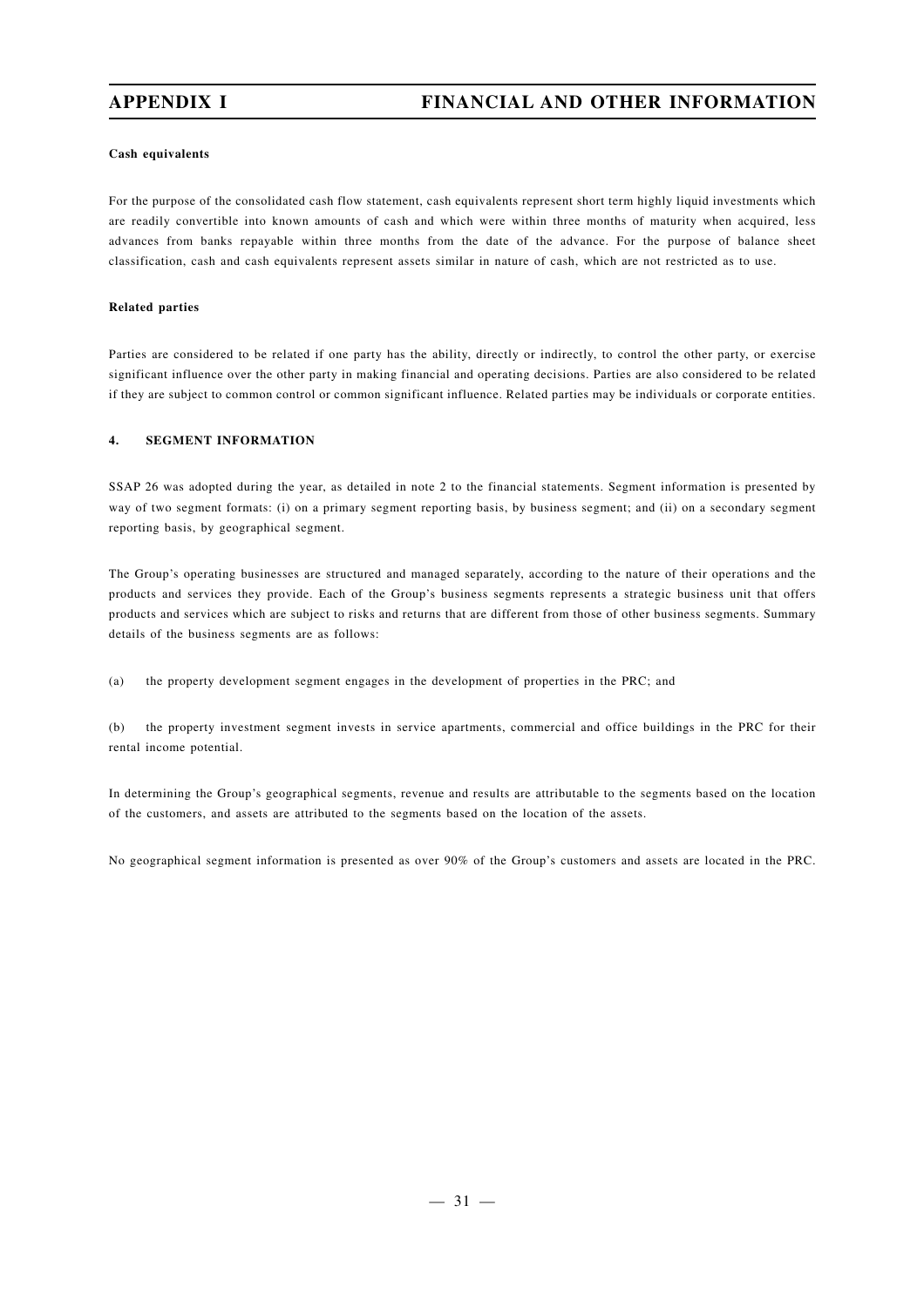**Cash equivalents**

For the purpose of the consolidated cash flow statement, cash equivalents represent short term highly liquid investments which are readily convertible into known amounts of cash and which were within three months of maturity when acquired, less advances from banks repayable within three months from the date of the advance. For the purpose of balance sheet classification, cash and cash equivalents represent assets similar in nature of cash, which are not restricted as to use.

**Related parties**

Parties are considered to be related if one party has the ability, directly or indirectly, to control the other party, or exercise significant influence over the other party in making financial and operating decisions. Parties are also considered to be related if they are subject to common control or common significant influence. Related parties may be individuals or corporate entities.

**4. SEGMENT INFORMATION**

SSAP 26 was adopted during the year, as detailed in note 2 to the financial statements. Segment information is presented by way of two segment formats: (i) on a primary segment reporting basis, by business segment; and (ii) on a secondary segment reporting basis, by geographical segment.

The Group's operating businesses are structured and managed separately, according to the nature of their operations and the products and services they provide. Each of the Group's business segments represents a strategic business unit that offers products and services which are subject to risks and returns that are different from those of other business segments. Summary details of the business segments are as follows:

(a) the property development segment engages in the development of properties in the PRC; and

(b) the property investment segment invests in service apartments, commercial and office buildings in the PRC for their rental income potential.

In determining the Group's geographical segments, revenue and results are attributable to the segments based on the location of the customers, and assets are attributed to the segments based on the location of the assets.

No geographical segment information is presented as over 90% of the Group's customers and assets are located in the PRC.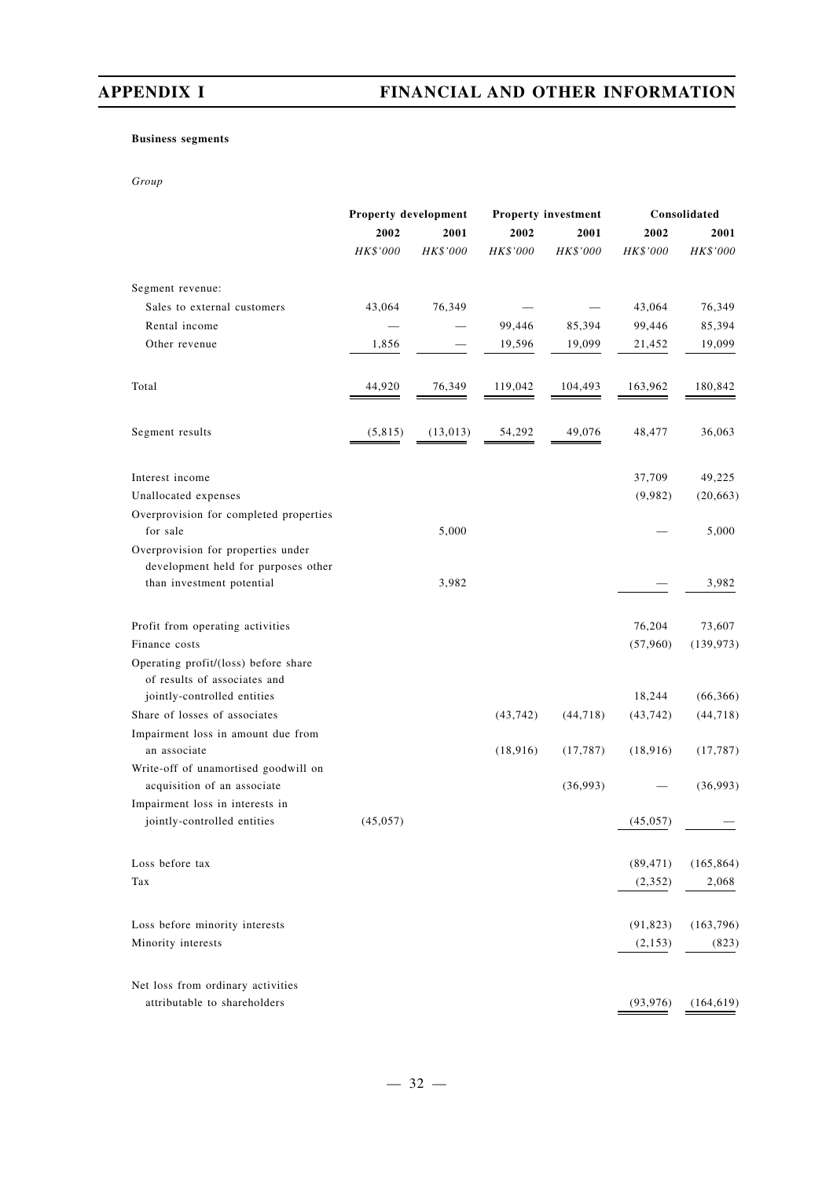**Business segments**

*Group*

| | Property development | | Property investment | | Consolidated | |
|---|---|---|---|---|---|---|
| | 2002 | 2001 | 2002 | 2001 | 2002 | 2001 |
| | *HK$'000* | *HK$'000* | *HK$'000* | *HK$'000* | *HK$'000* | *HK$'000* |
| Segment revenue: | | | | | | |
| Sales to external customers | 43,064 | 76,349 | — | — | 43,064 | 76,349 |
| Rental income | — | — | 99,446 | 85,394 | 99,446 | 85,394 |
| Other revenue | 1,856 | — | 19,596 | 19,099 | 21,452 | 19,099 |
| Total | 44,920 | 76,349 | 119,042 | 104,493 | 163,962 | 180,842 |
| Segment results | (5,815) | (13,013) | 54,292 | 49,076 | 48,477 | 36,063 |
| Interest income | | | | | 37,709 | 49,225 |
| Unallocated expenses | | | | | (9,982) | (20,663) |
| Overprovision for completed properties for sale | | 5,000 | | | — | 5,000 |
| Overprovision for properties under development held for purposes other than investment potential | | 3,982 | | | — | 3,982 |
| Profit from operating activities | | | | | 76,204 | 73,607 |
| Finance costs | | | | | (57,960) | (139,973) |
| Operating profit/(loss) before share of results of associates and jointly-controlled entities | | | | | 18,244 | (66,366) |
| Share of losses of associates | | | (43,742) | (44,718) | (43,742) | (44,718) |
| Impairment loss in amount due from an associate | | | (18,916) | (17,787) | (18,916) | (17,787) |
| Write-off of unamortised goodwill on acquisition of an associate | | | | (36,993) | — | (36,993) |
| Impairment loss in interests in jointly-controlled entities | (45,057) | | | | (45,057) | — |
| Loss before tax | | | | | (89,471) | (165,864) |
| Tax | | | | | (2,352) | 2,068 |
| Loss before minority interests | | | | | (91,823) | (163,796) |
| Minority interests | | | | | (2,153) | (823) |
| Net loss from ordinary activities attributable to shareholders | | | | | (93,976) | (164,619) |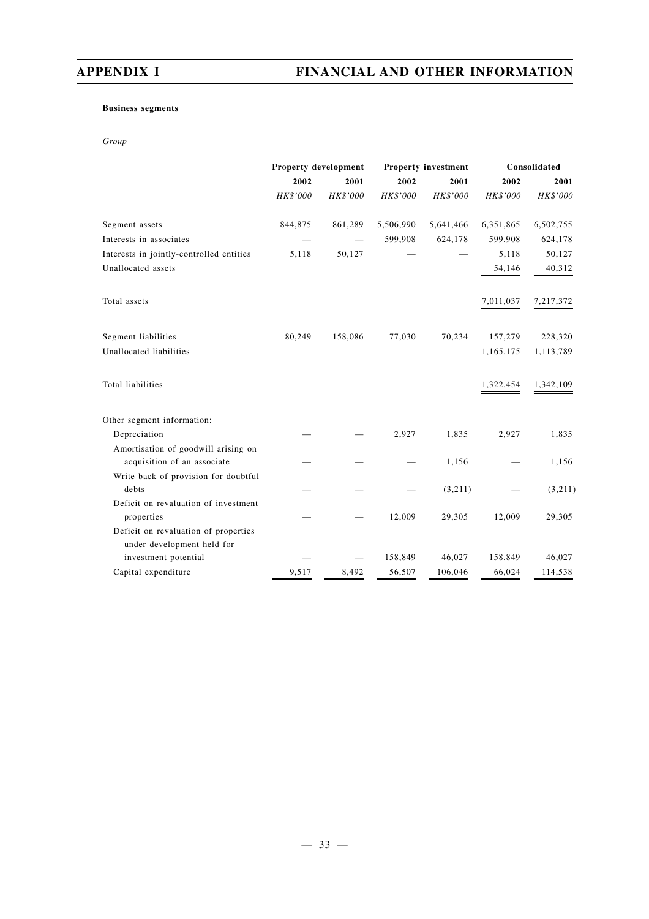**Business segments**

*Group*

| | Property development | | Property investment | | Consolidated | |
|---|---|---|---|---|---|---|
| | 2002 | 2001 | 2002 | 2001 | 2002 | 2001 |
| | *HK$'000* | *HK$'000* | *HK$'000* | *HK$'000* | *HK$'000* | *HK$'000* |
| Segment assets | 844,875 | 861,289 | 5,506,990 | 5,641,466 | 6,351,865 | 6,502,755 |
| Interests in associates | — | — | 599,908 | 624,178 | 599,908 | 624,178 |
| Interests in jointly-controlled entities | 5,118 | 50,127 | — | — | 5,118 | 50,127 |
| Unallocated assets | | | | | 54,146 | 40,312 |
| Total assets | | | | | 7,011,037 | 7,217,372 |
| Segment liabilities | 80,249 | 158,086 | 77,030 | 70,234 | 157,279 | 228,320 |
| Unallocated liabilities | | | | | 1,165,175 | 1,113,789 |
| Total liabilities | | | | | 1,322,454 | 1,342,109 |
| Other segment information: | | | | | | |
| Depreciation | — | — | 2,927 | 1,835 | 2,927 | 1,835 |
| Amortisation of goodwill arising on acquisition of an associate | — | — | — | 1,156 | — | 1,156 |
| Write back of provision for doubtful debts | — | — | — | (3,211) | — | (3,211) |
| Deficit on revaluation of investment properties | — | — | 12,009 | 29,305 | 12,009 | 29,305 |
| Deficit on revaluation of properties under development held for investment potential | — | — | 158,849 | 46,027 | 158,849 | 46,027 |
| Capital expenditure | 9,517 | 8,492 | 56,507 | 106,046 | 66,024 | 114,538 |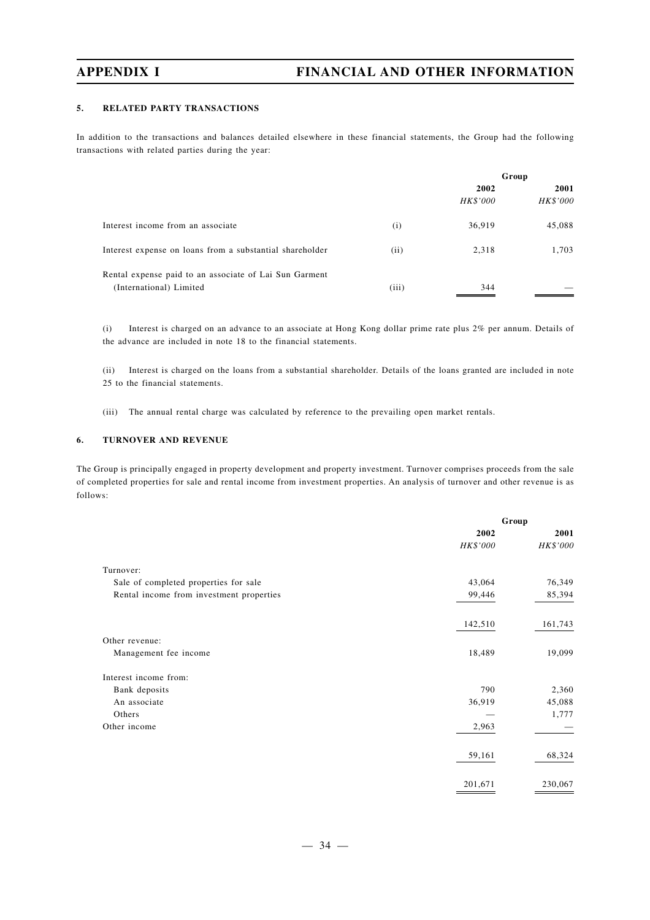### 5. RELATED PARTY TRANSACTIONS

In addition to the transactions and balances detailed elsewhere in these financial statements, the Group had the following transactions with related parties during the year:

| | | Group | |
|---|---|---|---|
| | | 2002 | 2001 |
| | | *HK$'000* | *HK$'000* |
| Interest income from an associate | (i) | 36,919 | 45,088 |
| Interest expense on loans from a substantial shareholder | (ii) | 2,318 | 1,703 |
| Rental expense paid to an associate of Lai Sun Garment (International) Limited | (iii) | 344 | — |

(i) Interest is charged on an advance to an associate at Hong Kong dollar prime rate plus 2% per annum. Details of the advance are included in note 18 to the financial statements.

(ii) Interest is charged on the loans from a substantial shareholder. Details of the loans granted are included in note 25 to the financial statements.

(iii) The annual rental charge was calculated by reference to the prevailing open market rentals.

### 6. TURNOVER AND REVENUE

The Group is principally engaged in property development and property investment. Turnover comprises proceeds from the sale of completed properties for sale and rental income from investment properties. An analysis of turnover and other revenue is as follows:

| | Group | |
|---|---|---|
| | 2002 | 2001 |
| | *HK$'000* | *HK$'000* |
| Turnover: | | |
| Sale of completed properties for sale | 43,064 | 76,349 |
| Rental income from investment properties | 99,446 | 85,394 |
| | 142,510 | 161,743 |
| Other revenue: | | |
| Management fee income | 18,489 | 19,099 |
| Interest income from: | | |
| Bank deposits | 790 | 2,360 |
| An associate | 36,919 | 45,088 |
| Others | — | 1,777 |
| Other income | 2,963 | — |
| | 59,161 | 68,324 |
| | 201,671 | 230,067 |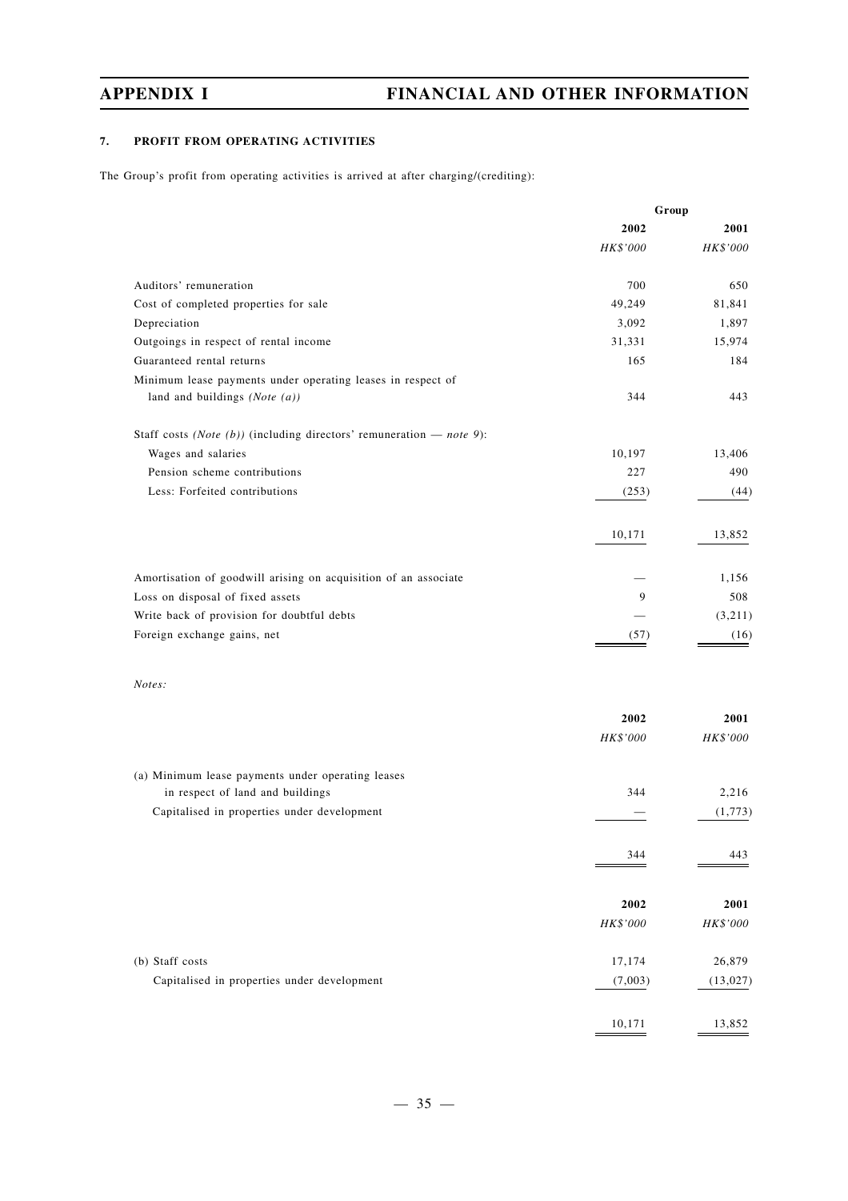## 7. PROFIT FROM OPERATING ACTIVITIES

The Group's profit from operating activities is arrived at after charging/(crediting):

| | Group | |
|---|---|---|
| | 2002 | 2001 |
| | *HK$'000* | *HK$'000* |
| Auditors' remuneration | 700 | 650 |
| Cost of completed properties for sale | 49,249 | 81,841 |
| Depreciation | 3,092 | 1,897 |
| Outgoings in respect of rental income | 31,331 | 15,974 |
| Guaranteed rental returns | 165 | 184 |
| Minimum lease payments under operating leases in respect of land and buildings *(Note (a))* | 344 | 443 |
| Staff costs *(Note (b))* (including directors' remuneration — *note 9*): | | |
| Wages and salaries | 10,197 | 13,406 |
| Pension scheme contributions | 227 | 490 |
| Less: Forfeited contributions | (253) | (44) |
| | 10,171 | 13,852 |
| Amortisation of goodwill arising on acquisition of an associate | — | 1,156 |
| Loss on disposal of fixed assets | 9 | 508 |
| Write back of provision for doubtful debts | — | (3,211) |
| Foreign exchange gains, net | (57) | (16) |

*Notes:*

| | 2002 | 2001 |
|---|---|---|
| | *HK$'000* | *HK$'000* |
| (a) Minimum lease payments under operating leases in respect of land and buildings | 344 | 2,216 |
| Capitalised in properties under development | — | (1,773) |
| | 344 | 443 |

| | 2002 | 2001 |
|---|---|---|
| | *HK$'000* | *HK$'000* |
| (b) Staff costs | 17,174 | 26,879 |
| Capitalised in properties under development | (7,003) | (13,027) |
| | 10,171 | 13,852 |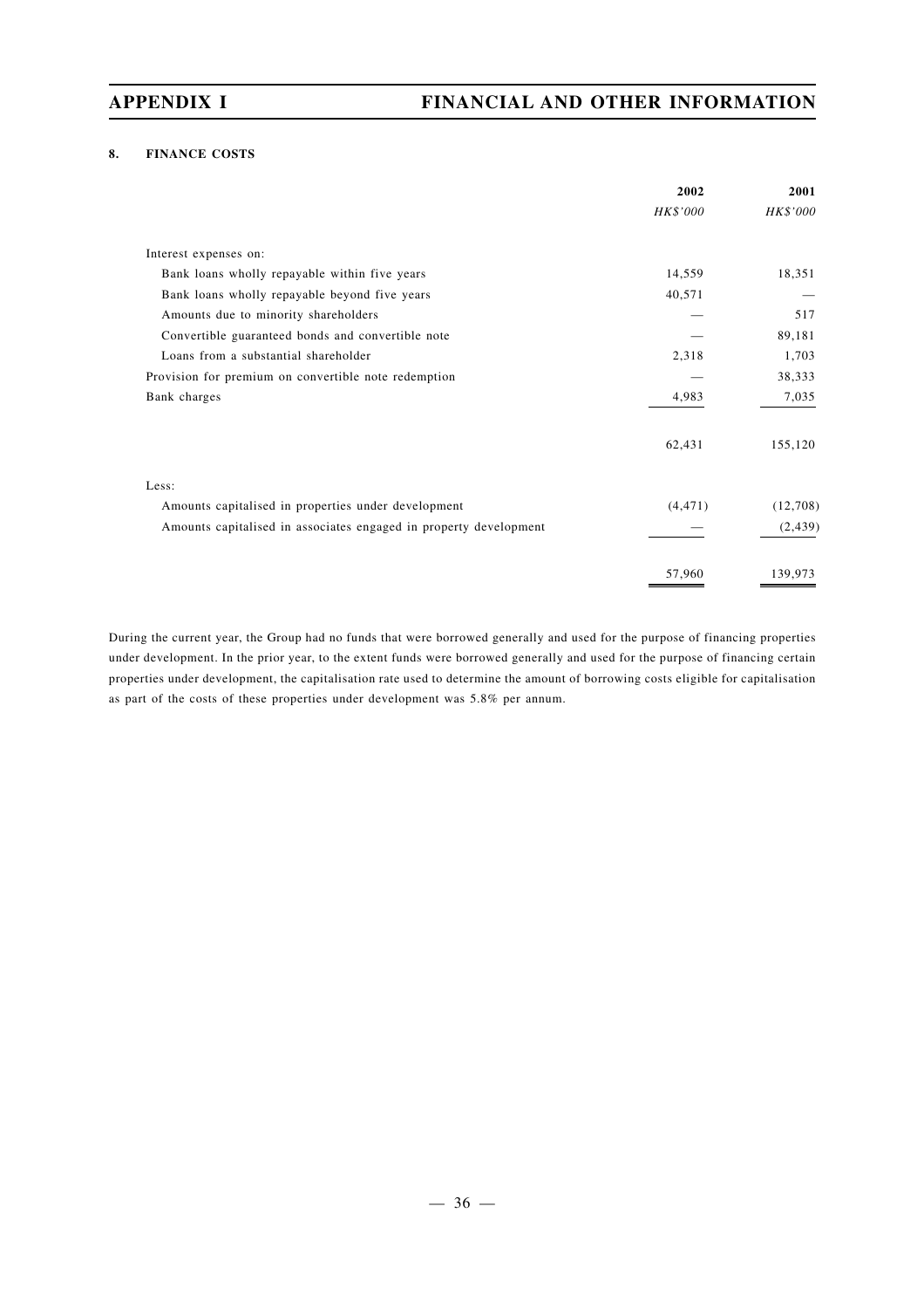## 8. FINANCE COSTS

| | 2002 | 2001 |
|---|---|---|
| | *HK$'000* | *HK$'000* |
| Interest expenses on: | | |
| Bank loans wholly repayable within five years | 14,559 | 18,351 |
| Bank loans wholly repayable beyond five years | 40,571 | — |
| Amounts due to minority shareholders | — | 517 |
| Convertible guaranteed bonds and convertible note | — | 89,181 |
| Loans from a substantial shareholder | 2,318 | 1,703 |
| Provision for premium on convertible note redemption | — | 38,333 |
| Bank charges | 4,983 | 7,035 |
| | 62,431 | 155,120 |
| Less: | | |
| Amounts capitalised in properties under development | (4,471) | (12,708) |
| Amounts capitalised in associates engaged in property development | — | (2,439) |
| | 57,960 | 139,973 |

During the current year, the Group had no funds that were borrowed generally and used for the purpose of financing properties under development. In the prior year, to the extent funds were borrowed generally and used for the purpose of financing certain properties under development, the capitalisation rate used to determine the amount of borrowing costs eligible for capitalisation as part of the costs of these properties under development was 5.8% per annum.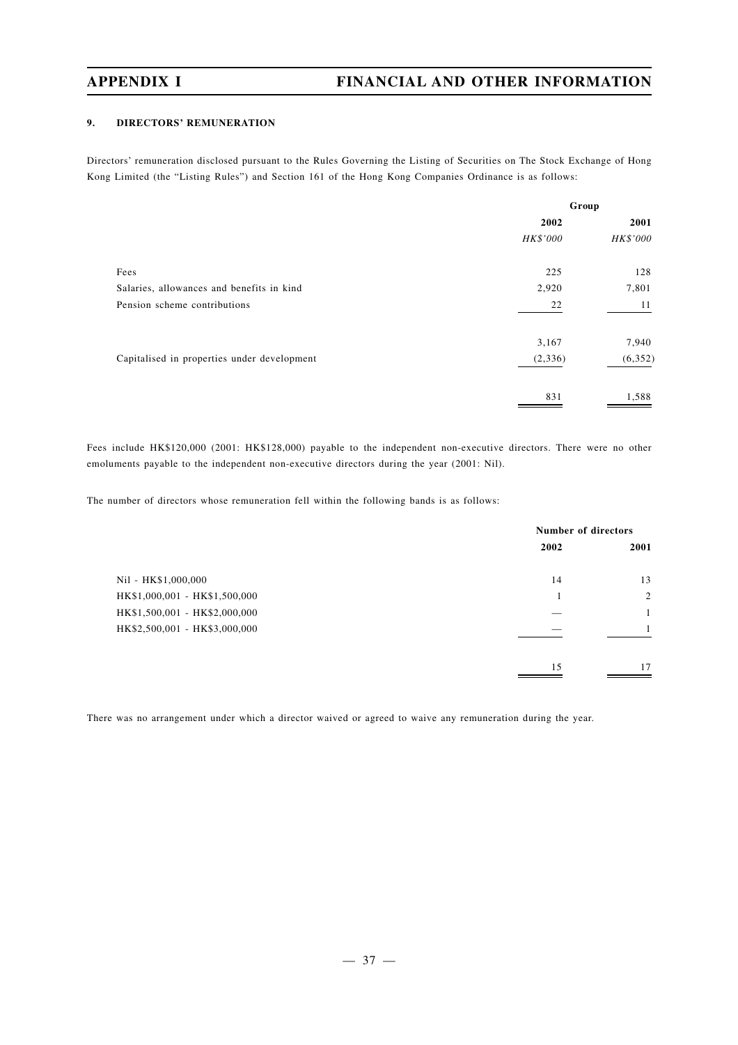### 9. DIRECTORS' REMUNERATION

Directors' remuneration disclosed pursuant to the Rules Governing the Listing of Securities on The Stock Exchange of Hong Kong Limited (the "Listing Rules") and Section 161 of the Hong Kong Companies Ordinance is as follows:

| | Group | |
|---|---|---|
| | 2002 | 2001 |
| | *HK$'000* | *HK$'000* |
| Fees | 225 | 128 |
| Salaries, allowances and benefits in kind | 2,920 | 7,801 |
| Pension scheme contributions | 22 | 11 |
| | 3,167 | 7,940 |
| Capitalised in properties under development | (2,336) | (6,352) |
| | 831 | 1,588 |

Fees include HK$120,000 (2001: HK$128,000) payable to the independent non-executive directors. There were no other emoluments payable to the independent non-executive directors during the year (2001: Nil).

The number of directors whose remuneration fell within the following bands is as follows:

| | Number of directors | |
|---|---|---|
| | 2002 | 2001 |
| Nil - HK$1,000,000 | 14 | 13 |
| HK$1,000,001 - HK$1,500,000 | 1 | 2 |
| HK$1,500,001 - HK$2,000,000 | — | 1 |
| HK$2,500,001 - HK$3,000,000 | — | 1 |
| | 15 | 17 |

There was no arrangement under which a director waived or agreed to waive any remuneration during the year.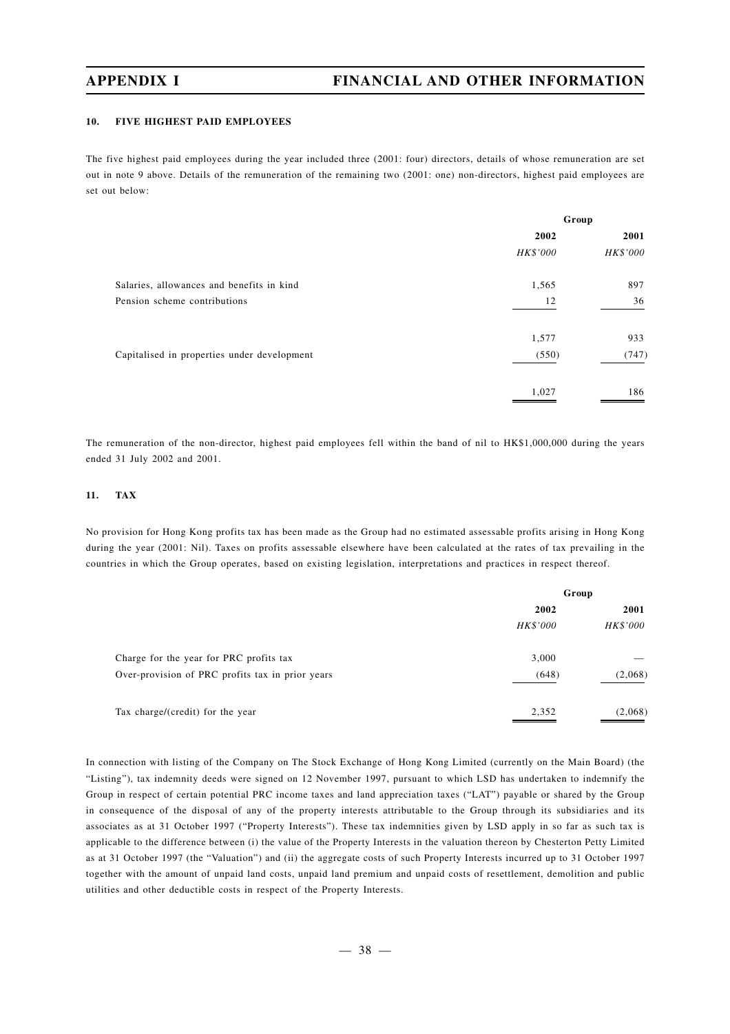### 10. FIVE HIGHEST PAID EMPLOYEES

The five highest paid employees during the year included three (2001: four) directors, details of whose remuneration are set out in note 9 above. Details of the remuneration of the remaining two (2001: one) non-directors, highest paid employees are set out below:

| | Group | |
|---|---|---|
| | 2002 | 2001 |
| | *HK$'000* | *HK$'000* |
| Salaries, allowances and benefits in kind | 1,565 | 897 |
| Pension scheme contributions | 12 | 36 |
| | 1,577 | 933 |
| Capitalised in properties under development | (550) | (747) |
| | 1,027 | 186 |

The remuneration of the non-director, highest paid employees fell within the band of nil to HK$1,000,000 during the years ended 31 July 2002 and 2001.

### 11. TAX

No provision for Hong Kong profits tax has been made as the Group had no estimated assessable profits arising in Hong Kong during the year (2001: Nil). Taxes on profits assessable elsewhere have been calculated at the rates of tax prevailing in the countries in which the Group operates, based on existing legislation, interpretations and practices in respect thereof.

| | Group | |
|---|---|---|
| | 2002 | 2001 |
| | *HK$'000* | *HK$'000* |
| Charge for the year for PRC profits tax | 3,000 | — |
| Over-provision of PRC profits tax in prior years | (648) | (2,068) |
| Tax charge/(credit) for the year | 2,352 | (2,068) |

In connection with listing of the Company on The Stock Exchange of Hong Kong Limited (currently on the Main Board) (the "Listing"), tax indemnity deeds were signed on 12 November 1997, pursuant to which LSD has undertaken to indemnify the Group in respect of certain potential PRC income taxes and land appreciation taxes ("LAT") payable or shared by the Group in consequence of the disposal of any of the property interests attributable to the Group through its subsidiaries and its associates as at 31 October 1997 ("Property Interests"). These tax indemnities given by LSD apply in so far as such tax is applicable to the difference between (i) the value of the Property Interests in the valuation thereon by Chesterton Petty Limited as at 31 October 1997 (the "Valuation") and (ii) the aggregate costs of such Property Interests incurred up to 31 October 1997 together with the amount of unpaid land costs, unpaid land premium and unpaid costs of resettlement, demolition and public utilities and other deductible costs in respect of the Property Interests.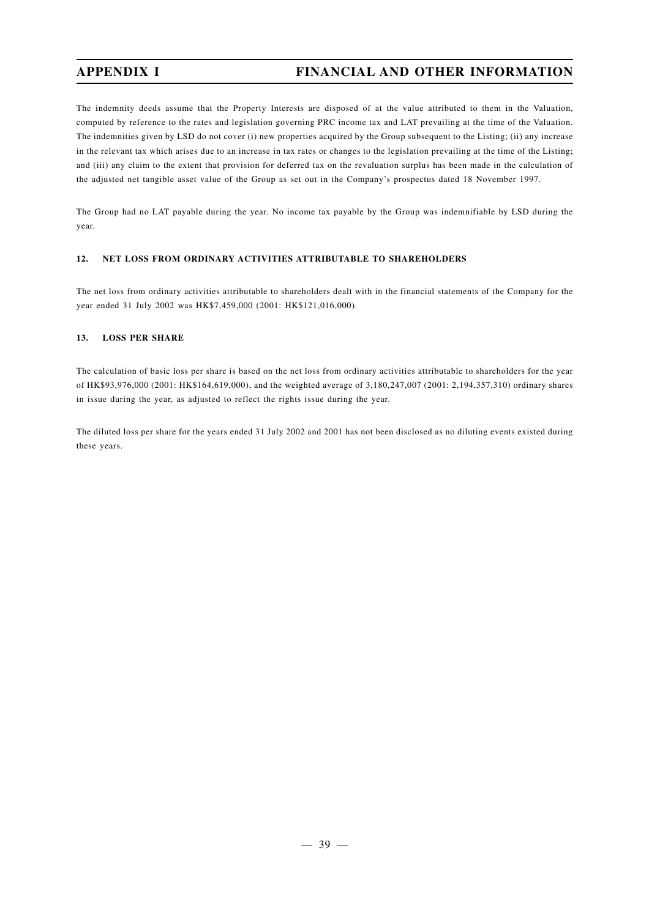The indemnity deeds assume that the Property Interests are disposed of at the value attributed to them in the Valuation, computed by reference to the rates and legislation governing PRC income tax and LAT prevailing at the time of the Valuation. The indemnities given by LSD do not cover (i) new properties acquired by the Group subsequent to the Listing; (ii) any increase in the relevant tax which arises due to an increase in tax rates or changes to the legislation prevailing at the time of the Listing; and (iii) any claim to the extent that provision for deferred tax on the revaluation surplus has been made in the calculation of the adjusted net tangible asset value of the Group as set out in the Company's prospectus dated 18 November 1997.

The Group had no LAT payable during the year. No income tax payable by the Group was indemnifiable by LSD during the year.

### 12. NET LOSS FROM ORDINARY ACTIVITIES ATTRIBUTABLE TO SHAREHOLDERS

The net loss from ordinary activities attributable to shareholders dealt with in the financial statements of the Company for the year ended 31 July 2002 was HK$7,459,000 (2001: HK$121,016,000).

### 13. LOSS PER SHARE

The calculation of basic loss per share is based on the net loss from ordinary activities attributable to shareholders for the year of HK$93,976,000 (2001: HK$164,619,000), and the weighted average of 3,180,247,007 (2001: 2,194,357,310) ordinary shares in issue during the year, as adjusted to reflect the rights issue during the year.

The diluted loss per share for the years ended 31 July 2002 and 2001 has not been disclosed as no diluting events existed during these years.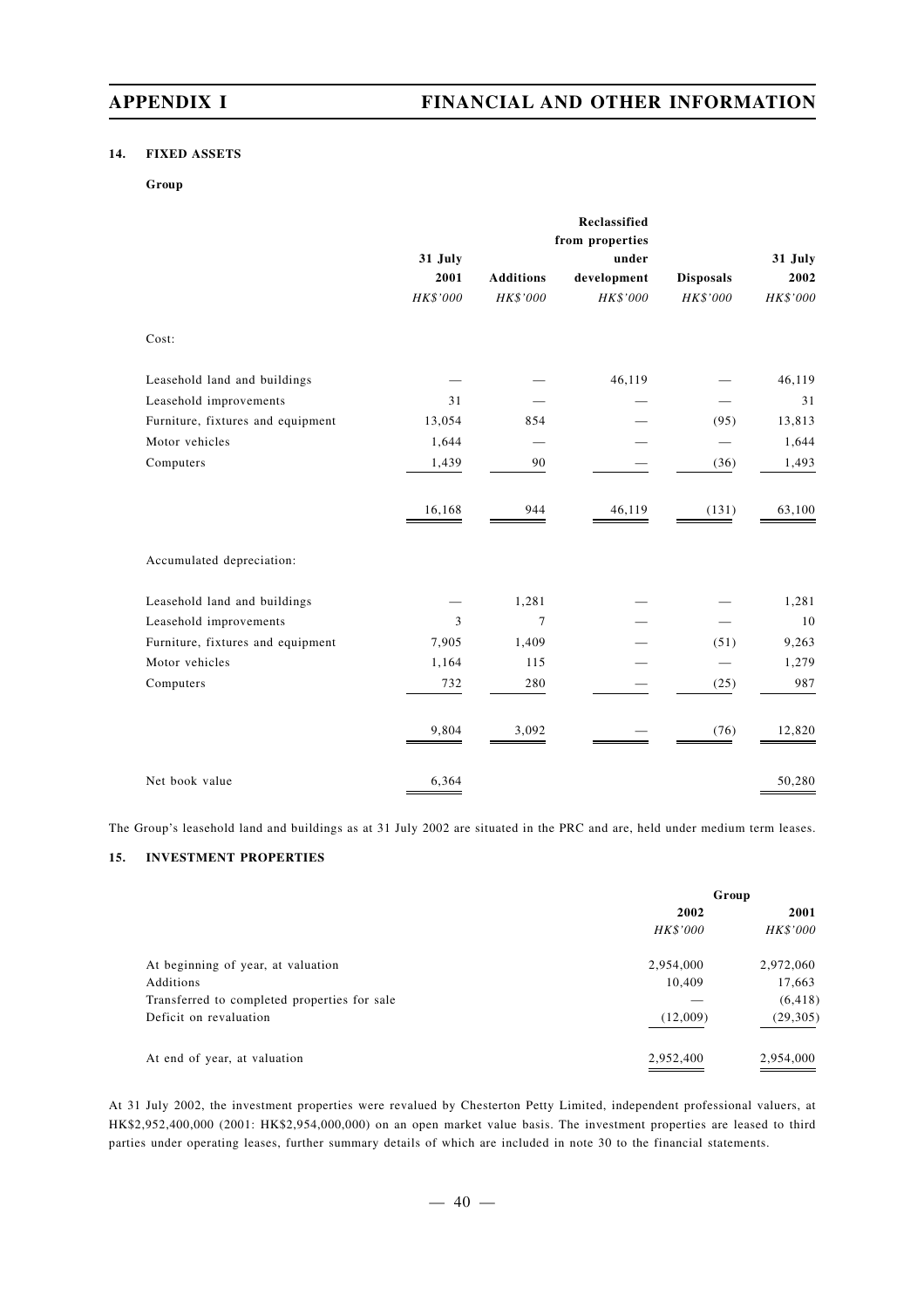## 14. FIXED ASSETS

**Group**

| | 31 July 2001 | Additions | Reclassified from properties under development | Disposals | 31 July 2002 |
|---|---|---|---|---|---|
| | *HK$'000* | *HK$'000* | *HK$'000* | *HK$'000* | *HK$'000* |
| Cost: | | | | | |
| Leasehold land and buildings | — | — | 46,119 | — | 46,119 |
| Leasehold improvements | 31 | — | — | — | 31 |
| Furniture, fixtures and equipment | 13,054 | 854 | — | (95) | 13,813 |
| Motor vehicles | 1,644 | — | — | — | 1,644 |
| Computers | 1,439 | 90 | — | (36) | 1,493 |
| | 16,168 | 944 | 46,119 | (131) | 63,100 |
| Accumulated depreciation: | | | | | |
| Leasehold land and buildings | — | 1,281 | — | — | 1,281 |
| Leasehold improvements | 3 | 7 | — | — | 10 |
| Furniture, fixtures and equipment | 7,905 | 1,409 | — | (51) | 9,263 |
| Motor vehicles | 1,164 | 115 | — | — | 1,279 |
| Computers | 732 | 280 | — | (25) | 987 |
| | 9,804 | 3,092 | — | (76) | 12,820 |
| Net book value | 6,364 | | | | 50,280 |

The Group's leasehold land and buildings as at 31 July 2002 are situated in the PRC and are, held under medium term leases.

## 15. INVESTMENT PROPERTIES

| | Group | |
|---|---|---|
| | 2002 | 2001 |
| | *HK$'000* | *HK$'000* |
| At beginning of year, at valuation | 2,954,000 | 2,972,060 |
| Additions | 10,409 | 17,663 |
| Transferred to completed properties for sale | — | (6,418) |
| Deficit on revaluation | (12,009) | (29,305) |
| At end of year, at valuation | 2,952,400 | 2,954,000 |

At 31 July 2002, the investment properties were revalued by Chesterton Petty Limited, independent professional valuers, at HK$2,952,400,000 (2001: HK$2,954,000,000) on an open market value basis. The investment properties are leased to third parties under operating leases, further summary details of which are included in note 30 to the financial statements.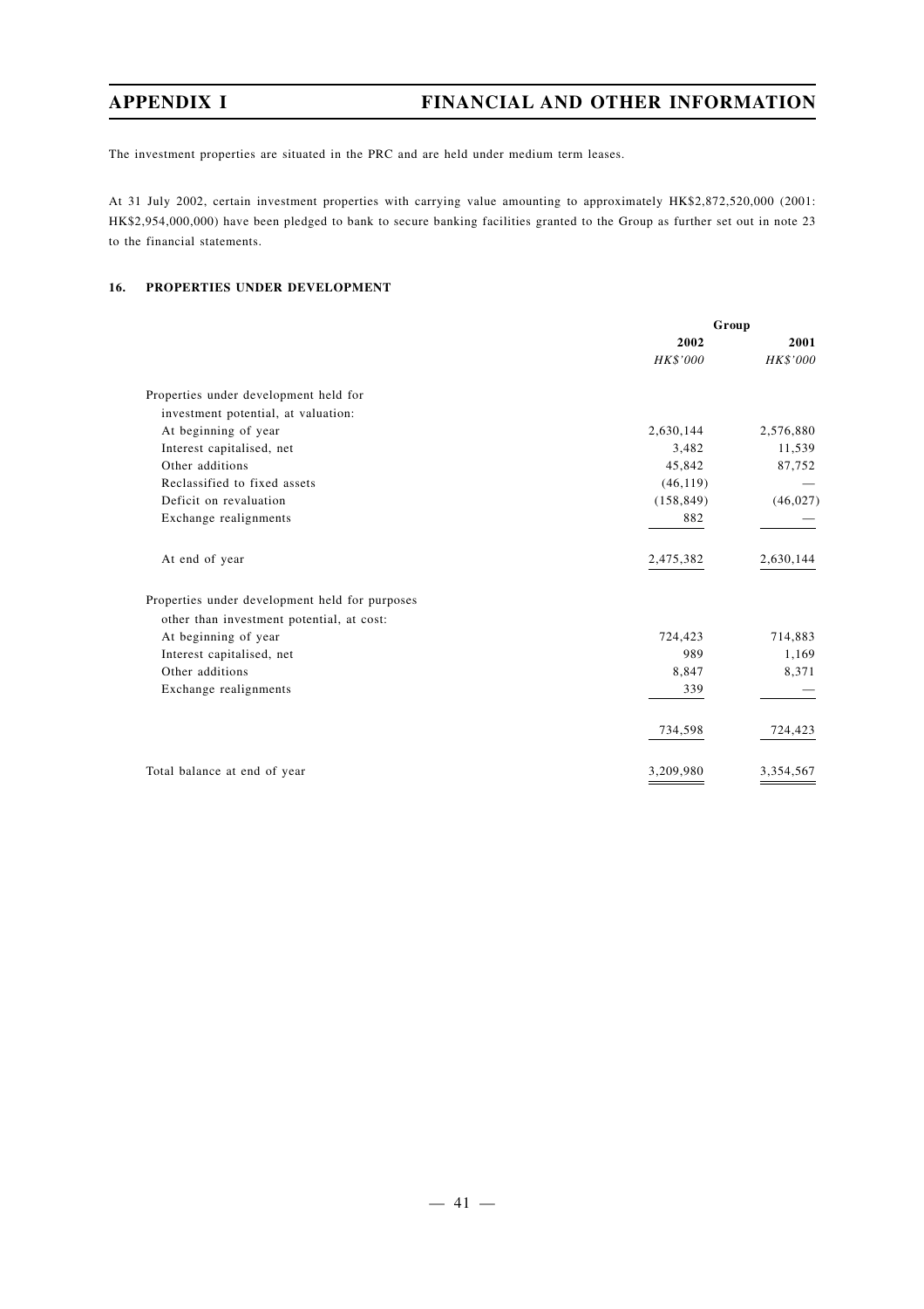The investment properties are situated in the PRC and are held under medium term leases.

At 31 July 2002, certain investment properties with carrying value amounting to approximately HK$2,872,520,000 (2001: HK$2,954,000,000) have been pledged to bank to secure banking facilities granted to the Group as further set out in note 23 to the financial statements.

### 16. PROPERTIES UNDER DEVELOPMENT

| | Group | |
|---|---|---|
| | 2002 | 2001 |
| | *HK$'000* | *HK$'000* |
| Properties under development held for investment potential, at valuation: | | |
| At beginning of year | 2,630,144 | 2,576,880 |
| Interest capitalised, net | 3,482 | 11,539 |
| Other additions | 45,842 | 87,752 |
| Reclassified to fixed assets | (46,119) | — |
| Deficit on revaluation | (158,849) | (46,027) |
| Exchange realignments | 882 | — |
| At end of year | 2,475,382 | 2,630,144 |
| Properties under development held for purposes other than investment potential, at cost: | | |
| At beginning of year | 724,423 | 714,883 |
| Interest capitalised, net | 989 | 1,169 |
| Other additions | 8,847 | 8,371 |
| Exchange realignments | 339 | — |
| | 734,598 | 724,423 |
| Total balance at end of year | 3,209,980 | 3,354,567 |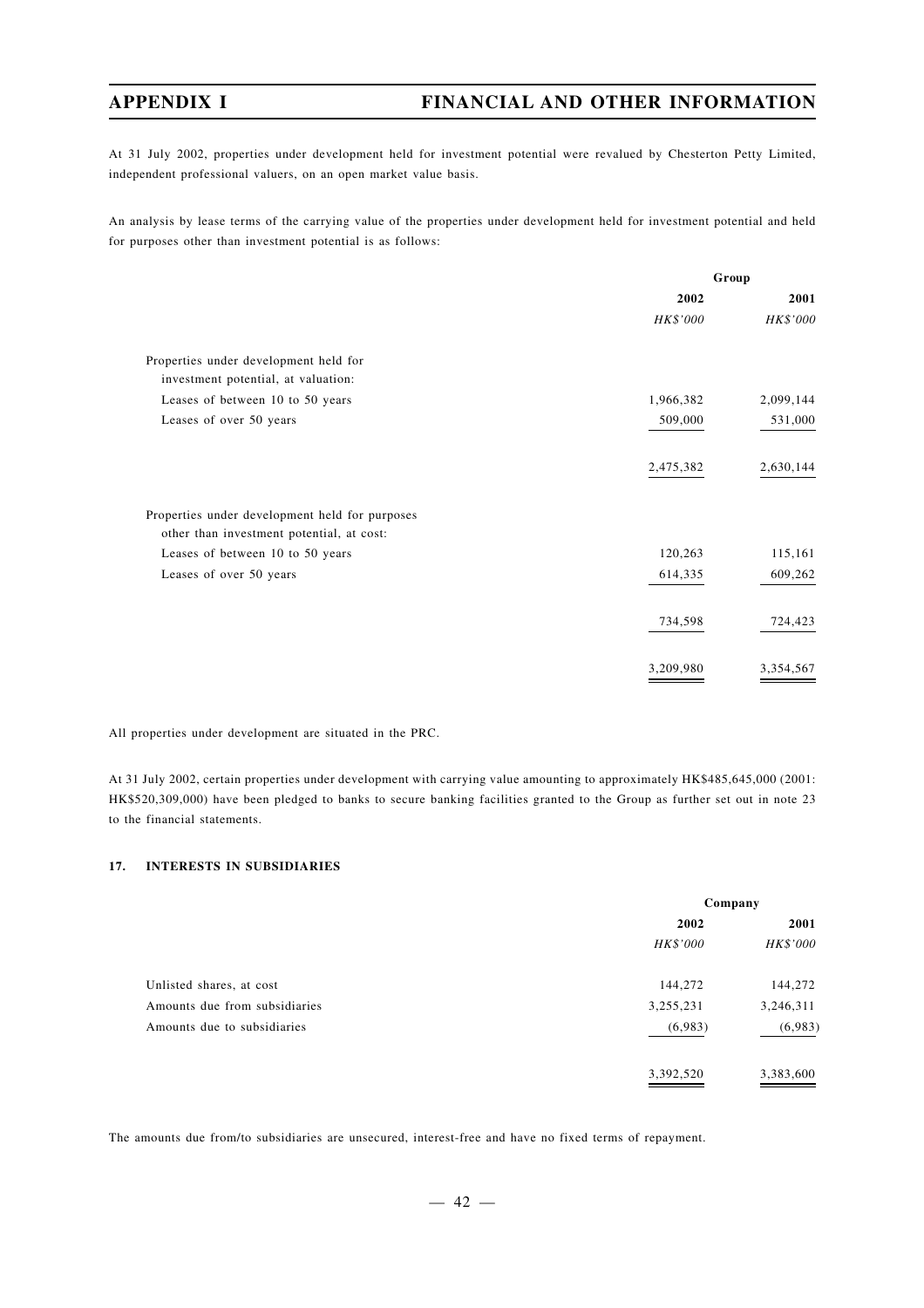At 31 July 2002, properties under development held for investment potential were revalued by Chesterton Petty Limited, independent professional valuers, on an open market value basis.

An analysis by lease terms of the carrying value of the properties under development held for investment potential and held for purposes other than investment potential is as follows:

| | Group | |
|---|---|---|
| | 2002 | 2001 |
| | *HK$'000* | *HK$'000* |
| Properties under development held for investment potential, at valuation: | | |
| Leases of between 10 to 50 years | 1,966,382 | 2,099,144 |
| Leases of over 50 years | 509,000 | 531,000 |
| | 2,475,382 | 2,630,144 |
| Properties under development held for purposes other than investment potential, at cost: | | |
| Leases of between 10 to 50 years | 120,263 | 115,161 |
| Leases of over 50 years | 614,335 | 609,262 |
| | 734,598 | 724,423 |
| | 3,209,980 | 3,354,567 |

All properties under development are situated in the PRC.

At 31 July 2002, certain properties under development with carrying value amounting to approximately HK$485,645,000 (2001: HK$520,309,000) have been pledged to banks to secure banking facilities granted to the Group as further set out in note 23 to the financial statements.

### 17. INTERESTS IN SUBSIDIARIES

| | Company | |
|---|---|---|
| | 2002 | 2001 |
| | *HK$'000* | *HK$'000* |
| Unlisted shares, at cost | 144,272 | 144,272 |
| Amounts due from subsidiaries | 3,255,231 | 3,246,311 |
| Amounts due to subsidiaries | (6,983) | (6,983) |
| | 3,392,520 | 3,383,600 |

The amounts due from/to subsidiaries are unsecured, interest-free and have no fixed terms of repayment.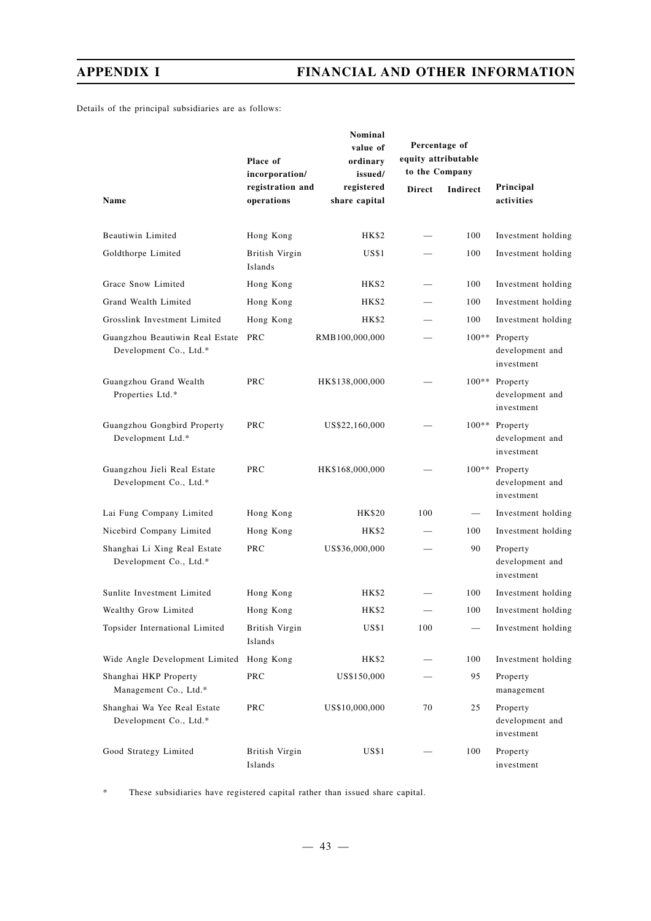Details of the principal subsidiaries are as follows:

| Name | Place of incorporation/ registration and operations | Nominal value of ordinary issued/ registered share capital | Percentage of equity attributable to the Company | | Principal activities |
|---|---|---|---|---|---|
| | | | Direct | Indirect | |
| Beautiwin Limited | Hong Kong | HK$2 | — | 100 | Investment holding |
| Goldthorpe Limited | British Virgin Islands | US$1 | — | 100 | Investment holding |
| Grace Snow Limited | Hong Kong | HK$2 | — | 100 | Investment holding |
| Grand Wealth Limited | Hong Kong | HK$2 | — | 100 | Investment holding |
| Grosslink Investment Limited | Hong Kong | HK$2 | — | 100 | Investment holding |
| Guangzhou Beautiwin Real Estate Development Co., Ltd.* | PRC | RMB100,000,000 | — | 100** | Property development and investment |
| Guangzhou Grand Wealth Properties Ltd.* | PRC | HK$138,000,000 | — | 100** | Property development and investment |
| Guangzhou Gongbird Property Development Ltd.* | PRC | US$22,160,000 | — | 100** | Property development and investment |
| Guangzhou Jieli Real Estate Development Co., Ltd.* | PRC | HK$168,000,000 | — | 100** | Property development and investment |
| Lai Fung Company Limited | Hong Kong | HK$20 | 100 | — | Investment holding |
| Nicebird Company Limited | Hong Kong | HK$2 | — | 100 | Investment holding |
| Shanghai Li Xing Real Estate Development Co., Ltd.* | PRC | US$36,000,000 | — | 90 | Property development and investment |
| Sunlite Investment Limited | Hong Kong | HK$2 | — | 100 | Investment holding |
| Wealthy Grow Limited | Hong Kong | HK$2 | — | 100 | Investment holding |
| Topsider International Limited | British Virgin Islands | US$1 | 100 | — | Investment holding |
| Wide Angle Development Limited | Hong Kong | HK$2 | — | 100 | Investment holding |
| Shanghai HKP Property Management Co., Ltd.* | PRC | US$150,000 | — | 95 | Property management |
| Shanghai Wa Yee Real Estate Development Co., Ltd.* | PRC | US$10,000,000 | 70 | 25 | Property development and investment |
| Good Strategy Limited | British Virgin Islands | US$1 | — | 100 | Property investment |

\* These subsidiaries have registered capital rather than issued share capital.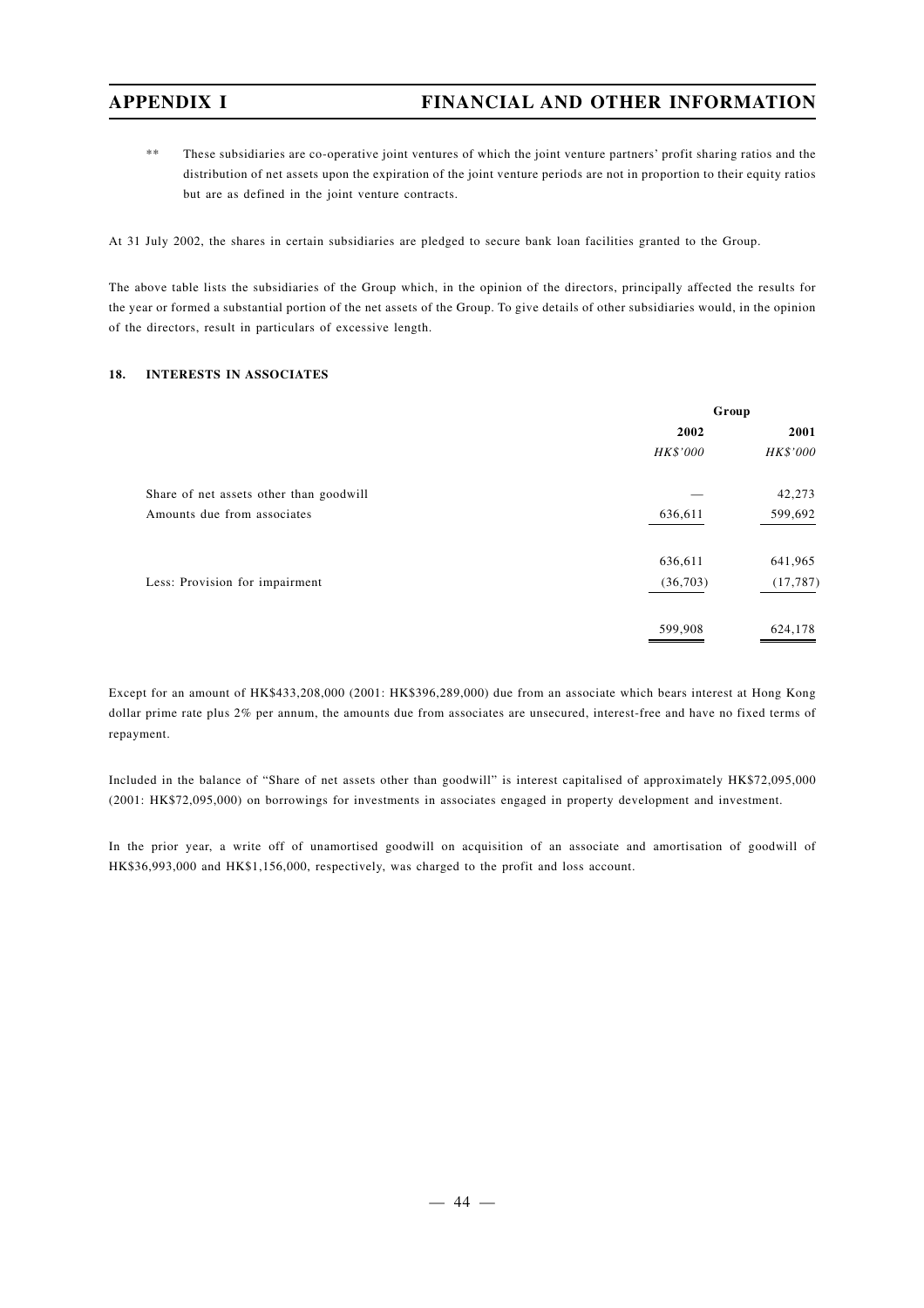\*\* These subsidiaries are co-operative joint ventures of which the joint venture partners' profit sharing ratios and the distribution of net assets upon the expiration of the joint venture periods are not in proportion to their equity ratios but are as defined in the joint venture contracts.

At 31 July 2002, the shares in certain subsidiaries are pledged to secure bank loan facilities granted to the Group.

The above table lists the subsidiaries of the Group which, in the opinion of the directors, principally affected the results for the year or formed a substantial portion of the net assets of the Group. To give details of other subsidiaries would, in the opinion of the directors, result in particulars of excessive length.

## 18. INTERESTS IN ASSOCIATES

| | Group | |
|---|---|---|
| | 2002 | 2001 |
| | *HK$'000* | *HK$'000* |
| Share of net assets other than goodwill | — | 42,273 |
| Amounts due from associates | 636,611 | 599,692 |
| | 636,611 | 641,965 |
| Less: Provision for impairment | (36,703) | (17,787) |
| | 599,908 | 624,178 |

Except for an amount of HK$433,208,000 (2001: HK$396,289,000) due from an associate which bears interest at Hong Kong dollar prime rate plus 2% per annum, the amounts due from associates are unsecured, interest-free and have no fixed terms of repayment.

Included in the balance of "Share of net assets other than goodwill" is interest capitalised of approximately HK$72,095,000 (2001: HK$72,095,000) on borrowings for investments in associates engaged in property development and investment.

In the prior year, a write off of unamortised goodwill on acquisition of an associate and amortisation of goodwill of HK$36,993,000 and HK$1,156,000, respectively, was charged to the profit and loss account.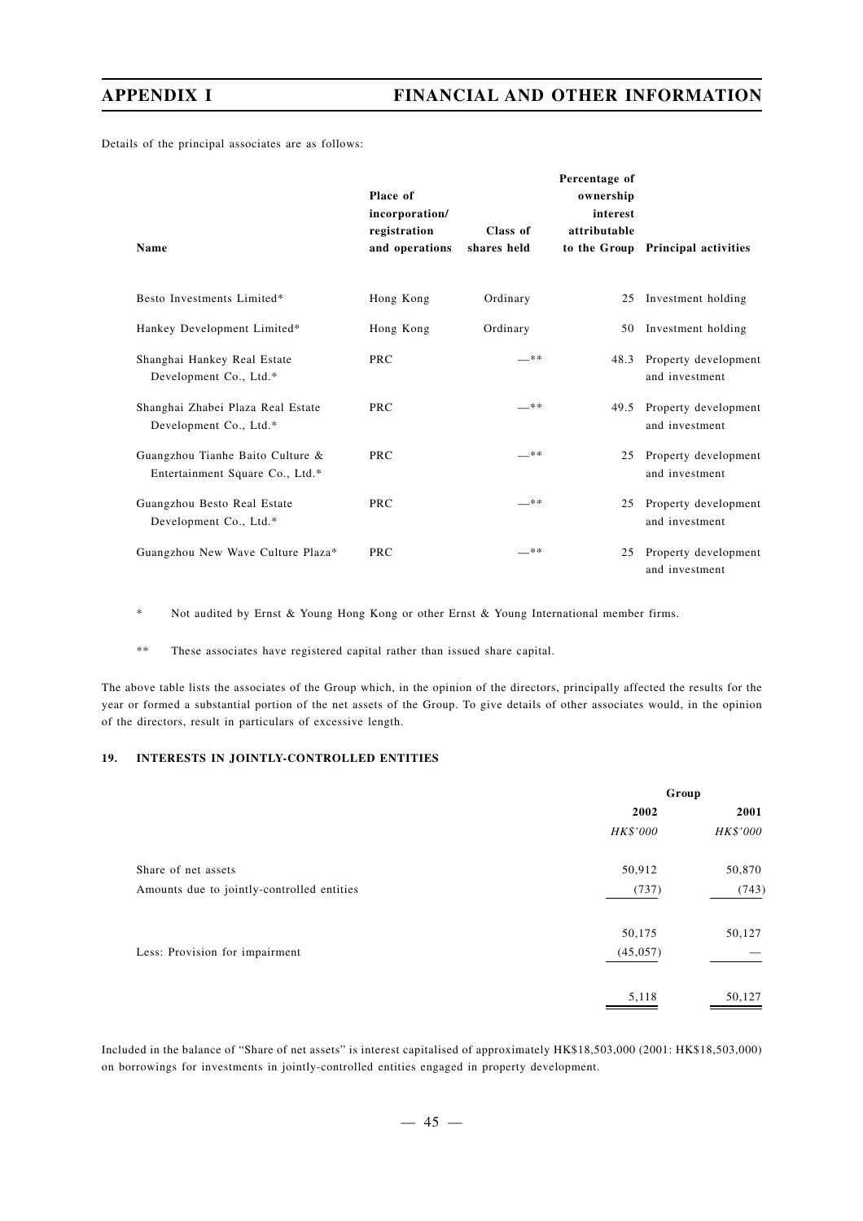Details of the principal associates are as follows:

| Name | Place of incorporation/ registration and operations | Class of shares held | Percentage of ownership interest attributable to the Group | Principal activities |
|---|---|---|---|---|
| Besto Investments Limited* | Hong Kong | Ordinary | 25 | Investment holding |
| Hankey Development Limited* | Hong Kong | Ordinary | 50 | Investment holding |
| Shanghai Hankey Real Estate Development Co., Ltd.* | PRC | —** | 48.3 | Property development and investment |
| Shanghai Zhabei Plaza Real Estate Development Co., Ltd.* | PRC | —** | 49.5 | Property development and investment |
| Guangzhou Tianhe Baito Culture & Entertainment Square Co., Ltd.* | PRC | —** | 25 | Property development and investment |
| Guangzhou Besto Real Estate Development Co., Ltd.* | PRC | —** | 25 | Property development and investment |
| Guangzhou New Wave Culture Plaza* | PRC | —** | 25 | Property development and investment |

\* Not audited by Ernst & Young Hong Kong or other Ernst & Young International member firms.

\*\* These associates have registered capital rather than issued share capital.

The above table lists the associates of the Group which, in the opinion of the directors, principally affected the results for the year or formed a substantial portion of the net assets of the Group. To give details of other associates would, in the opinion of the directors, result in particulars of excessive length.

### 19. INTERESTS IN JOINTLY-CONTROLLED ENTITIES

| | Group | |
|---|---|---|
| | 2002 | 2001 |
| | *HK$'000* | *HK$'000* |
| Share of net assets | 50,912 | 50,870 |
| Amounts due to jointly-controlled entities | (737) | (743) |
| | 50,175 | 50,127 |
| Less: Provision for impairment | (45,057) | — |
| | 5,118 | 50,127 |

Included in the balance of "Share of net assets" is interest capitalised of approximately HK$18,503,000 (2001: HK$18,503,000) on borrowings for investments in jointly-controlled entities engaged in property development.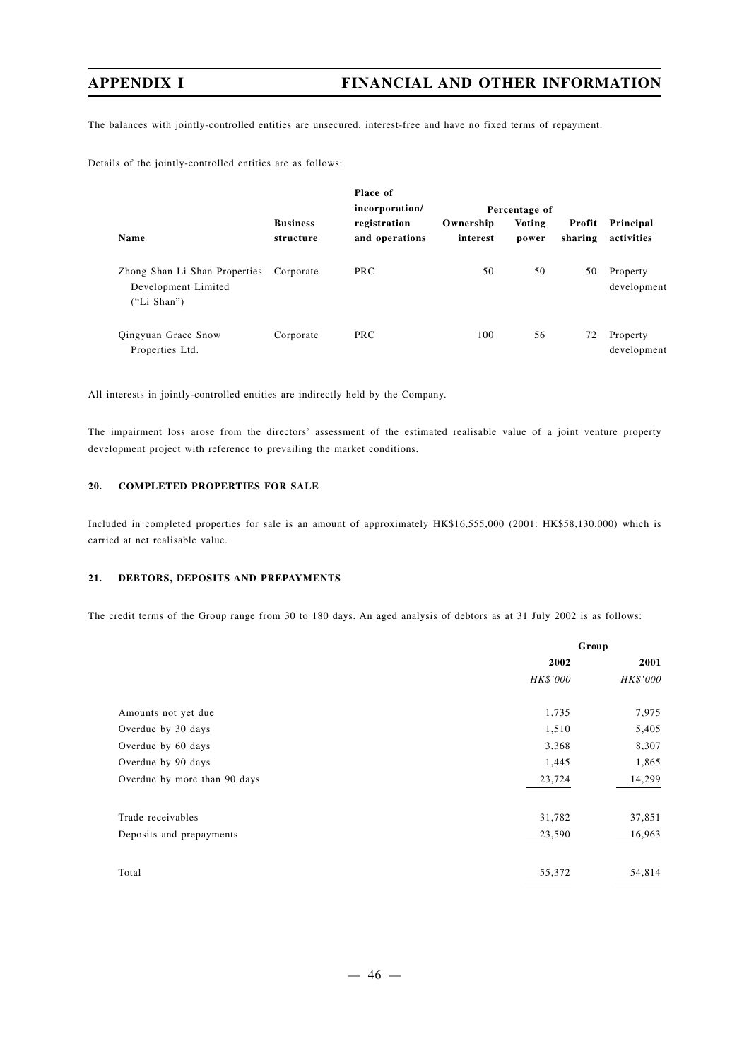The balances with jointly-controlled entities are unsecured, interest-free and have no fixed terms of repayment.

Details of the jointly-controlled entities are as follows:

| Name | Business structure | Place of incorporation/ registration and operations | Percentage of Ownership interest | Percentage of Voting power | Percentage of Profit sharing | Principal activities |
|---|---|---|---|---|---|---|
| Zhong Shan Li Shan Properties Development Limited ("Li Shan") | Corporate | PRC | 50 | 50 | 50 | Property development |
| Qingyuan Grace Snow Properties Ltd. | Corporate | PRC | 100 | 56 | 72 | Property development |

All interests in jointly-controlled entities are indirectly held by the Company.

The impairment loss arose from the directors' assessment of the estimated realisable value of a joint venture property development project with reference to prevailing the market conditions.

## 20. COMPLETED PROPERTIES FOR SALE

Included in completed properties for sale is an amount of approximately HK$16,555,000 (2001: HK$58,130,000) which is carried at net realisable value.

## 21. DEBTORS, DEPOSITS AND PREPAYMENTS

The credit terms of the Group range from 30 to 180 days. An aged analysis of debtors as at 31 July 2002 is as follows:

| | Group | |
|---|---|---|
| | 2002 | 2001 |
| | *HK$'000* | *HK$'000* |
| Amounts not yet due | 1,735 | 7,975 |
| Overdue by 30 days | 1,510 | 5,405 |
| Overdue by 60 days | 3,368 | 8,307 |
| Overdue by 90 days | 1,445 | 1,865 |
| Overdue by more than 90 days | 23,724 | 14,299 |
| Trade receivables | 31,782 | 37,851 |
| Deposits and prepayments | 23,590 | 16,963 |
| Total | 55,372 | 54,814 |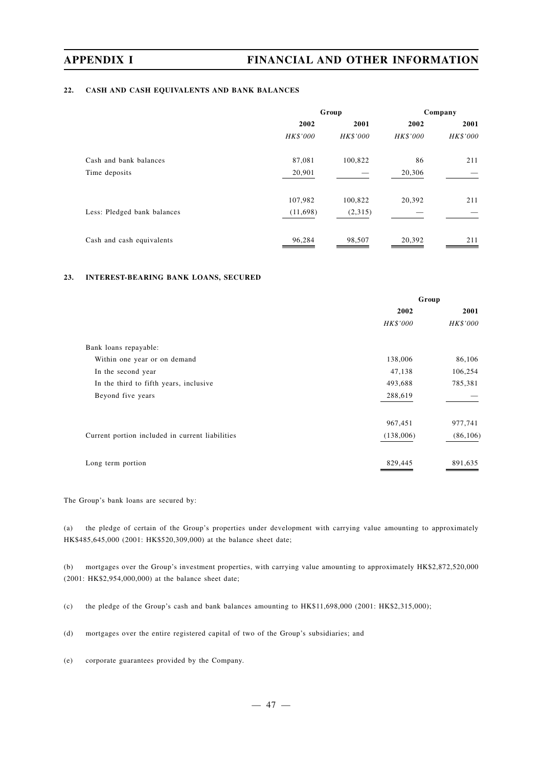### 22. CASH AND CASH EQUIVALENTS AND BANK BALANCES

| | Group | | Company | |
|---|---|---|---|---|
| | 2002 | 2001 | 2002 | 2001 |
| | *HK$'000* | *HK$'000* | *HK$'000* | *HK$'000* |
| Cash and bank balances | 87,081 | 100,822 | 86 | 211 |
| Time deposits | 20,901 | — | 20,306 | — |
| | 107,982 | 100,822 | 20,392 | 211 |
| Less: Pledged bank balances | (11,698) | (2,315) | — | — |
| Cash and cash equivalents | 96,284 | 98,507 | 20,392 | 211 |

### 23. INTEREST-BEARING BANK LOANS, SECURED

| | Group | |
|---|---|---|
| | 2002 | 2001 |
| | *HK$'000* | *HK$'000* |
| Bank loans repayable: | | |
| Within one year or on demand | 138,006 | 86,106 |
| In the second year | 47,138 | 106,254 |
| In the third to fifth years, inclusive | 493,688 | 785,381 |
| Beyond five years | 288,619 | — |
| | 967,451 | 977,741 |
| Current portion included in current liabilities | (138,006) | (86,106) |
| Long term portion | 829,445 | 891,635 |

The Group's bank loans are secured by:

(a) the pledge of certain of the Group's properties under development with carrying value amounting to approximately HK$485,645,000 (2001: HK$520,309,000) at the balance sheet date;

(b) mortgages over the Group's investment properties, with carrying value amounting to approximately HK$2,872,520,000 (2001: HK$2,954,000,000) at the balance sheet date;

(c) the pledge of the Group's cash and bank balances amounting to HK$11,698,000 (2001: HK$2,315,000);

(d) mortgages over the entire registered capital of two of the Group's subsidiaries; and

(e) corporate guarantees provided by the Company.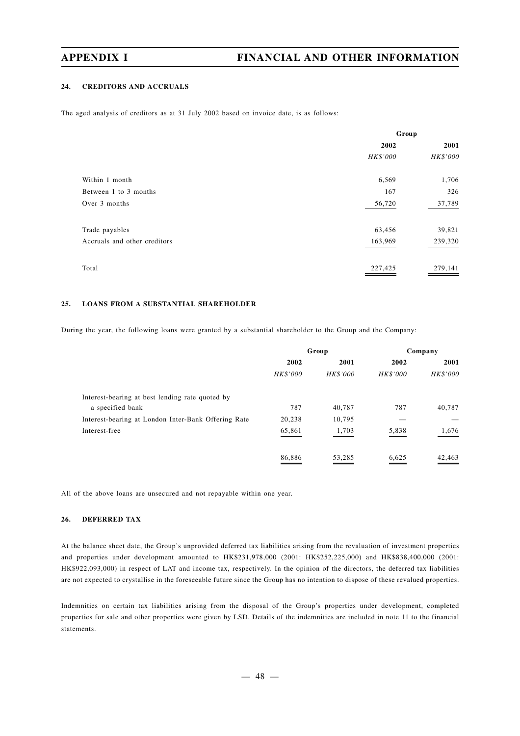#### 24. CREDITORS AND ACCRUALS

The aged analysis of creditors as at 31 July 2002 based on invoice date, is as follows:

| | Group | |
|---|---|---|
| | 2002 | 2001 |
| | *HK$'000* | *HK$'000* |
| Within 1 month | 6,569 | 1,706 |
| Between 1 to 3 months | 167 | 326 |
| Over 3 months | 56,720 | 37,789 |
| Trade payables | 63,456 | 39,821 |
| Accruals and other creditors | 163,969 | 239,320 |
| Total | 227,425 | 279,141 |

#### 25. LOANS FROM A SUBSTANTIAL SHAREHOLDER

During the year, the following loans were granted by a substantial shareholder to the Group and the Company:

| | Group | | Company | |
|---|---|---|---|---|
| | 2002 | 2001 | 2002 | 2001 |
| | *HK$'000* | *HK$'000* | *HK$'000* | *HK$'000* |
| Interest-bearing at best lending rate quoted by a specified bank | 787 | 40,787 | 787 | 40,787 |
| Interest-bearing at London Inter-Bank Offering Rate | 20,238 | 10,795 | — | — |
| Interest-free | 65,861 | 1,703 | 5,838 | 1,676 |
| | 86,886 | 53,285 | 6,625 | 42,463 |

All of the above loans are unsecured and not repayable within one year.

#### 26. DEFERRED TAX

At the balance sheet date, the Group's unprovided deferred tax liabilities arising from the revaluation of investment properties and properties under development amounted to HK$231,978,000 (2001: HK$252,225,000) and HK$838,400,000 (2001: HK$922,093,000) in respect of LAT and income tax, respectively. In the opinion of the directors, the deferred tax liabilities are not expected to crystallise in the foreseeable future since the Group has no intention to dispose of these revalued properties.

Indemnities on certain tax liabilities arising from the disposal of the Group's properties under development, completed properties for sale and other properties were given by LSD. Details of the indemnities are included in note 11 to the financial statements.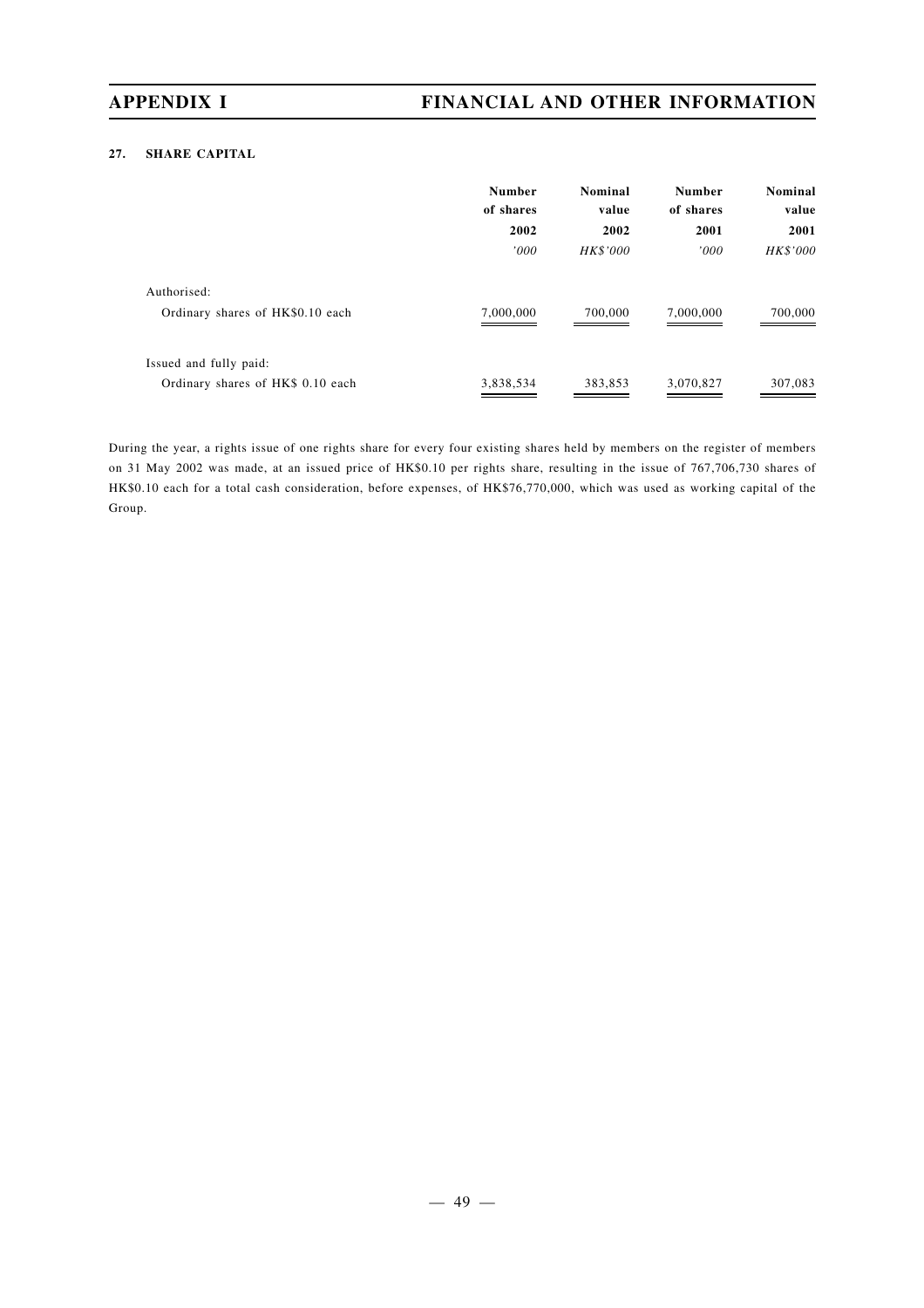**27. SHARE CAPITAL**

| | Number of shares 2002 '000 | Nominal value 2002 HK$'000 | Number of shares 2001 '000 | Nominal value 2001 HK$'000 |
|---|---|---|---|---|
| Authorised: | | | | |
| Ordinary shares of HK$0.10 each | 7,000,000 | 700,000 | 7,000,000 | 700,000 |
| Issued and fully paid: | | | | |
| Ordinary shares of HK$ 0.10 each | 3,838,534 | 383,853 | 3,070,827 | 307,083 |

During the year, a rights issue of one rights share for every four existing shares held by members on the register of members on 31 May 2002 was made, at an issued price of HK$0.10 per rights share, resulting in the issue of 767,706,730 shares of HK$0.10 each for a total cash consideration, before expenses, of HK$76,770,000, which was used as working capital of the Group.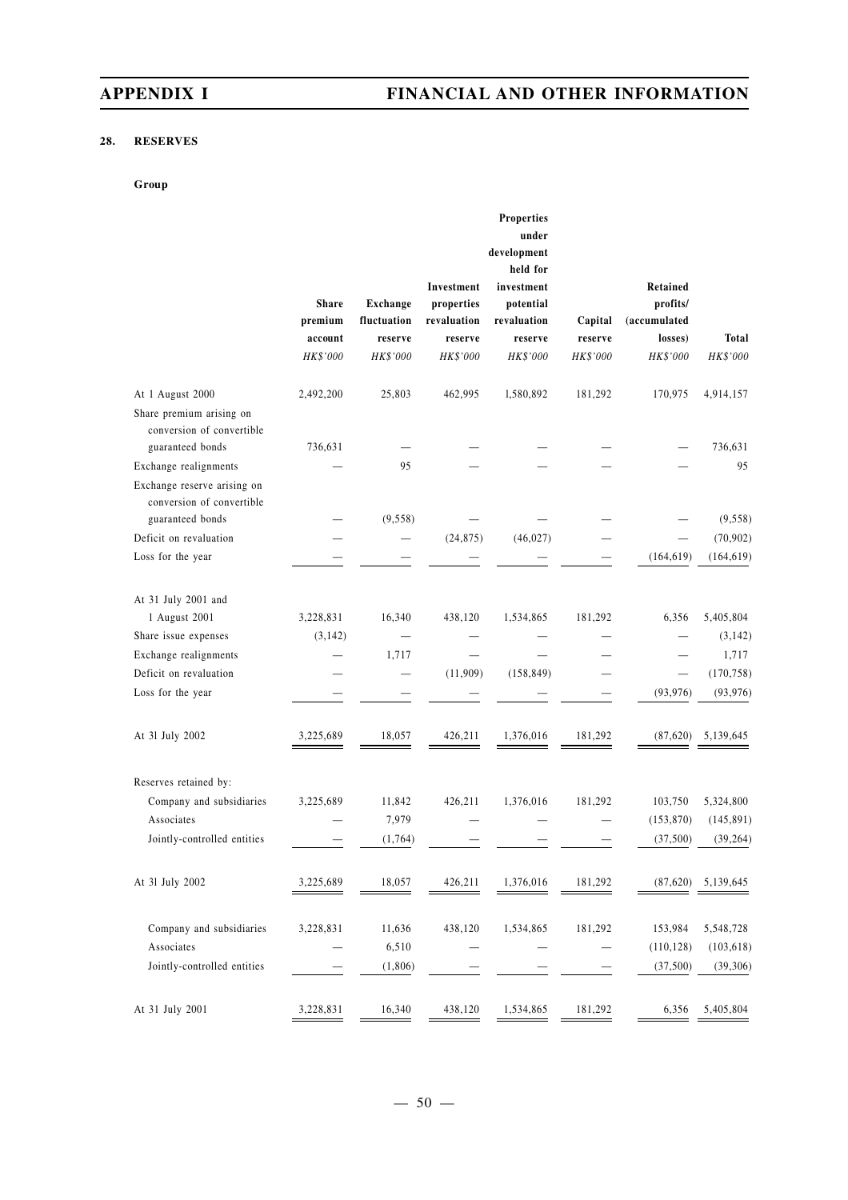### 28. RESERVES

**Group**

| | Share premium account | Exchange fluctuation reserve | Investment properties revaluation reserve | Properties under development held for investment potential revaluation reserve | Capital reserve | Retained profits/ (accumulated losses) | Total |
|---|---|---|---|---|---|---|---|
| | *HK$'000* | *HK$'000* | *HK$'000* | *HK$'000* | *HK$'000* | *HK$'000* | *HK$'000* |
| At 1 August 2000 | 2,492,200 | 25,803 | 462,995 | 1,580,892 | 181,292 | 170,975 | 4,914,157 |
| Share premium arising on conversion of convertible guaranteed bonds | 736,631 | — | — | — | — | — | 736,631 |
| Exchange realignments | — | 95 | — | — | — | — | 95 |
| Exchange reserve arising on conversion of convertible guaranteed bonds | — | (9,558) | — | — | — | — | (9,558) |
| Deficit on revaluation | — | — | (24,875) | (46,027) | — | — | (70,902) |
| Loss for the year | — | — | — | — | — | (164,619) | (164,619) |
| At 31 July 2001 and 1 August 2001 | 3,228,831 | 16,340 | 438,120 | 1,534,865 | 181,292 | 6,356 | 5,405,804 |
| Share issue expenses | (3,142) | — | — | — | — | — | (3,142) |
| Exchange realignments | — | 1,717 | — | — | — | — | 1,717 |
| Deficit on revaluation | — | — | (11,909) | (158,849) | — | — | (170,758) |
| Loss for the year | — | — | — | — | — | (93,976) | (93,976) |
| At 31 July 2002 | 3,225,689 | 18,057 | 426,211 | 1,376,016 | 181,292 | (87,620) | 5,139,645 |
| Reserves retained by: | | | | | | | |
| Company and subsidiaries | 3,225,689 | 11,842 | 426,211 | 1,376,016 | 181,292 | 103,750 | 5,324,800 |
| Associates | — | 7,979 | — | — | — | (153,870) | (145,891) |
| Jointly-controlled entities | — | (1,764) | — | — | — | (37,500) | (39,264) |
| At 31 July 2002 | 3,225,689 | 18,057 | 426,211 | 1,376,016 | 181,292 | (87,620) | 5,139,645 |
| Company and subsidiaries | 3,228,831 | 11,636 | 438,120 | 1,534,865 | 181,292 | 153,984 | 5,548,728 |
| Associates | — | 6,510 | — | — | — | (110,128) | (103,618) |
| Jointly-controlled entities | — | (1,806) | — | — | — | (37,500) | (39,306) |
| At 31 July 2001 | 3,228,831 | 16,340 | 438,120 | 1,534,865 | 181,292 | 6,356 | 5,405,804 |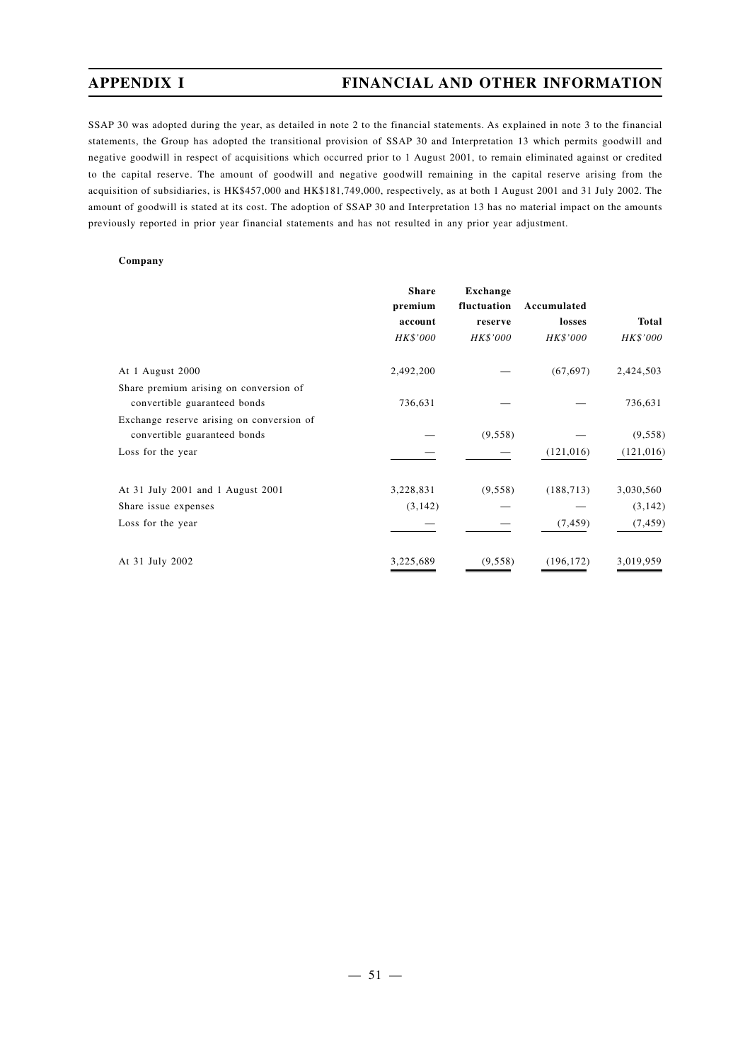SSAP 30 was adopted during the year, as detailed in note 2 to the financial statements. As explained in note 3 to the financial statements, the Group has adopted the transitional provision of SSAP 30 and Interpretation 13 which permits goodwill and negative goodwill in respect of acquisitions which occurred prior to 1 August 2001, to remain eliminated against or credited to the capital reserve. The amount of goodwill and negative goodwill remaining in the capital reserve arising from the acquisition of subsidiaries, is HK$457,000 and HK$181,749,000, respectively, as at both 1 August 2001 and 31 July 2002. The amount of goodwill is stated at its cost. The adoption of SSAP 30 and Interpretation 13 has no material impact on the amounts previously reported in prior year financial statements and has not resulted in any prior year adjustment.

**Company**

| | Share premium account | Exchange fluctuation reserve | Accumulated losses | Total |
|---|---|---|---|---|
| | *HK$'000* | *HK$'000* | *HK$'000* | *HK$'000* |
| At 1 August 2000 | 2,492,200 | — | (67,697) | 2,424,503 |
| Share premium arising on conversion of convertible guaranteed bonds | 736,631 | — | — | 736,631 |
| Exchange reserve arising on conversion of convertible guaranteed bonds | — | (9,558) | — | (9,558) |
| Loss for the year | — | — | (121,016) | (121,016) |
| At 31 July 2001 and 1 August 2001 | 3,228,831 | (9,558) | (188,713) | 3,030,560 |
| Share issue expenses | (3,142) | — | — | (3,142) |
| Loss for the year | — | — | (7,459) | (7,459) |
| At 31 July 2002 | 3,225,689 | (9,558) | (196,172) | 3,019,959 |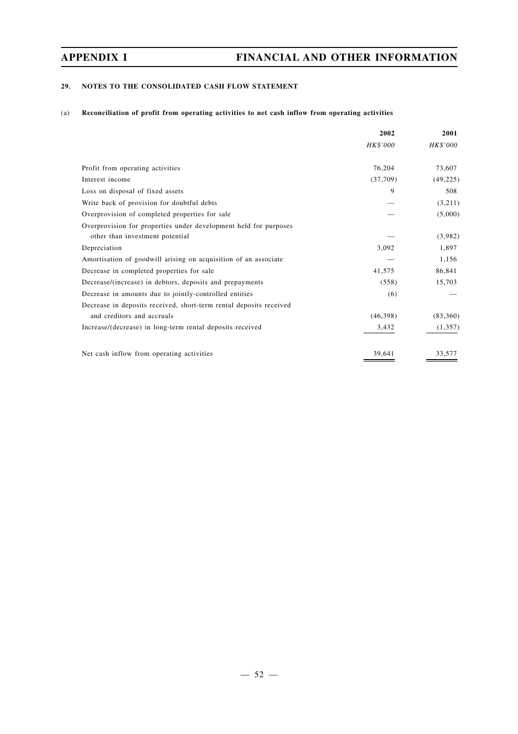## 29. NOTES TO THE CONSOLIDATED CASH FLOW STATEMENT

### (a) Reconciliation of profit from operating activities to net cash inflow from operating activities

| | 2002 | 2001 |
|---|---|---|
| | *HK$'000* | *HK$'000* |
| Profit from operating activities | 76,204 | 73,607 |
| Interest income | (37,709) | (49,225) |
| Loss on disposal of fixed assets | 9 | 508 |
| Write back of provision for doubtful debts | — | (3,211) |
| Overprovision of completed properties for sale | — | (5,000) |
| Overprovision for properties under development held for purposes other than investment potential | — | (3,982) |
| Depreciation | 3,092 | 1,897 |
| Amortisation of goodwill arising on acquisition of an associate | — | 1,156 |
| Decrease in completed properties for sale | 41,575 | 86,841 |
| Decrease/(increase) in debtors, deposits and prepayments | (558) | 15,703 |
| Decrease in amounts due to jointly-controlled entities | (6) | — |
| Decrease in deposits received, short-term rental deposits received and creditors and accruals | (46,398) | (83,360) |
| Increase/(decrease) in long-term rental deposits received | 3,432 | (1,357) |
| Net cash inflow from operating activities | 39,641 | 33,577 |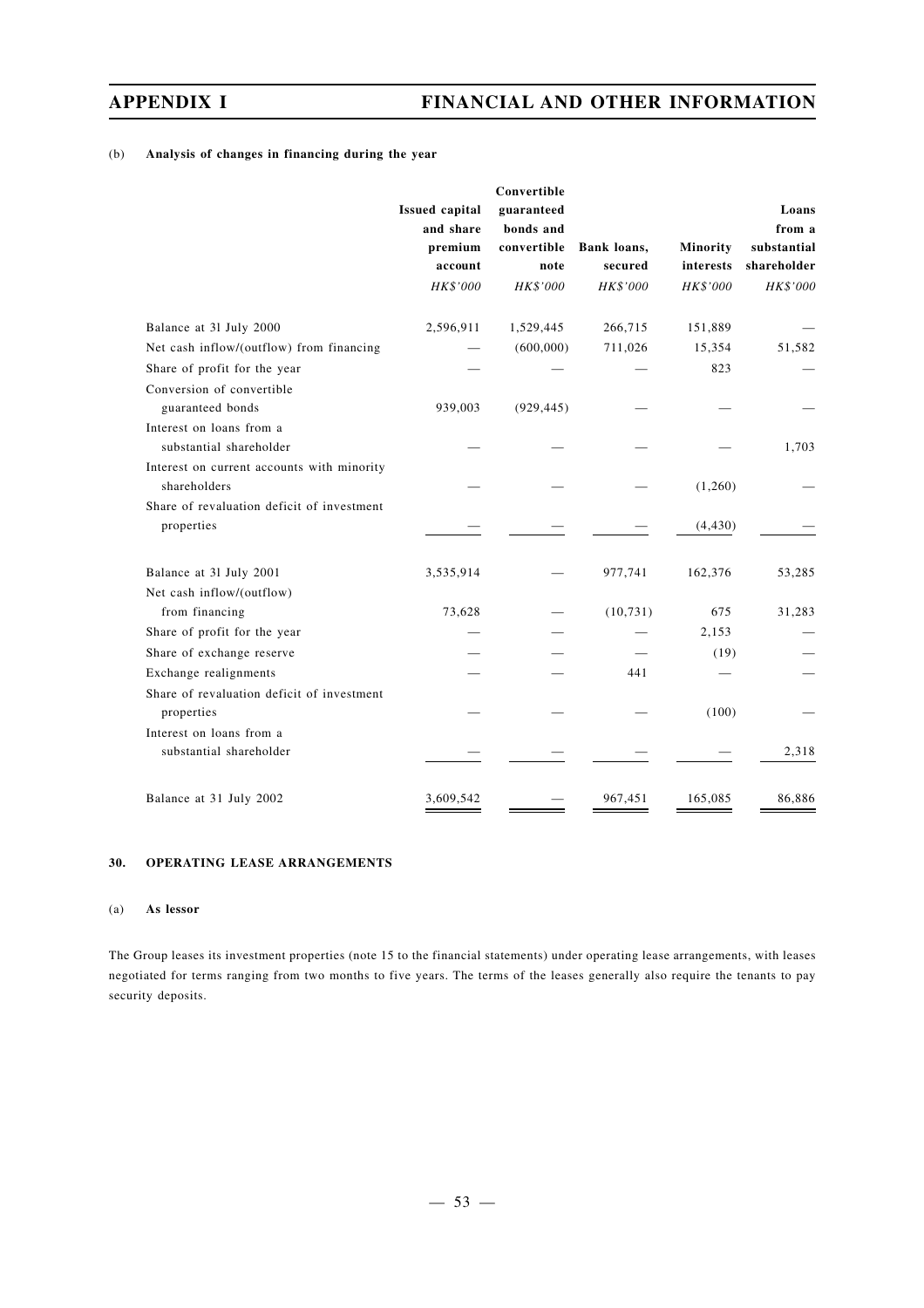(b) **Analysis of changes in financing during the year**

| | Issued capital and share premium account | Convertible guaranteed bonds and convertible note | Bank loans, secured | Minority interests | Loans from a substantial shareholder |
|---|---|---|---|---|---|
| | *HK$'000* | *HK$'000* | *HK$'000* | *HK$'000* | *HK$'000* |
| Balance at 31 July 2000 | 2,596,911 | 1,529,445 | 266,715 | 151,889 | — |
| Net cash inflow/(outflow) from financing | — | (600,000) | 711,026 | 15,354 | 51,582 |
| Share of profit for the year | — | — | — | 823 | — |
| Conversion of convertible guaranteed bonds | 939,003 | (929,445) | — | — | — |
| Interest on loans from a substantial shareholder | — | — | — | — | 1,703 |
| Interest on current accounts with minority shareholders | — | — | — | (1,260) | — |
| Share of revaluation deficit of investment properties | — | — | — | (4,430) | — |
| Balance at 31 July 2001 | 3,535,914 | — | 977,741 | 162,376 | 53,285 |
| Net cash inflow/(outflow) from financing | 73,628 | — | (10,731) | 675 | 31,283 |
| Share of profit for the year | — | — | — | 2,153 | — |
| Share of exchange reserve | — | — | — | (19) | — |
| Exchange realignments | — | — | 441 | — | — |
| Share of revaluation deficit of investment properties | — | — | — | (100) | — |
| Interest on loans from a substantial shareholder | — | — | — | — | 2,318 |
| Balance at 31 July 2002 | 3,609,542 | — | 967,451 | 165,085 | 86,886 |

## 30. OPERATING LEASE ARRANGEMENTS

(a) **As lessor**

The Group leases its investment properties (note 15 to the financial statements) under operating lease arrangements, with leases negotiated for terms ranging from two months to five years. The terms of the leases generally also require the tenants to pay security deposits.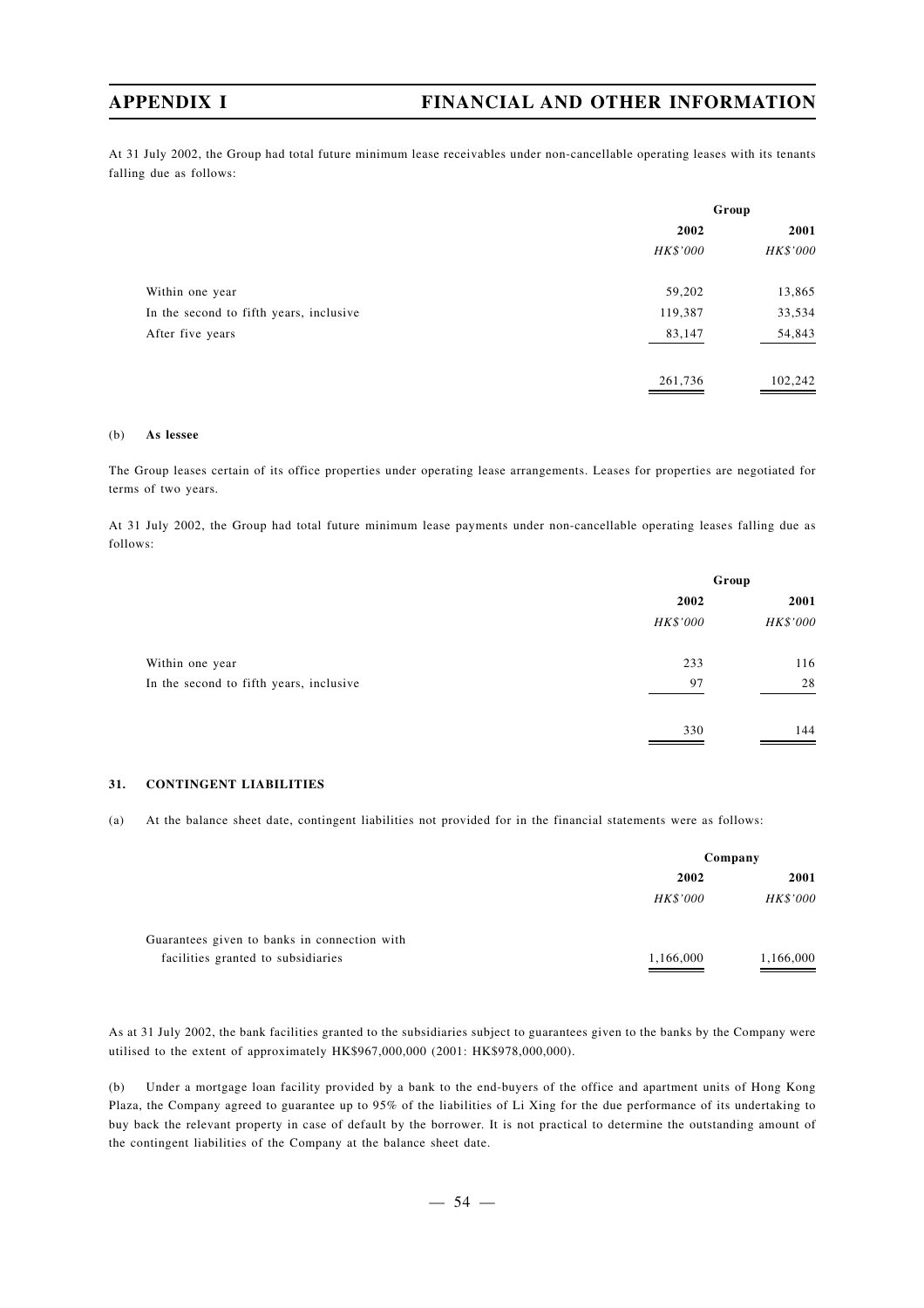At 31 July 2002, the Group had total future minimum lease receivables under non-cancellable operating leases with its tenants falling due as follows:

| | Group | |
|---|---|---|
| | 2002 | 2001 |
| | *HK$'000* | *HK$'000* |
| Within one year | 59,202 | 13,865 |
| In the second to fifth years, inclusive | 119,387 | 33,534 |
| After five years | 83,147 | 54,843 |
| | 261,736 | 102,242 |

(b) **As lessee**

The Group leases certain of its office properties under operating lease arrangements. Leases for properties are negotiated for terms of two years.

At 31 July 2002, the Group had total future minimum lease payments under non-cancellable operating leases falling due as follows:

| | Group | |
|---|---|---|
| | 2002 | 2001 |
| | *HK$'000* | *HK$'000* |
| Within one year | 233 | 116 |
| In the second to fifth years, inclusive | 97 | 28 |
| | 330 | 144 |

**31. CONTINGENT LIABILITIES**

(a) At the balance sheet date, contingent liabilities not provided for in the financial statements were as follows:

| | Company | |
|---|---|---|
| | 2002 | 2001 |
| | *HK$'000* | *HK$'000* |
| Guarantees given to banks in connection with facilities granted to subsidiaries | 1,166,000 | 1,166,000 |

As at 31 July 2002, the bank facilities granted to the subsidiaries subject to guarantees given to the banks by the Company were utilised to the extent of approximately HK$967,000,000 (2001: HK$978,000,000).

(b) Under a mortgage loan facility provided by a bank to the end-buyers of the office and apartment units of Hong Kong Plaza, the Company agreed to guarantee up to 95% of the liabilities of Li Xing for the due performance of its undertaking to buy back the relevant property in case of default by the borrower. It is not practical to determine the outstanding amount of the contingent liabilities of the Company at the balance sheet date.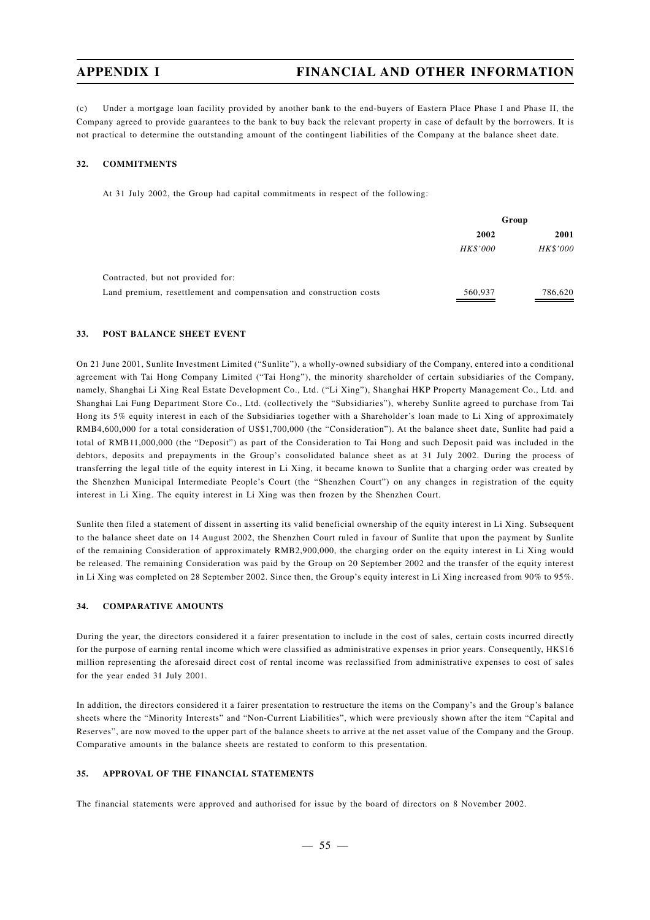(c) Under a mortgage loan facility provided by another bank to the end-buyers of Eastern Place Phase I and Phase II, the Company agreed to provide guarantees to the bank to buy back the relevant property in case of default by the borrowers. It is not practical to determine the outstanding amount of the contingent liabilities of the Company at the balance sheet date.

## 32. COMMITMENTS

At 31 July 2002, the Group had capital commitments in respect of the following:

| | Group | |
|---|---|---|
| | 2002 | 2001 |
| | *HK$'000* | *HK$'000* |
| Contracted, but not provided for: | | |
| Land premium, resettlement and compensation and construction costs | 560,937 | 786,620 |

## 33. POST BALANCE SHEET EVENT

On 21 June 2001, Sunlite Investment Limited ("Sunlite"), a wholly-owned subsidiary of the Company, entered into a conditional agreement with Tai Hong Company Limited ("Tai Hong"), the minority shareholder of certain subsidiaries of the Company, namely, Shanghai Li Xing Real Estate Development Co., Ltd. ("Li Xing"), Shanghai HKP Property Management Co., Ltd. and Shanghai Lai Fung Department Store Co., Ltd. (collectively the "Subsidiaries"), whereby Sunlite agreed to purchase from Tai Hong its 5% equity interest in each of the Subsidiaries together with a Shareholder's loan made to Li Xing of approximately RMB4,600,000 for a total consideration of US$1,700,000 (the "Consideration"). At the balance sheet date, Sunlite had paid a total of RMB11,000,000 (the "Deposit") as part of the Consideration to Tai Hong and such Deposit paid was included in the debtors, deposits and prepayments in the Group's consolidated balance sheet as at 31 July 2002. During the process of transferring the legal title of the equity interest in Li Xing, it became known to Sunlite that a charging order was created by the Shenzhen Municipal Intermediate People's Court (the "Shenzhen Court") on any changes in registration of the equity interest in Li Xing. The equity interest in Li Xing was then frozen by the Shenzhen Court.

Sunlite then filed a statement of dissent in asserting its valid beneficial ownership of the equity interest in Li Xing. Subsequent to the balance sheet date on 14 August 2002, the Shenzhen Court ruled in favour of Sunlite that upon the payment by Sunlite of the remaining Consideration of approximately RMB2,900,000, the charging order on the equity interest in Li Xing would be released. The remaining Consideration was paid by the Group on 20 September 2002 and the transfer of the equity interest in Li Xing was completed on 28 September 2002. Since then, the Group's equity interest in Li Xing increased from 90% to 95%.

## 34. COMPARATIVE AMOUNTS

During the year, the directors considered it a fairer presentation to include in the cost of sales, certain costs incurred directly for the purpose of earning rental income which were classified as administrative expenses in prior years. Consequently, HK$16 million representing the aforesaid direct cost of rental income was reclassified from administrative expenses to cost of sales for the year ended 31 July 2001.

In addition, the directors considered it a fairer presentation to restructure the items on the Company's and the Group's balance sheets where the "Minority Interests" and "Non-Current Liabilities", which were previously shown after the item "Capital and Reserves", are now moved to the upper part of the balance sheets to arrive at the net asset value of the Company and the Group. Comparative amounts in the balance sheets are restated to conform to this presentation.

## 35. APPROVAL OF THE FINANCIAL STATEMENTS

The financial statements were approved and authorised for issue by the board of directors on 8 November 2002.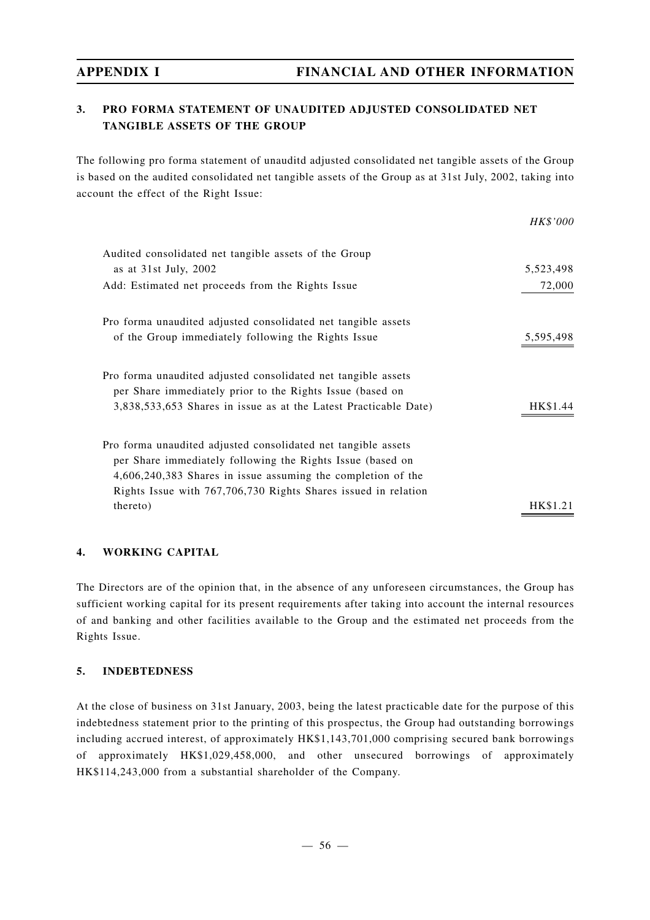# APPENDIX I — FINANCIAL AND OTHER INFORMATION

## 3. PRO FORMA STATEMENT OF UNAUDITED ADJUSTED CONSOLIDATED NET TANGIBLE ASSETS OF THE GROUP

The following pro forma statement of unauditd adjusted consolidated net tangible assets of the Group is based on the audited consolidated net tangible assets of the Group as at 31st July, 2002, taking into account the effect of the Right Issue:

| | *HK\$'000* |
|---|---|
| Audited consolidated net tangible assets of the Group as at 31st July, 2002 | 5,523,498 |
| Add: Estimated net proceeds from the Rights Issue | 72,000 |
| Pro forma unaudited adjusted consolidated net tangible assets of the Group immediately following the Rights Issue | 5,595,498 |
| Pro forma unaudited adjusted consolidated net tangible assets per Share immediately prior to the Rights Issue (based on 3,838,533,653 Shares in issue as at the Latest Practicable Date) | HK\$1.44 |
| Pro forma unaudited adjusted consolidated net tangible assets per Share immediately following the Rights Issue (based on 4,606,240,383 Shares in issue assuming the completion of the Rights Issue with 767,706,730 Rights Shares issued in relation thereto) | HK\$1.21 |

## 4. WORKING CAPITAL

The Directors are of the opinion that, in the absence of any unforeseen circumstances, the Group has sufficient working capital for its present requirements after taking into account the internal resources of and banking and other facilities available to the Group and the estimated net proceeds from the Rights Issue.

## 5. INDEBTEDNESS

At the close of business on 31st January, 2003, being the latest practicable date for the purpose of this indebtedness statement prior to the printing of this prospectus, the Group had outstanding borrowings including accrued interest, of approximately HK\$1,143,701,000 comprising secured bank borrowings of approximately HK\$1,029,458,000, and other unsecured borrowings of approximately HK\$114,243,000 from a substantial shareholder of the Company.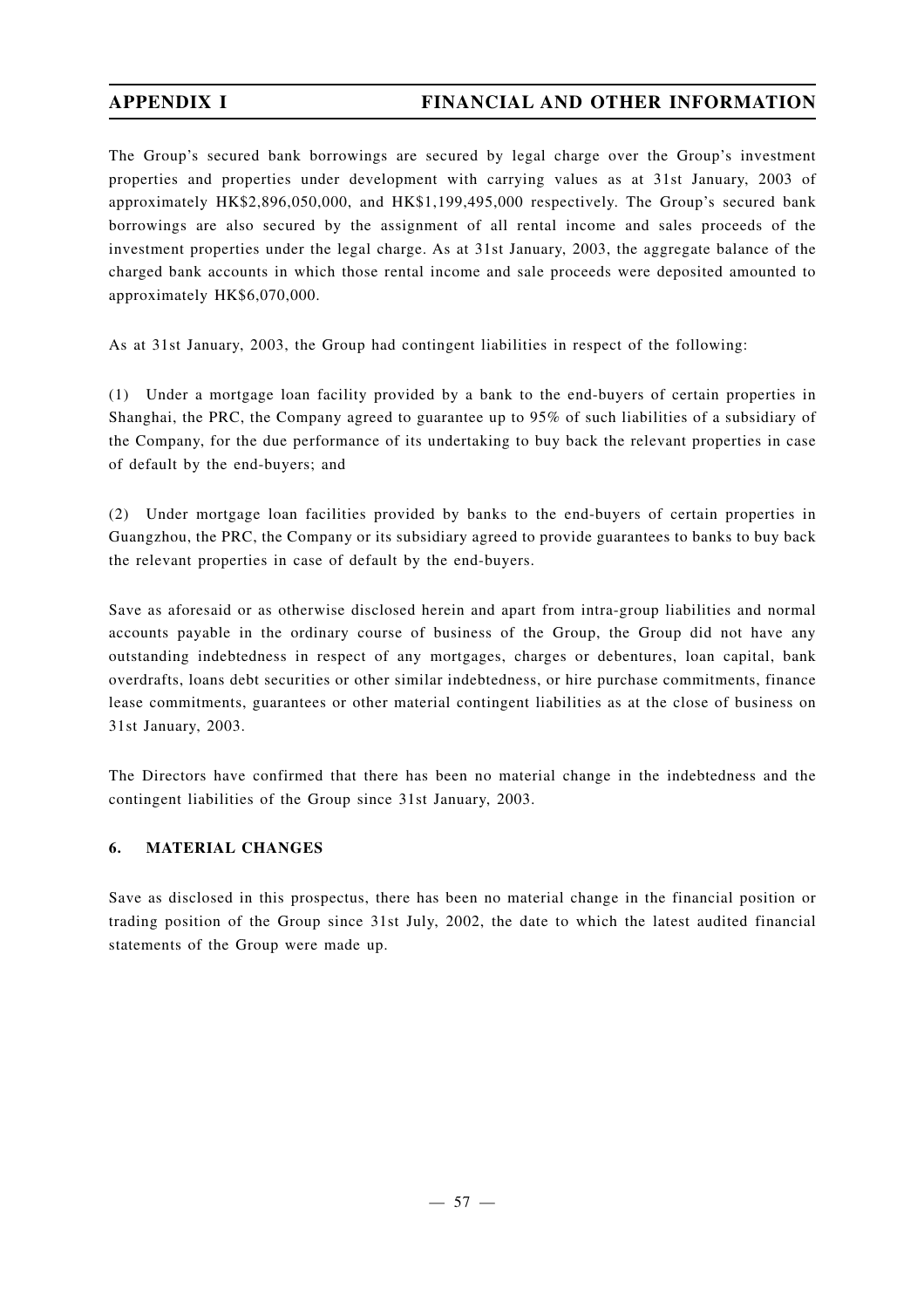The Group's secured bank borrowings are secured by legal charge over the Group's investment properties and properties under development with carrying values as at 31st January, 2003 of approximately HK$2,896,050,000, and HK$1,199,495,000 respectively. The Group's secured bank borrowings are also secured by the assignment of all rental income and sales proceeds of the investment properties under the legal charge. As at 31st January, 2003, the aggregate balance of the charged bank accounts in which those rental income and sale proceeds were deposited amounted to approximately HK$6,070,000.

As at 31st January, 2003, the Group had contingent liabilities in respect of the following:

(1) Under a mortgage loan facility provided by a bank to the end-buyers of certain properties in Shanghai, the PRC, the Company agreed to guarantee up to 95% of such liabilities of a subsidiary of the Company, for the due performance of its undertaking to buy back the relevant properties in case of default by the end-buyers; and

(2) Under mortgage loan facilities provided by banks to the end-buyers of certain properties in Guangzhou, the PRC, the Company or its subsidiary agreed to provide guarantees to banks to buy back the relevant properties in case of default by the end-buyers.

Save as aforesaid or as otherwise disclosed herein and apart from intra-group liabilities and normal accounts payable in the ordinary course of business of the Group, the Group did not have any outstanding indebtedness in respect of any mortgages, charges or debentures, loan capital, bank overdrafts, loans debt securities or other similar indebtedness, or hire purchase commitments, finance lease commitments, guarantees or other material contingent liabilities as at the close of business on 31st January, 2003.

The Directors have confirmed that there has been no material change in the indebtedness and the contingent liabilities of the Group since 31st January, 2003.

## 6. MATERIAL CHANGES

Save as disclosed in this prospectus, there has been no material change in the financial position or trading position of the Group since 31st July, 2002, the date to which the latest audited financial statements of the Group were made up.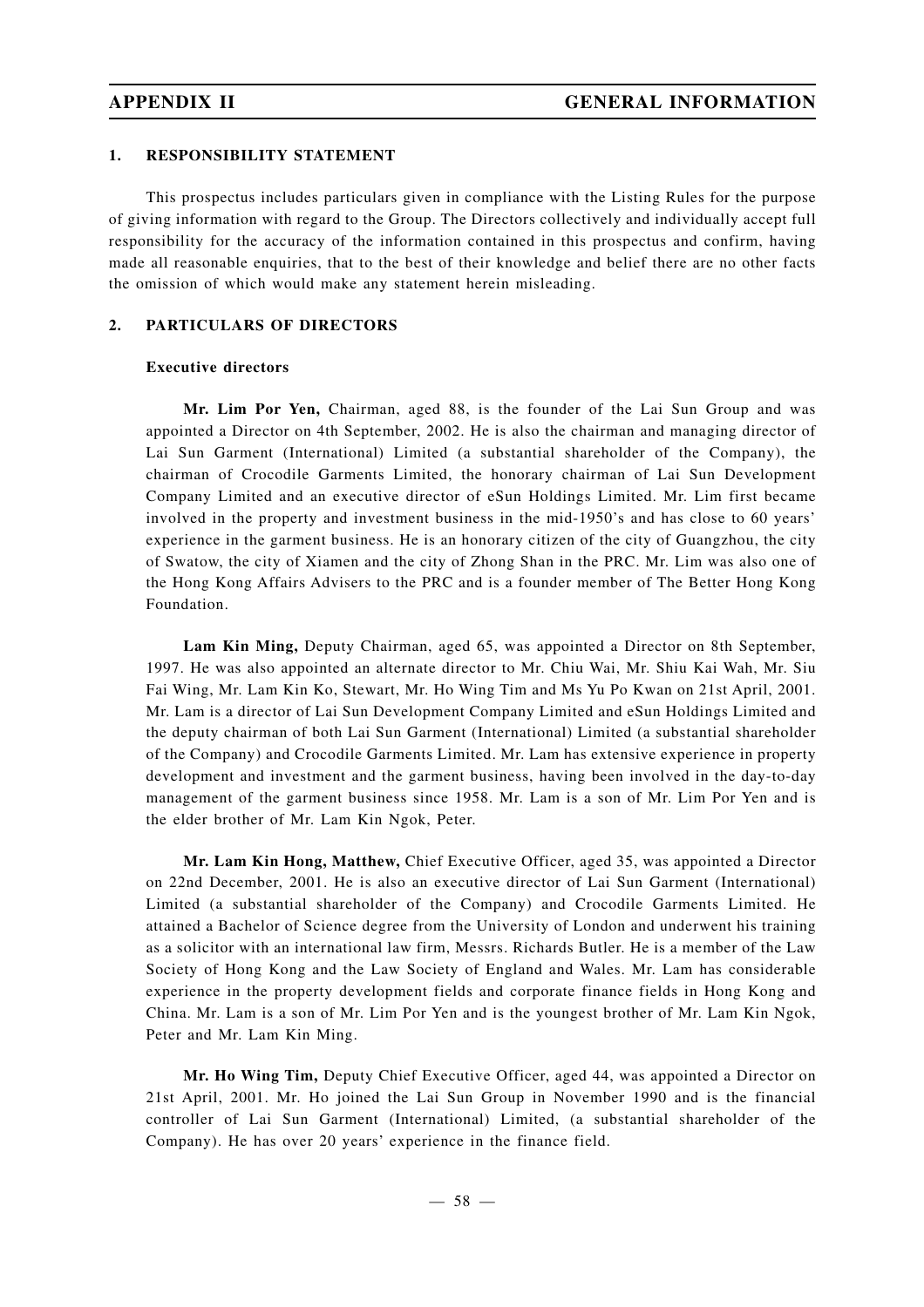## APPENDIX II GENERAL INFORMATION

### 1. RESPONSIBILITY STATEMENT

This prospectus includes particulars given in compliance with the Listing Rules for the purpose of giving information with regard to the Group. The Directors collectively and individually accept full responsibility for the accuracy of the information contained in this prospectus and confirm, having made all reasonable enquiries, that to the best of their knowledge and belief there are no other facts the omission of which would make any statement herein misleading.

### 2. PARTICULARS OF DIRECTORS

#### Executive directors

**Mr. Lim Por Yen,** Chairman, aged 88, is the founder of the Lai Sun Group and was appointed a Director on 4th September, 2002. He is also the chairman and managing director of Lai Sun Garment (International) Limited (a substantial shareholder of the Company), the chairman of Crocodile Garments Limited, the honorary chairman of Lai Sun Development Company Limited and an executive director of eSun Holdings Limited. Mr. Lim first became involved in the property and investment business in the mid-1950's and has close to 60 years' experience in the garment business. He is an honorary citizen of the city of Guangzhou, the city of Swatow, the city of Xiamen and the city of Zhong Shan in the PRC. Mr. Lim was also one of the Hong Kong Affairs Advisers to the PRC and is a founder member of The Better Hong Kong Foundation.

**Lam Kin Ming,** Deputy Chairman, aged 65, was appointed a Director on 8th September, 1997. He was also appointed an alternate director to Mr. Chiu Wai, Mr. Shiu Kai Wah, Mr. Siu Fai Wing, Mr. Lam Kin Ko, Stewart, Mr. Ho Wing Tim and Ms Yu Po Kwan on 21st April, 2001. Mr. Lam is a director of Lai Sun Development Company Limited and eSun Holdings Limited and the deputy chairman of both Lai Sun Garment (International) Limited (a substantial shareholder of the Company) and Crocodile Garments Limited. Mr. Lam has extensive experience in property development and investment and the garment business, having been involved in the day-to-day management of the garment business since 1958. Mr. Lam is a son of Mr. Lim Por Yen and is the elder brother of Mr. Lam Kin Ngok, Peter.

**Mr. Lam Kin Hong, Matthew,** Chief Executive Officer, aged 35, was appointed a Director on 22nd December, 2001. He is also an executive director of Lai Sun Garment (International) Limited (a substantial shareholder of the Company) and Crocodile Garments Limited. He attained a Bachelor of Science degree from the University of London and underwent his training as a solicitor with an international law firm, Messrs. Richards Butler. He is a member of the Law Society of Hong Kong and the Law Society of England and Wales. Mr. Lam has considerable experience in the property development fields and corporate finance fields in Hong Kong and China. Mr. Lam is a son of Mr. Lim Por Yen and is the youngest brother of Mr. Lam Kin Ngok, Peter and Mr. Lam Kin Ming.

**Mr. Ho Wing Tim,** Deputy Chief Executive Officer, aged 44, was appointed a Director on 21st April, 2001. Mr. Ho joined the Lai Sun Group in November 1990 and is the financial controller of Lai Sun Garment (International) Limited, (a substantial shareholder of the Company). He has over 20 years' experience in the finance field.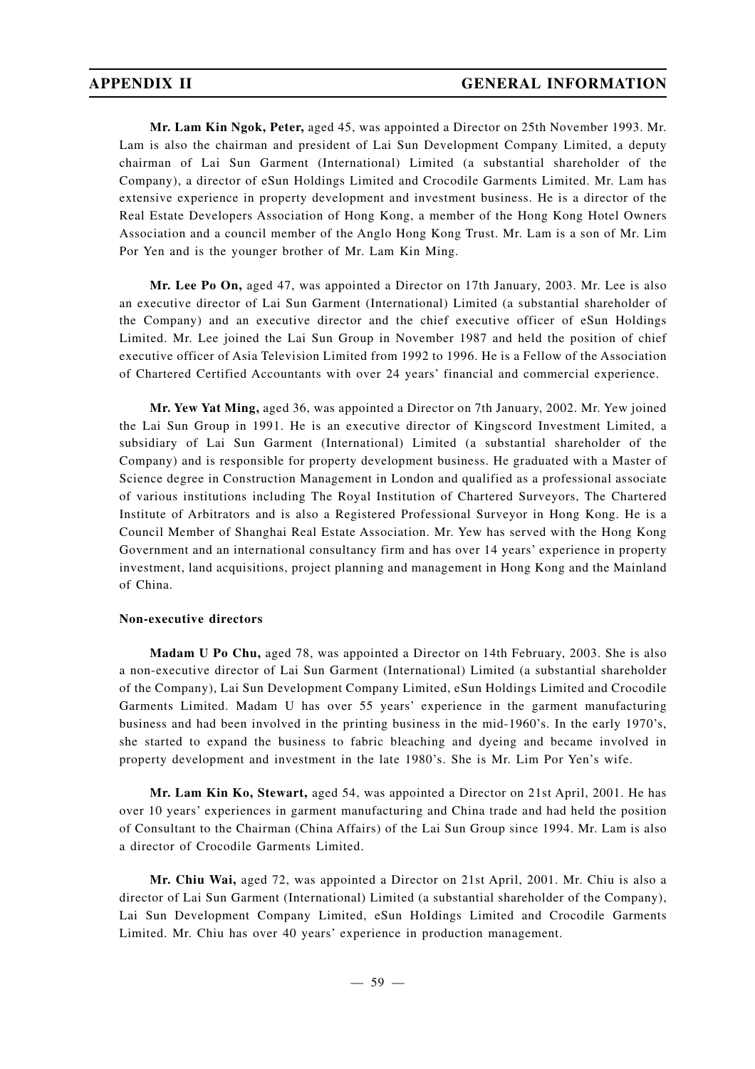**Mr. Lam Kin Ngok, Peter,** aged 45, was appointed a Director on 25th November 1993. Mr. Lam is also the chairman and president of Lai Sun Development Company Limited, a deputy chairman of Lai Sun Garment (International) Limited (a substantial shareholder of the Company), a director of eSun Holdings Limited and Crocodile Garments Limited. Mr. Lam has extensive experience in property development and investment business. He is a director of the Real Estate Developers Association of Hong Kong, a member of the Hong Kong Hotel Owners Association and a council member of the Anglo Hong Kong Trust. Mr. Lam is a son of Mr. Lim Por Yen and is the younger brother of Mr. Lam Kin Ming.

**Mr. Lee Po On,** aged 47, was appointed a Director on 17th January, 2003. Mr. Lee is also an executive director of Lai Sun Garment (International) Limited (a substantial shareholder of the Company) and an executive director and the chief executive officer of eSun Holdings Limited. Mr. Lee joined the Lai Sun Group in November 1987 and held the position of chief executive officer of Asia Television Limited from 1992 to 1996. He is a Fellow of the Association of Chartered Certified Accountants with over 24 years' financial and commercial experience.

**Mr. Yew Yat Ming,** aged 36, was appointed a Director on 7th January, 2002. Mr. Yew joined the Lai Sun Group in 1991. He is an executive director of Kingscord Investment Limited, a subsidiary of Lai Sun Garment (International) Limited (a substantial shareholder of the Company) and is responsible for property development business. He graduated with a Master of Science degree in Construction Management in London and qualified as a professional associate of various institutions including The Royal Institution of Chartered Surveyors, The Chartered Institute of Arbitrators and is also a Registered Professional Surveyor in Hong Kong. He is a Council Member of Shanghai Real Estate Association. Mr. Yew has served with the Hong Kong Government and an international consultancy firm and has over 14 years' experience in property investment, land acquisitions, project planning and management in Hong Kong and the Mainland of China.

**Non-executive directors**

**Madam U Po Chu,** aged 78, was appointed a Director on 14th February, 2003. She is also a non-executive director of Lai Sun Garment (International) Limited (a substantial shareholder of the Company), Lai Sun Development Company Limited, eSun Holdings Limited and Crocodile Garments Limited. Madam U has over 55 years' experience in the garment manufacturing business and had been involved in the printing business in the mid-1960's. In the early 1970's, she started to expand the business to fabric bleaching and dyeing and became involved in property development and investment in the late 1980's. She is Mr. Lim Por Yen's wife.

**Mr. Lam Kin Ko, Stewart,** aged 54, was appointed a Director on 21st April, 2001. He has over 10 years' experiences in garment manufacturing and China trade and had held the position of Consultant to the Chairman (China Affairs) of the Lai Sun Group since 1994. Mr. Lam is also a director of Crocodile Garments Limited.

**Mr. Chiu Wai,** aged 72, was appointed a Director on 21st April, 2001. Mr. Chiu is also a director of Lai Sun Garment (International) Limited (a substantial shareholder of the Company), Lai Sun Development Company Limited, eSun HoIdings Limited and Crocodile Garments Limited. Mr. Chiu has over 40 years' experience in production management.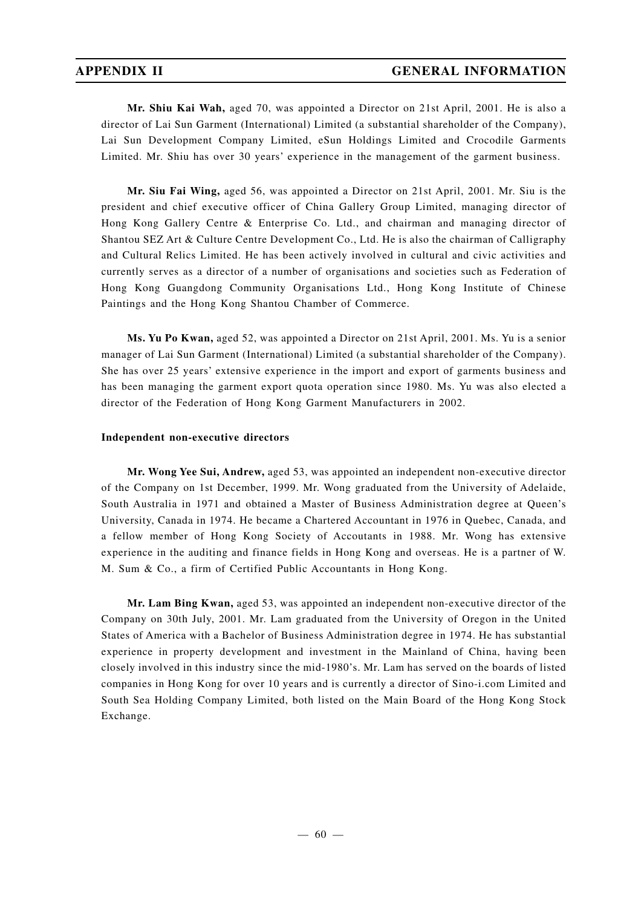**Mr. Shiu Kai Wah,** aged 70, was appointed a Director on 21st April, 2001. He is also a director of Lai Sun Garment (International) Limited (a substantial shareholder of the Company), Lai Sun Development Company Limited, eSun Holdings Limited and Crocodile Garments Limited. Mr. Shiu has over 30 years' experience in the management of the garment business.

**Mr. Siu Fai Wing,** aged 56, was appointed a Director on 21st April, 2001. Mr. Siu is the president and chief executive officer of China Gallery Group Limited, managing director of Hong Kong Gallery Centre & Enterprise Co. Ltd., and chairman and managing director of Shantou SEZ Art & Culture Centre Development Co., Ltd. He is also the chairman of Calligraphy and Cultural Relics Limited. He has been actively involved in cultural and civic activities and currently serves as a director of a number of organisations and societies such as Federation of Hong Kong Guangdong Community Organisations Ltd., Hong Kong Institute of Chinese Paintings and the Hong Kong Shantou Chamber of Commerce.

**Ms. Yu Po Kwan,** aged 52, was appointed a Director on 21st April, 2001. Ms. Yu is a senior manager of Lai Sun Garment (International) Limited (a substantial shareholder of the Company). She has over 25 years' extensive experience in the import and export of garments business and has been managing the garment export quota operation since 1980. Ms. Yu was also elected a director of the Federation of Hong Kong Garment Manufacturers in 2002.

**Independent non-executive directors**

**Mr. Wong Yee Sui, Andrew,** aged 53, was appointed an independent non-executive director of the Company on 1st December, 1999. Mr. Wong graduated from the University of Adelaide, South Australia in 1971 and obtained a Master of Business Administration degree at Queen's University, Canada in 1974. He became a Chartered Accountant in 1976 in Quebec, Canada, and a fellow member of Hong Kong Society of Accoutants in 1988. Mr. Wong has extensive experience in the auditing and finance fields in Hong Kong and overseas. He is a partner of W. M. Sum & Co., a firm of Certified Public Accountants in Hong Kong.

**Mr. Lam Bing Kwan,** aged 53, was appointed an independent non-executive director of the Company on 30th July, 2001. Mr. Lam graduated from the University of Oregon in the United States of America with a Bachelor of Business Administration degree in 1974. He has substantial experience in property development and investment in the Mainland of China, having been closely involved in this industry since the mid-1980's. Mr. Lam has served on the boards of listed companies in Hong Kong for over 10 years and is currently a director of Sino-i.com Limited and South Sea Holding Company Limited, both listed on the Main Board of the Hong Kong Stock Exchange.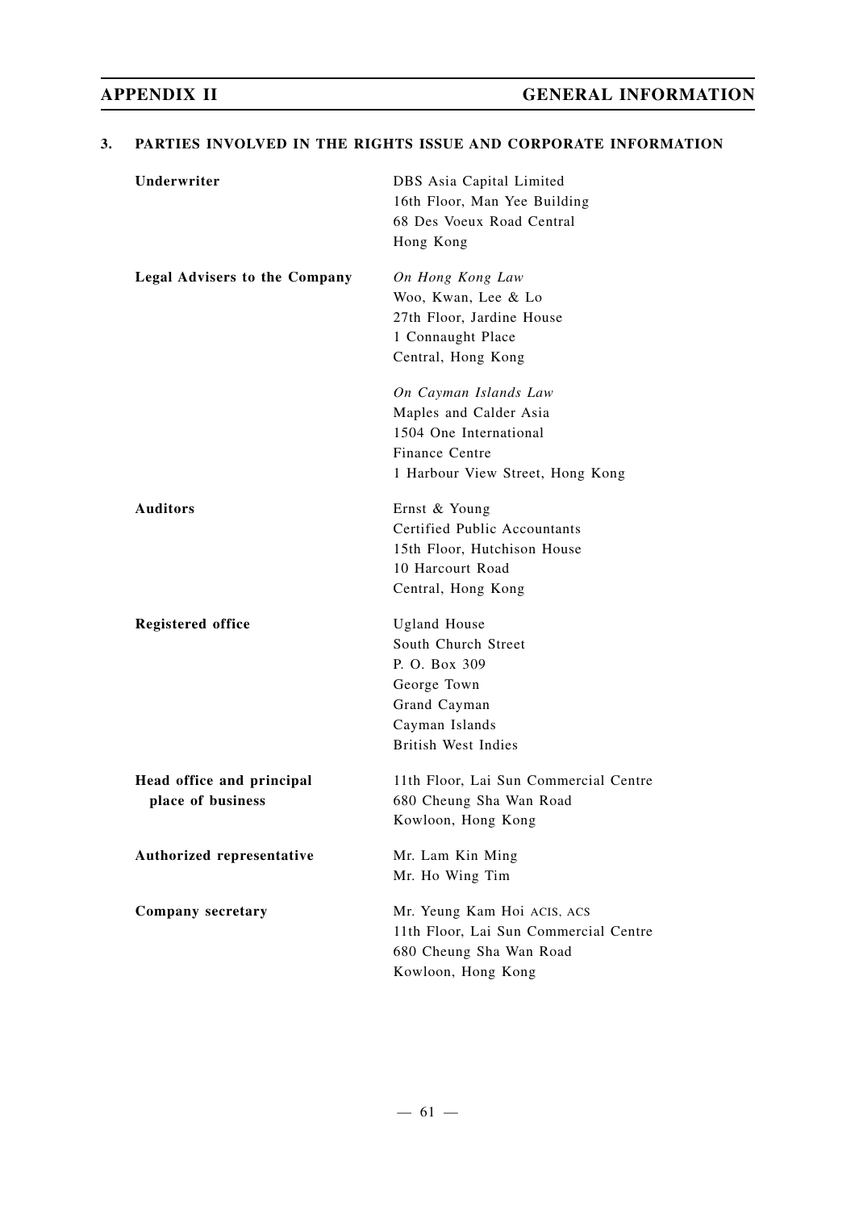## 3. PARTIES INVOLVED IN THE RIGHTS ISSUE AND CORPORATE INFORMATION

| | |
|---|---|
| **Underwriter** | DBS Asia Capital Limited<br>16th Floor, Man Yee Building<br>68 Des Voeux Road Central<br>Hong Kong |
| **Legal Advisers to the Company** | *On Hong Kong Law*<br>Woo, Kwan, Lee & Lo<br>27th Floor, Jardine House<br>1 Connaught Place<br>Central, Hong Kong<br><br>*On Cayman Islands Law*<br>Maples and Calder Asia<br>1504 One International<br>Finance Centre<br>1 Harbour View Street, Hong Kong |
| **Auditors** | Ernst & Young<br>Certified Public Accountants<br>15th Floor, Hutchison House<br>10 Harcourt Road<br>Central, Hong Kong |
| **Registered office** | Ugland House<br>South Church Street<br>P. O. Box 309<br>George Town<br>Grand Cayman<br>Cayman Islands<br>British West Indies |
| **Head office and principal place of business** | 11th Floor, Lai Sun Commercial Centre<br>680 Cheung Sha Wan Road<br>Kowloon, Hong Kong |
| **Authorized representative** | Mr. Lam Kin Ming<br>Mr. Ho Wing Tim |
| **Company secretary** | Mr. Yeung Kam Hoi ACIS, ACS<br>11th Floor, Lai Sun Commercial Centre<br>680 Cheung Sha Wan Road<br>Kowloon, Hong Kong |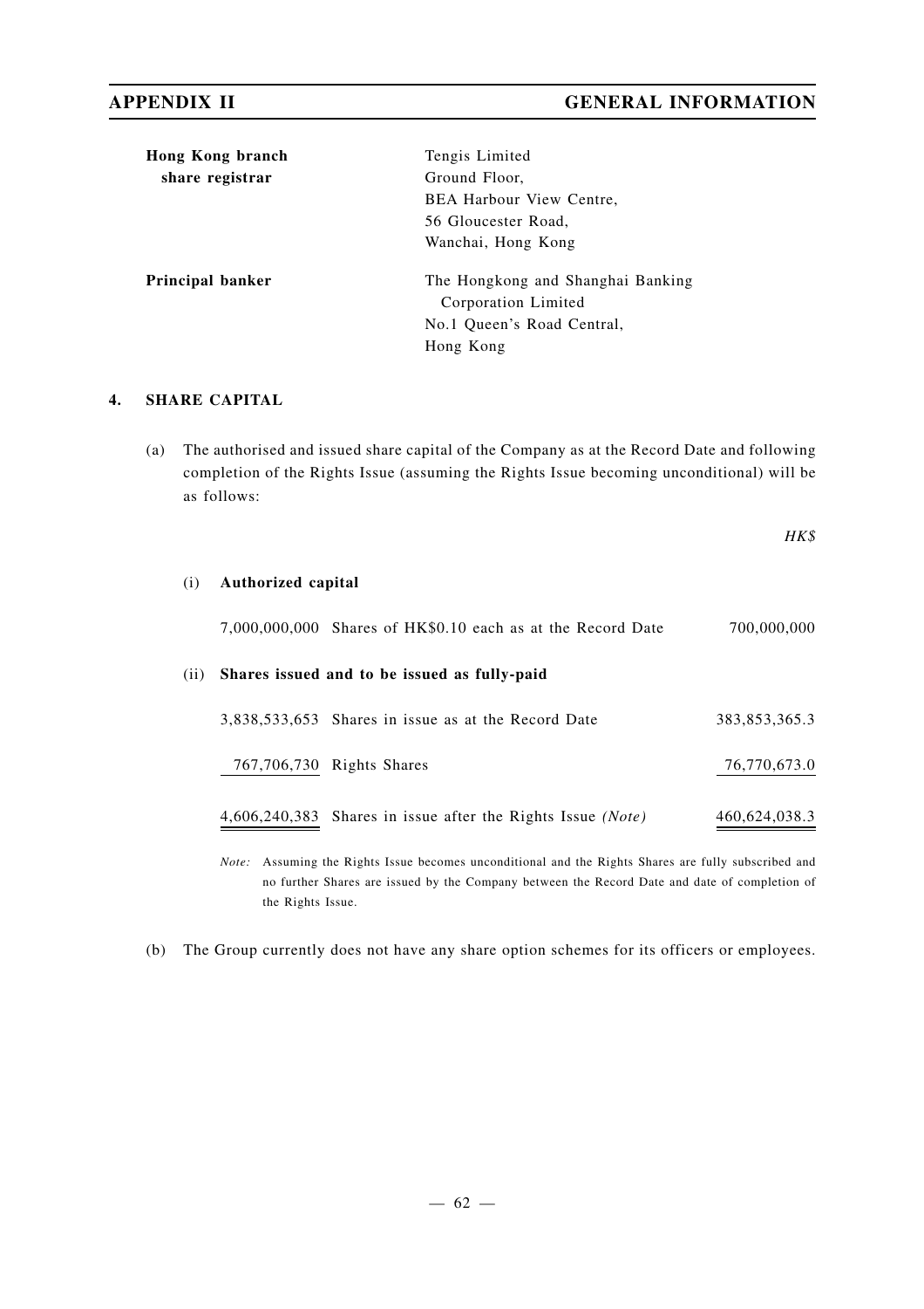| | |
|---|---|
| **Hong Kong branch share registrar** | Tengis Limited<br>Ground Floor,<br>BEA Harbour View Centre,<br>56 Gloucester Road,<br>Wanchai, Hong Kong |
| **Principal banker** | The Hongkong and Shanghai Banking Corporation Limited<br>No.1 Queen's Road Central,<br>Hong Kong |

## 4. SHARE CAPITAL

(a) The authorised and issued share capital of the Company as at the Record Date and following completion of the Rights Issue (assuming the Rights Issue becoming unconditional) will be as follows:

| | | | *HK$* |
|---|---|---|---|
| (i) | **Authorized capital** | | |
| | 7,000,000,000 | Shares of HK$0.10 each as at the Record Date | 700,000,000 |
| (ii) | **Shares issued and to be issued as fully-paid** | | |
| | 3,838,533,653 | Shares in issue as at the Record Date | 383,853,365.3 |
| | 767,706,730 | Rights Shares | 76,770,673.0 |
| | 4,606,240,383 | Shares in issue after the Rights Issue *(Note)* | 460,624,038.3 |

*Note:* Assuming the Rights Issue becomes unconditional and the Rights Shares are fully subscribed and no further Shares are issued by the Company between the Record Date and date of completion of the Rights Issue.

(b) The Group currently does not have any share option schemes for its officers or employees.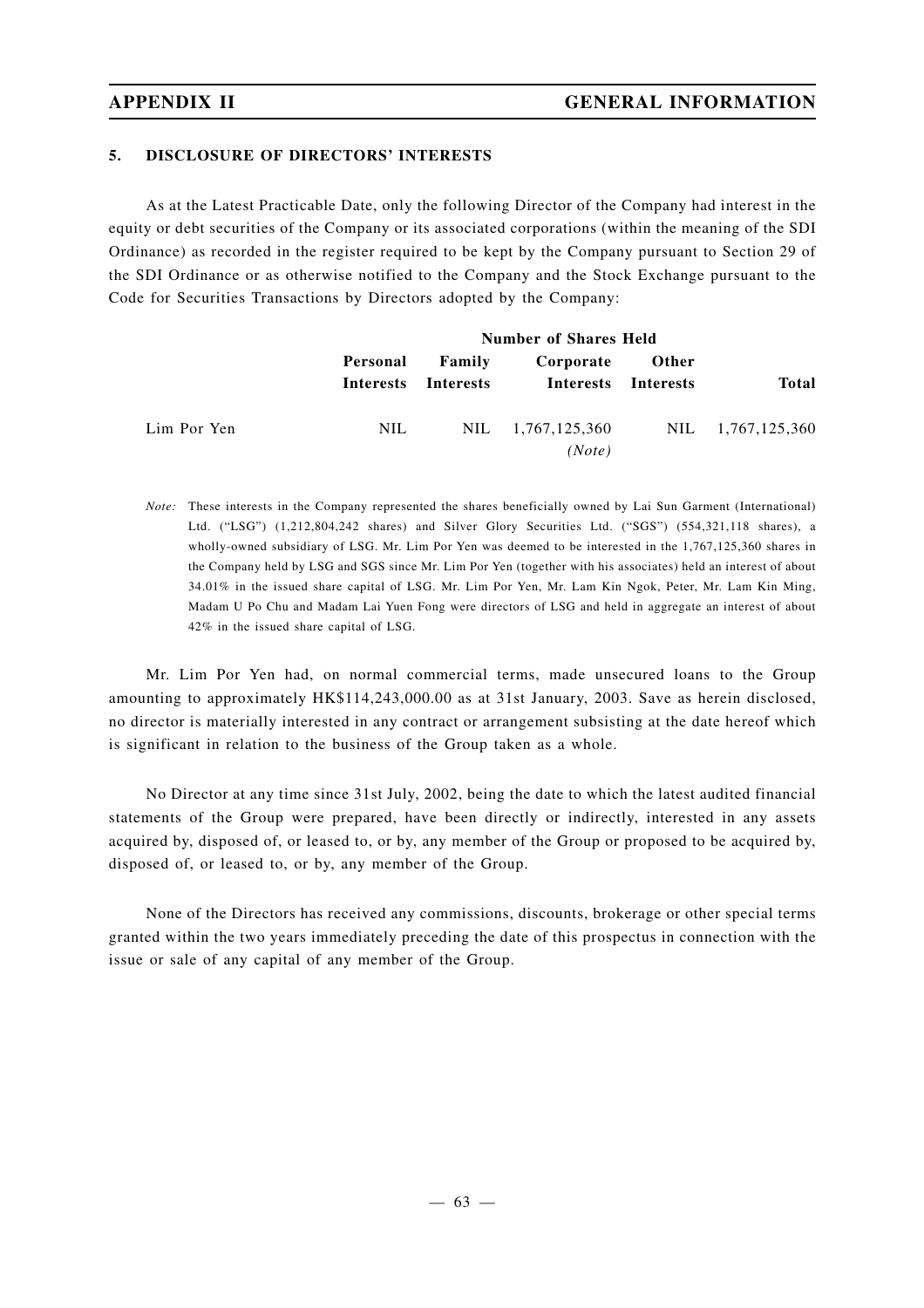## 5. DISCLOSURE OF DIRECTORS' INTERESTS

As at the Latest Practicable Date, only the following Director of the Company had interest in the equity or debt securities of the Company or its associated corporations (within the meaning of the SDI Ordinance) as recorded in the register required to be kept by the Company pursuant to Section 29 of the SDI Ordinance or as otherwise notified to the Company and the Stock Exchange pursuant to the Code for Securities Transactions by Directors adopted by the Company:

| | Number of Shares Held | | | | |
|---|---|---|---|---|---|
| | **Personal Interests** | **Family Interests** | **Corporate Interests** | **Other Interests** | **Total** |
| Lim Por Yen | NIL | NIL | 1,767,125,360 *(Note)* | NIL | 1,767,125,360 |

*Note:* These interests in the Company represented the shares beneficially owned by Lai Sun Garment (International) Ltd. ("LSG") (1,212,804,242 shares) and Silver Glory Securities Ltd. ("SGS") (554,321,118 shares), a wholly-owned subsidiary of LSG. Mr. Lim Por Yen was deemed to be interested in the 1,767,125,360 shares in the Company held by LSG and SGS since Mr. Lim Por Yen (together with his associates) held an interest of about 34.01% in the issued share capital of LSG. Mr. Lim Por Yen, Mr. Lam Kin Ngok, Peter, Mr. Lam Kin Ming, Madam U Po Chu and Madam Lai Yuen Fong were directors of LSG and held in aggregate an interest of about 42% in the issued share capital of LSG.

Mr. Lim Por Yen had, on normal commercial terms, made unsecured loans to the Group amounting to approximately HK$114,243,000.00 as at 31st January, 2003. Save as herein disclosed, no director is materially interested in any contract or arrangement subsisting at the date hereof which is significant in relation to the business of the Group taken as a whole.

No Director at any time since 31st July, 2002, being the date to which the latest audited financial statements of the Group were prepared, have been directly or indirectly, interested in any assets acquired by, disposed of, or leased to, or by, any member of the Group or proposed to be acquired by, disposed of, or leased to, or by, any member of the Group.

None of the Directors has received any commissions, discounts, brokerage or other special terms granted within the two years immediately preceding the date of this prospectus in connection with the issue or sale of any capital of any member of the Group.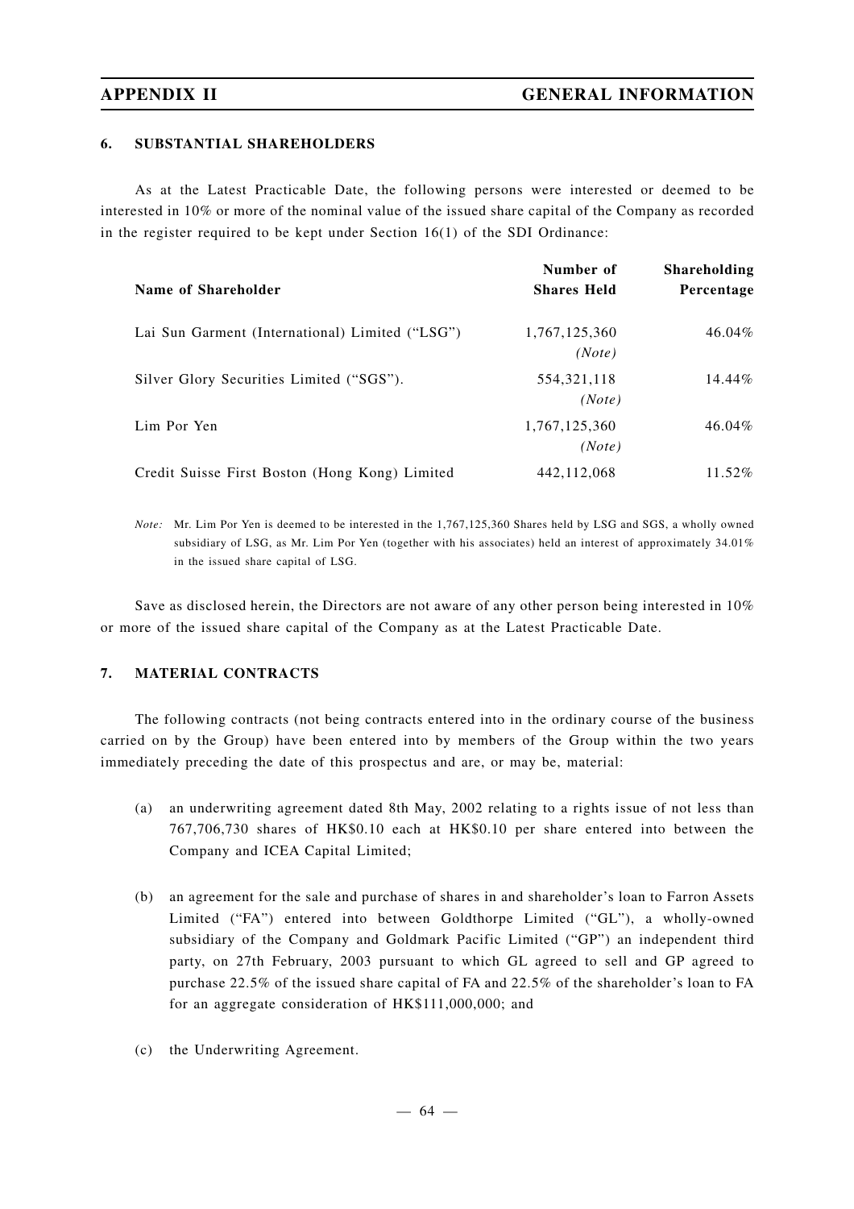## 6. SUBSTANTIAL SHAREHOLDERS

As at the Latest Practicable Date, the following persons were interested or deemed to be interested in 10% or more of the nominal value of the issued share capital of the Company as recorded in the register required to be kept under Section 16(1) of the SDI Ordinance:

| Name of Shareholder | Number of Shares Held | Shareholding Percentage |
|---|---|---|
| Lai Sun Garment (International) Limited ("LSG") | 1,767,125,360 *(Note)* | 46.04% |
| Silver Glory Securities Limited ("SGS"). | 554,321,118 *(Note)* | 14.44% |
| Lim Por Yen | 1,767,125,360 *(Note)* | 46.04% |
| Credit Suisse First Boston (Hong Kong) Limited | 442,112,068 | 11.52% |

*Note:* Mr. Lim Por Yen is deemed to be interested in the 1,767,125,360 Shares held by LSG and SGS, a wholly owned subsidiary of LSG, as Mr. Lim Por Yen (together with his associates) held an interest of approximately 34.01% in the issued share capital of LSG.

Save as disclosed herein, the Directors are not aware of any other person being interested in 10% or more of the issued share capital of the Company as at the Latest Practicable Date.

## 7. MATERIAL CONTRACTS

The following contracts (not being contracts entered into in the ordinary course of the business carried on by the Group) have been entered into by members of the Group within the two years immediately preceding the date of this prospectus and are, or may be, material:

(a) an underwriting agreement dated 8th May, 2002 relating to a rights issue of not less than 767,706,730 shares of HK$0.10 each at HK$0.10 per share entered into between the Company and ICEA Capital Limited;

(b) an agreement for the sale and purchase of shares in and shareholder's loan to Farron Assets Limited ("FA") entered into between Goldthorpe Limited ("GL"), a wholly-owned subsidiary of the Company and Goldmark Pacific Limited ("GP") an independent third party, on 27th February, 2003 pursuant to which GL agreed to sell and GP agreed to purchase 22.5% of the issued share capital of FA and 22.5% of the shareholder's loan to FA for an aggregate consideration of HK$111,000,000; and

(c) the Underwriting Agreement.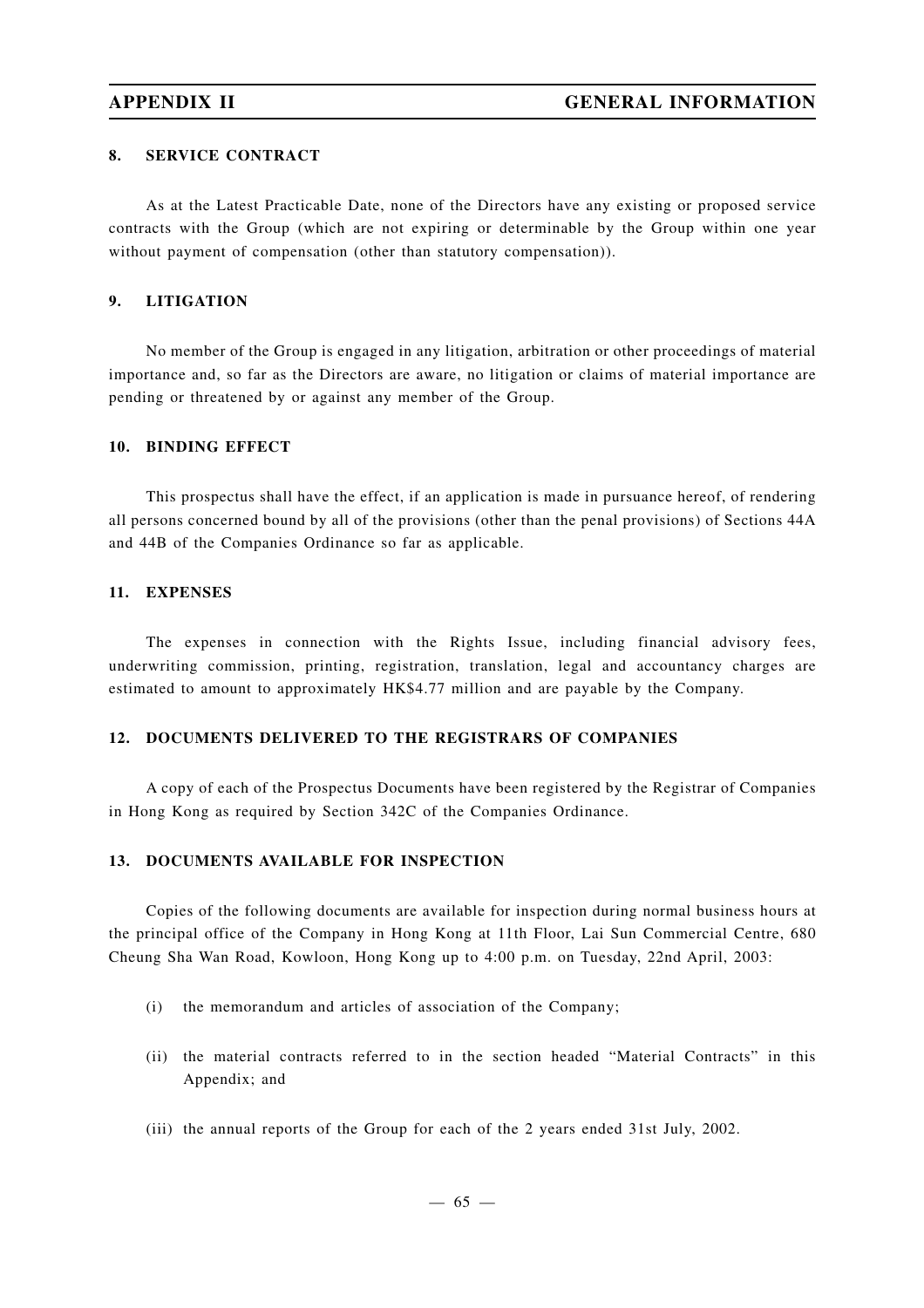## 8. SERVICE CONTRACT

As at the Latest Practicable Date, none of the Directors have any existing or proposed service contracts with the Group (which are not expiring or determinable by the Group within one year without payment of compensation (other than statutory compensation)).

## 9. LITIGATION

No member of the Group is engaged in any litigation, arbitration or other proceedings of material importance and, so far as the Directors are aware, no litigation or claims of material importance are pending or threatened by or against any member of the Group.

## 10. BINDING EFFECT

This prospectus shall have the effect, if an application is made in pursuance hereof, of rendering all persons concerned bound by all of the provisions (other than the penal provisions) of Sections 44A and 44B of the Companies Ordinance so far as applicable.

## 11. EXPENSES

The expenses in connection with the Rights Issue, including financial advisory fees, underwriting commission, printing, registration, translation, legal and accountancy charges are estimated to amount to approximately HK$4.77 million and are payable by the Company.

## 12. DOCUMENTS DELIVERED TO THE REGISTRARS OF COMPANIES

A copy of each of the Prospectus Documents have been registered by the Registrar of Companies in Hong Kong as required by Section 342C of the Companies Ordinance.

## 13. DOCUMENTS AVAILABLE FOR INSPECTION

Copies of the following documents are available for inspection during normal business hours at the principal office of the Company in Hong Kong at 11th Floor, Lai Sun Commercial Centre, 680 Cheung Sha Wan Road, Kowloon, Hong Kong up to 4:00 p.m. on Tuesday, 22nd April, 2003:

(i) the memorandum and articles of association of the Company;

(ii) the material contracts referred to in the section headed "Material Contracts" in this Appendix; and

(iii) the annual reports of the Group for each of the 2 years ended 31st July, 2002.